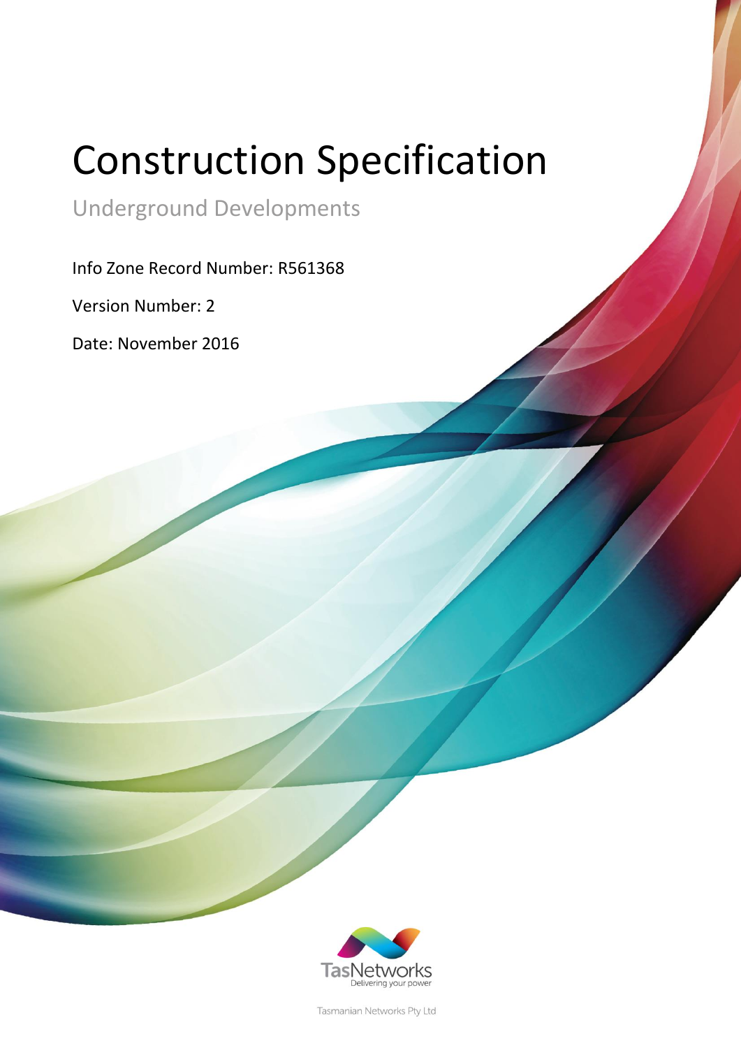# Construction Specification

## Underground Developments

Info Zone Record Number: R561368

Version Number: 2

Date: November 2016

TasNetworks
Delivering your power

Tasmanian Networks Pty Ltd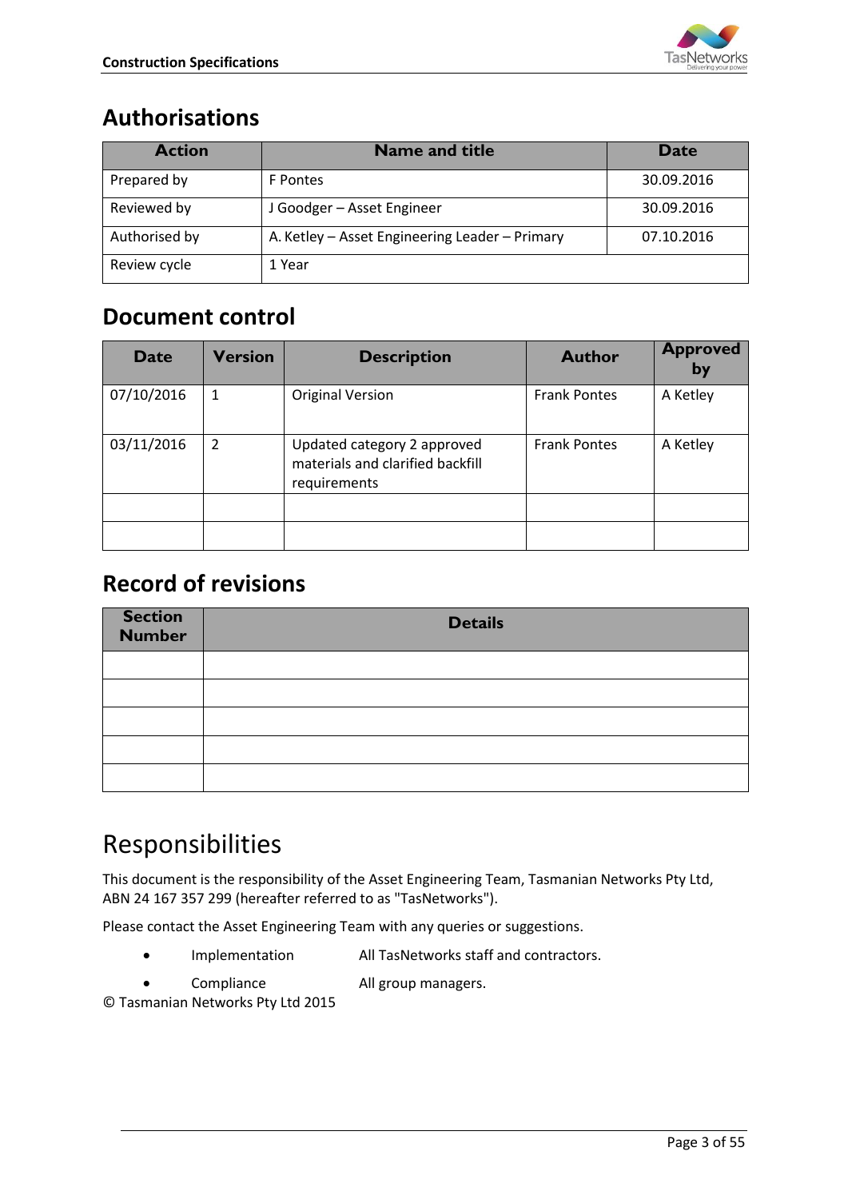## Authorisations

| Action | Name and title | Date |
|---|---|---|
| Prepared by | F Pontes | 30.09.2016 |
| Reviewed by | J Goodger – Asset Engineer | 30.09.2016 |
| Authorised by | A. Ketley – Asset Engineering Leader – Primary | 07.10.2016 |
| Review cycle | 1 Year | |

## Document control

| Date | Version | Description | Author | Approved by |
|---|---|---|---|---|
| 07/10/2016 | 1 | Original Version | Frank Pontes | A Ketley |
| 03/11/2016 | 2 | Updated category 2 approved materials and clarified backfill requirements | Frank Pontes | A Ketley |
| | | | | |
| | | | | |

## Record of revisions

| Section Number | Details |
|---|---|
| | |
| | |
| | |
| | |
| | |

# Responsibilities

This document is the responsibility of the Asset Engineering Team, Tasmanian Networks Pty Ltd, ABN 24 167 357 299 (hereafter referred to as "TasNetworks").

Please contact the Asset Engineering Team with any queries or suggestions.

- Implementation — All TasNetworks staff and contractors.
- Compliance — All group managers.

© Tasmanian Networks Pty Ltd 2015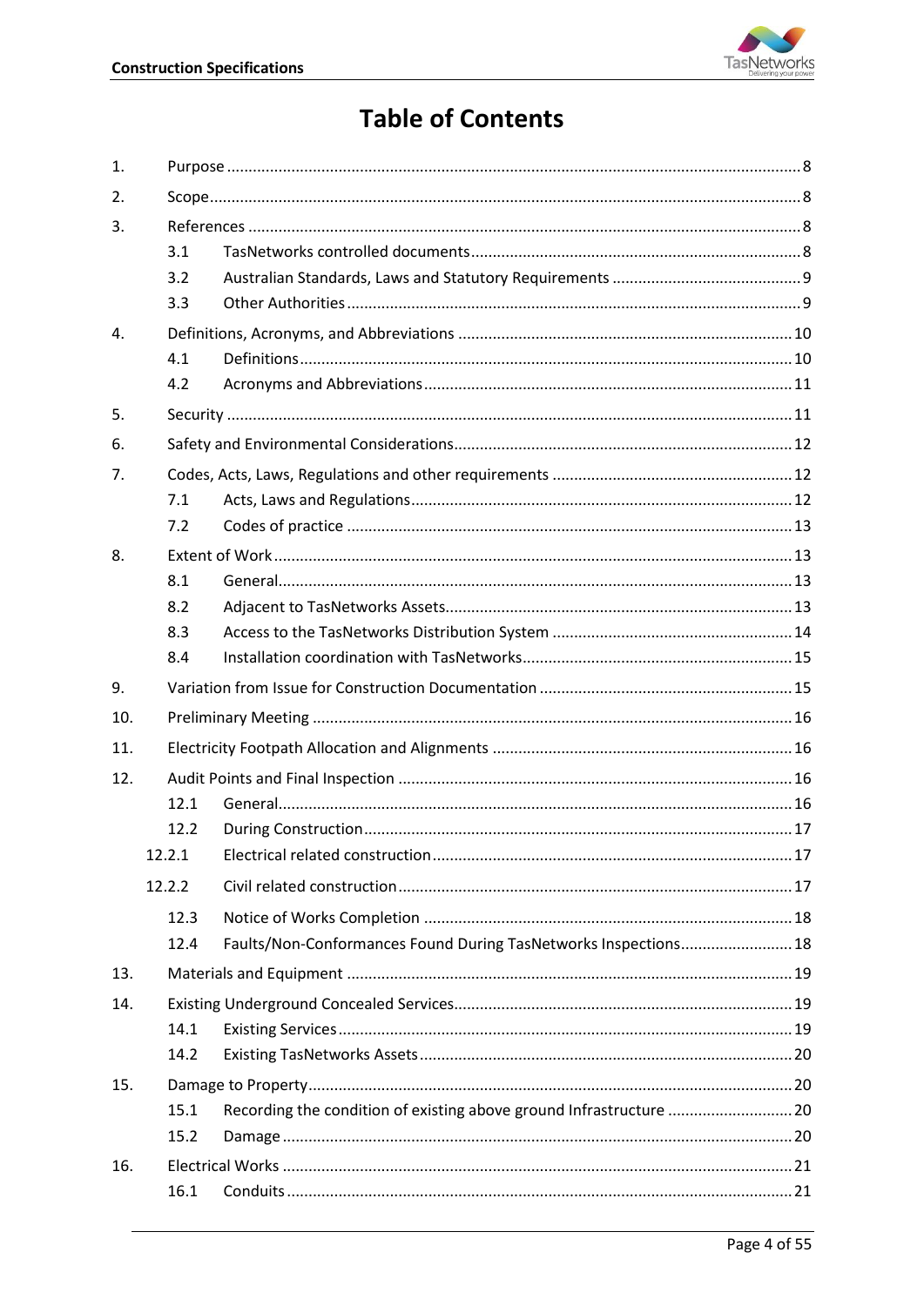# Table of Contents

1. Purpose ..... 8
2. Scope ..... 8
3. References ..... 8
   - 3.1 TasNetworks controlled documents ..... 8
   - 3.2 Australian Standards, Laws and Statutory Requirements ..... 9
   - 3.3 Other Authorities ..... 9
4. Definitions, Acronyms, and Abbreviations ..... 10
   - 4.1 Definitions ..... 10
   - 4.2 Acronyms and Abbreviations ..... 11
5. Security ..... 11
6. Safety and Environmental Considerations ..... 12
7. Codes, Acts, Laws, Regulations and other requirements ..... 12
   - 7.1 Acts, Laws and Regulations ..... 12
   - 7.2 Codes of practice ..... 13
8. Extent of Work ..... 13
   - 8.1 General ..... 13
   - 8.2 Adjacent to TasNetworks Assets ..... 13
   - 8.3 Access to the TasNetworks Distribution System ..... 14
   - 8.4 Installation coordination with TasNetworks ..... 15
9. Variation from Issue for Construction Documentation ..... 15
10. Preliminary Meeting ..... 16
11. Electricity Footpath Allocation and Alignments ..... 16
12. Audit Points and Final Inspection ..... 16
    - 12.1 General ..... 16
    - 12.2 During Construction ..... 17
    - 12.2.1 Electrical related construction ..... 17
    - 12.2.2 Civil related construction ..... 17
    - 12.3 Notice of Works Completion ..... 18
    - 12.4 Faults/Non-Conformances Found During TasNetworks Inspections ..... 18
13. Materials and Equipment ..... 19
14. Existing Underground Concealed Services ..... 19
    - 14.1 Existing Services ..... 19
    - 14.2 Existing TasNetworks Assets ..... 20
15. Damage to Property ..... 20
    - 15.1 Recording the condition of existing above ground Infrastructure ..... 20
    - 15.2 Damage ..... 20
16. Electrical Works ..... 21
    - 16.1 Conduits ..... 21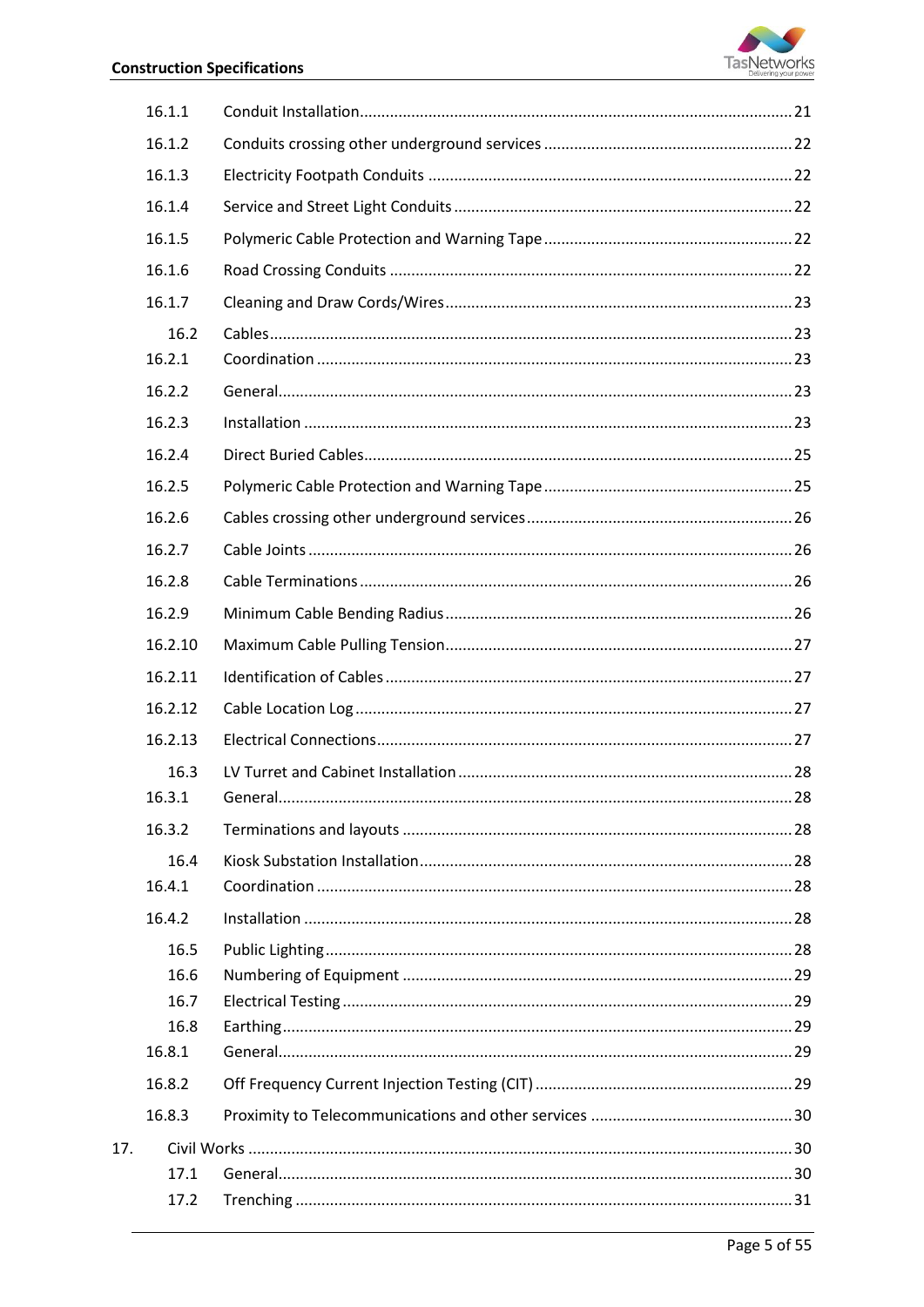| | | |
|---|---|---|
| 16.1.1 | Conduit Installation | 21 |
| 16.1.2 | Conduits crossing other underground services | 22 |
| 16.1.3 | Electricity Footpath Conduits | 22 |
| 16.1.4 | Service and Street Light Conduits | 22 |
| 16.1.5 | Polymeric Cable Protection and Warning Tape | 22 |
| 16.1.6 | Road Crossing Conduits | 22 |
| 16.1.7 | Cleaning and Draw Cords/Wires | 23 |
| 16.2 | Cables | 23 |
| 16.2.1 | Coordination | 23 |
| 16.2.2 | General | 23 |
| 16.2.3 | Installation | 23 |
| 16.2.4 | Direct Buried Cables | 25 |
| 16.2.5 | Polymeric Cable Protection and Warning Tape | 25 |
| 16.2.6 | Cables crossing other underground services | 26 |
| 16.2.7 | Cable Joints | 26 |
| 16.2.8 | Cable Terminations | 26 |
| 16.2.9 | Minimum Cable Bending Radius | 26 |
| 16.2.10 | Maximum Cable Pulling Tension | 27 |
| 16.2.11 | Identification of Cables | 27 |
| 16.2.12 | Cable Location Log | 27 |
| 16.2.13 | Electrical Connections | 27 |
| 16.3 | LV Turret and Cabinet Installation | 28 |
| 16.3.1 | General | 28 |
| 16.3.2 | Terminations and layouts | 28 |
| 16.4 | Kiosk Substation Installation | 28 |
| 16.4.1 | Coordination | 28 |
| 16.4.2 | Installation | 28 |
| 16.5 | Public Lighting | 28 |
| 16.6 | Numbering of Equipment | 29 |
| 16.7 | Electrical Testing | 29 |
| 16.8 | Earthing | 29 |
| 16.8.1 | General | 29 |
| 16.8.2 | Off Frequency Current Injection Testing (CIT) | 29 |
| 16.8.3 | Proximity to Telecommunications and other services | 30 |
| 17. | Civil Works | 30 |
| 17.1 | General | 30 |
| 17.2 | Trenching | 31 |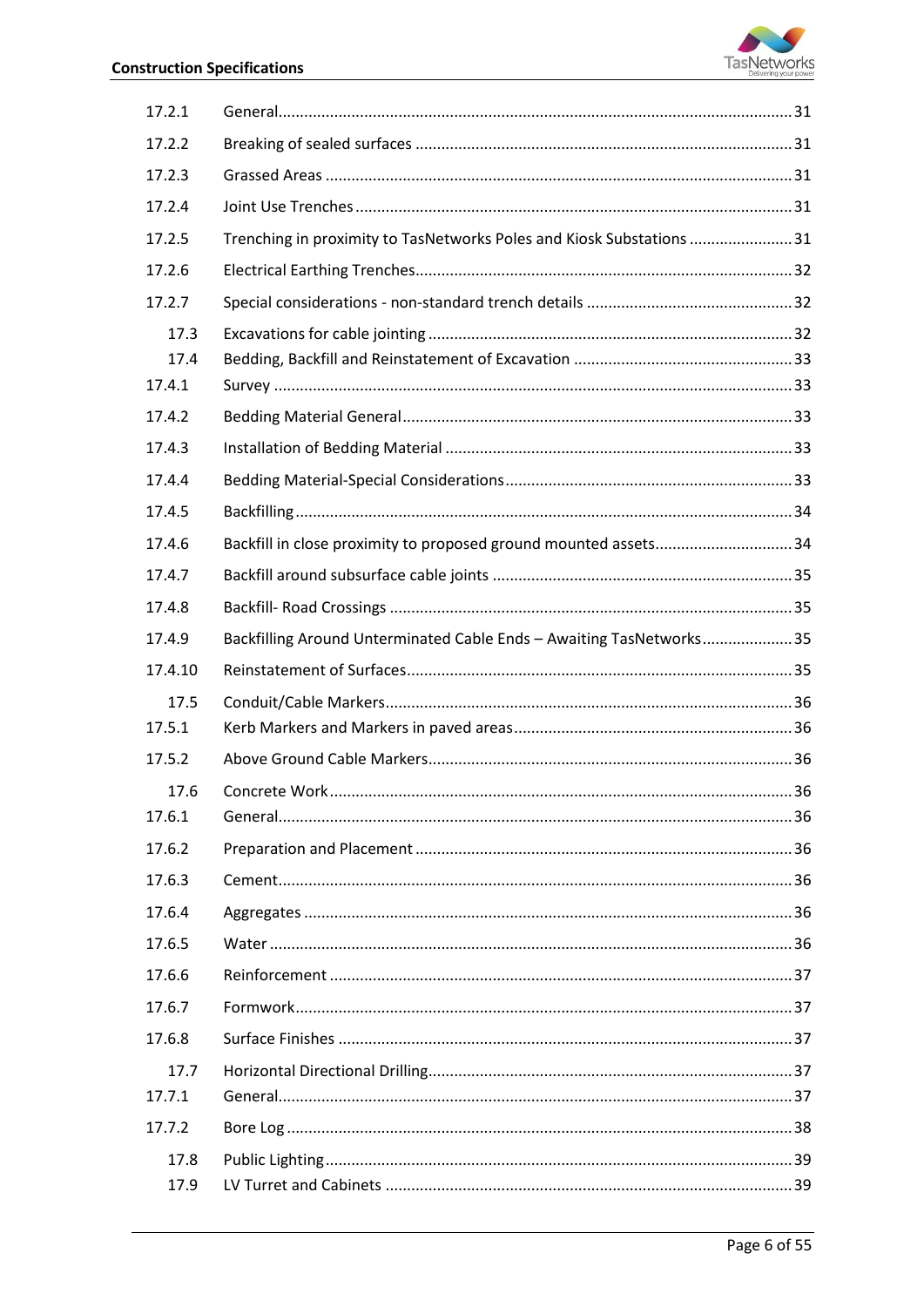| | | |
|---|---|---|
| 17.2.1 | General | 31 |
| 17.2.2 | Breaking of sealed surfaces | 31 |
| 17.2.3 | Grassed Areas | 31 |
| 17.2.4 | Joint Use Trenches | 31 |
| 17.2.5 | Trenching in proximity to TasNetworks Poles and Kiosk Substations | 31 |
| 17.2.6 | Electrical Earthing Trenches | 32 |
| 17.2.7 | Special considerations - non-standard trench details | 32 |
| 17.3 | Excavations for cable jointing | 32 |
| 17.4 | Bedding, Backfill and Reinstatement of Excavation | 33 |
| 17.4.1 | Survey | 33 |
| 17.4.2 | Bedding Material General | 33 |
| 17.4.3 | Installation of Bedding Material | 33 |
| 17.4.4 | Bedding Material-Special Considerations | 33 |
| 17.4.5 | Backfilling | 34 |
| 17.4.6 | Backfill in close proximity to proposed ground mounted assets | 34 |
| 17.4.7 | Backfill around subsurface cable joints | 35 |
| 17.4.8 | Backfill- Road Crossings | 35 |
| 17.4.9 | Backfilling Around Unterminated Cable Ends – Awaiting TasNetworks | 35 |
| 17.4.10 | Reinstatement of Surfaces | 35 |
| 17.5 | Conduit/Cable Markers | 36 |
| 17.5.1 | Kerb Markers and Markers in paved areas | 36 |
| 17.5.2 | Above Ground Cable Markers | 36 |
| 17.6 | Concrete Work | 36 |
| 17.6.1 | General | 36 |
| 17.6.2 | Preparation and Placement | 36 |
| 17.6.3 | Cement | 36 |
| 17.6.4 | Aggregates | 36 |
| 17.6.5 | Water | 36 |
| 17.6.6 | Reinforcement | 37 |
| 17.6.7 | Formwork | 37 |
| 17.6.8 | Surface Finishes | 37 |
| 17.7 | Horizontal Directional Drilling | 37 |
| 17.7.1 | General | 37 |
| 17.7.2 | Bore Log | 38 |
| 17.8 | Public Lighting | 39 |
| 17.9 | LV Turret and Cabinets | 39 |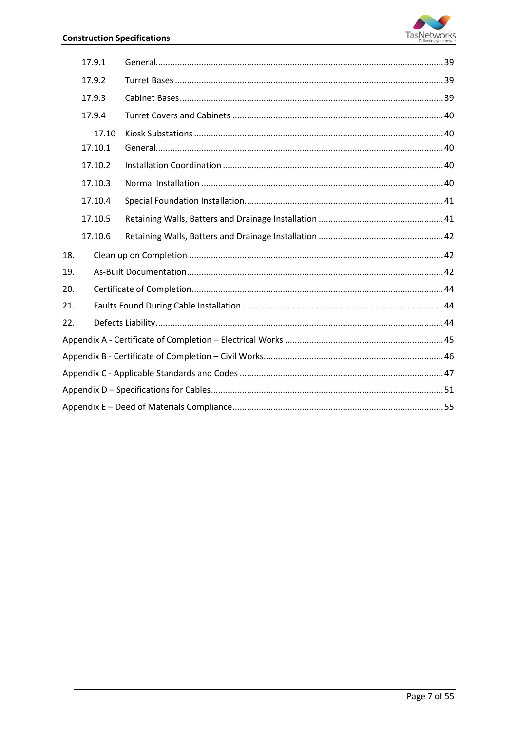| | | |
|---|---|---|
| 17.9.1 | General | 39 |
| 17.9.2 | Turret Bases | 39 |
| 17.9.3 | Cabinet Bases | 39 |
| 17.9.4 | Turret Covers and Cabinets | 40 |
| 17.10 | Kiosk Substations | 40 |
| 17.10.1 | General | 40 |
| 17.10.2 | Installation Coordination | 40 |
| 17.10.3 | Normal Installation | 40 |
| 17.10.4 | Special Foundation Installation | 41 |
| 17.10.5 | Retaining Walls, Batters and Drainage Installation | 41 |
| 17.10.6 | Retaining Walls, Batters and Drainage Installation | 42 |
| 18. | Clean up on Completion | 42 |
| 19. | As-Built Documentation | 42 |
| 20. | Certificate of Completion | 44 |
| 21. | Faults Found During Cable Installation | 44 |
| 22. | Defects Liability | 44 |
| | Appendix A - Certificate of Completion – Electrical Works | 45 |
| | Appendix B - Certificate of Completion – Civil Works | 46 |
| | Appendix C - Applicable Standards and Codes | 47 |
| | Appendix D – Specifications for Cables | 51 |
| | Appendix E – Deed of Materials Compliance | 55 |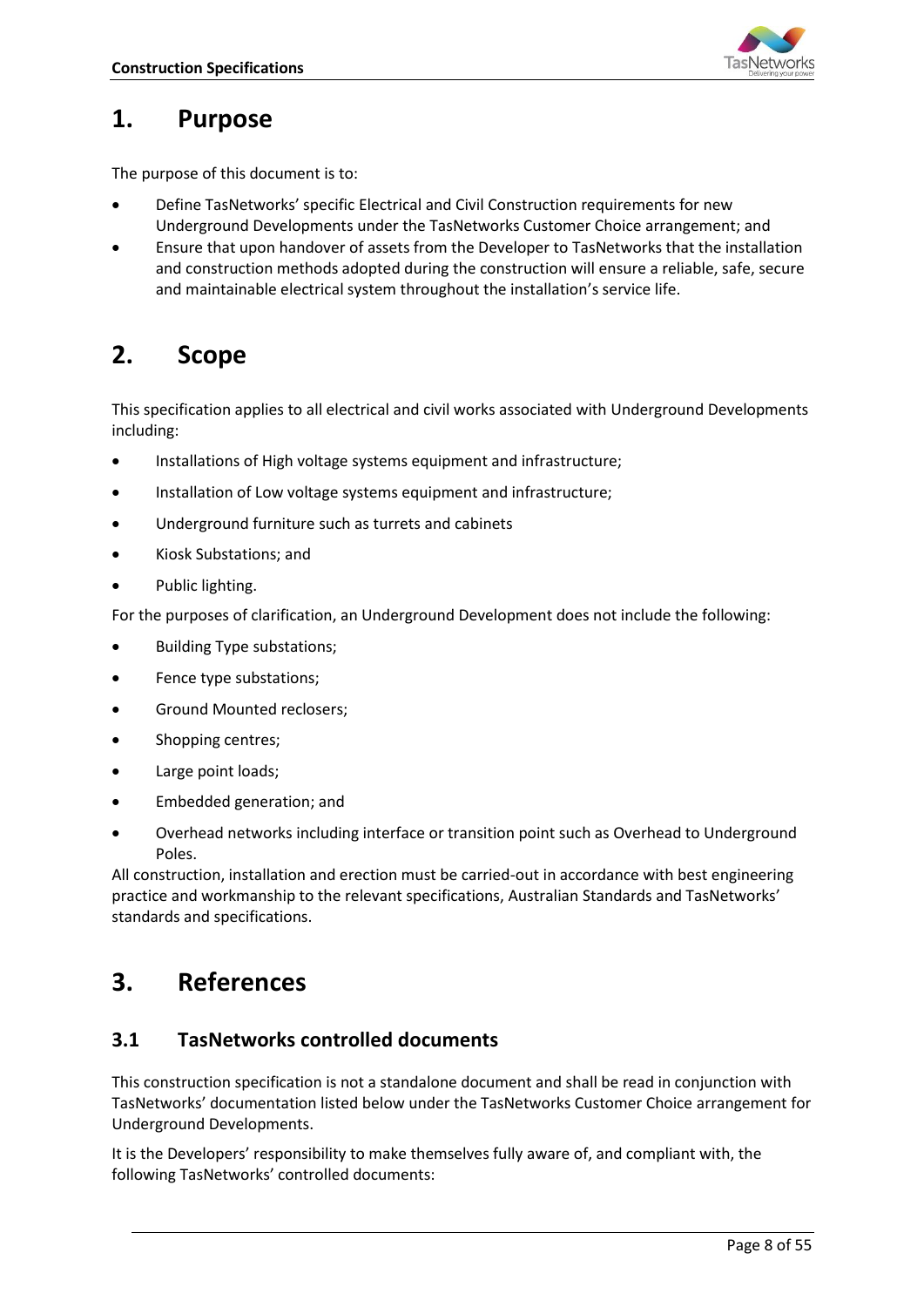# 1. Purpose

The purpose of this document is to:

- Define TasNetworks' specific Electrical and Civil Construction requirements for new Underground Developments under the TasNetworks Customer Choice arrangement; and
- Ensure that upon handover of assets from the Developer to TasNetworks that the installation and construction methods adopted during the construction will ensure a reliable, safe, secure and maintainable electrical system throughout the installation's service life.

# 2. Scope

This specification applies to all electrical and civil works associated with Underground Developments including:

- Installations of High voltage systems equipment and infrastructure;
- Installation of Low voltage systems equipment and infrastructure;
- Underground furniture such as turrets and cabinets
- Kiosk Substations; and
- Public lighting.

For the purposes of clarification, an Underground Development does not include the following:

- Building Type substations;
- Fence type substations;
- Ground Mounted reclosers;
- Shopping centres;
- Large point loads;
- Embedded generation; and
- Overhead networks including interface or transition point such as Overhead to Underground Poles.

All construction, installation and erection must be carried-out in accordance with best engineering practice and workmanship to the relevant specifications, Australian Standards and TasNetworks' standards and specifications.

# 3. References

## 3.1 TasNetworks controlled documents

This construction specification is not a standalone document and shall be read in conjunction with TasNetworks' documentation listed below under the TasNetworks Customer Choice arrangement for Underground Developments.

It is the Developers' responsibility to make themselves fully aware of, and compliant with, the following TasNetworks' controlled documents: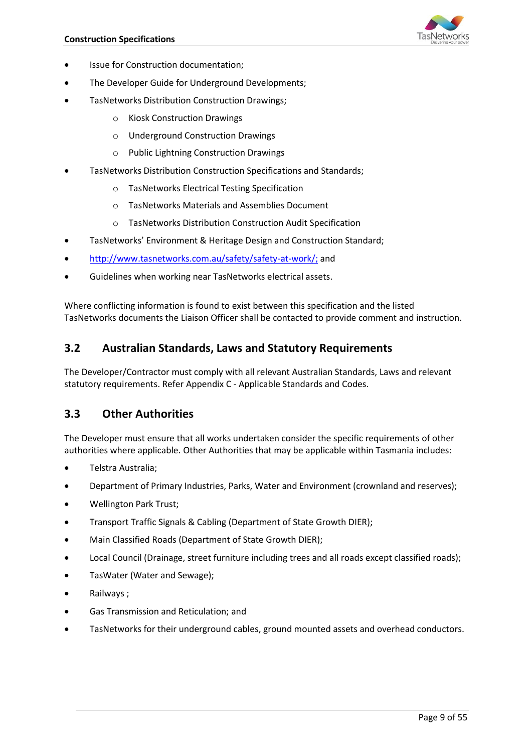- Issue for Construction documentation;
- The Developer Guide for Underground Developments;
- TasNetworks Distribution Construction Drawings;
  - Kiosk Construction Drawings
  - Underground Construction Drawings
  - Public Lightning Construction Drawings
- TasNetworks Distribution Construction Specifications and Standards;
  - TasNetworks Electrical Testing Specification
  - TasNetworks Materials and Assemblies Document
  - TasNetworks Distribution Construction Audit Specification
- TasNetworks' Environment & Heritage Design and Construction Standard;
- [http://www.tasnetworks.com.au/safety/safety-at-work/;](http://www.tasnetworks.com.au/safety/safety-at-work/) and
- Guidelines when working near TasNetworks electrical assets.

Where conflicting information is found to exist between this specification and the listed TasNetworks documents the Liaison Officer shall be contacted to provide comment and instruction.

## 3.2 Australian Standards, Laws and Statutory Requirements

The Developer/Contractor must comply with all relevant Australian Standards, Laws and relevant statutory requirements. Refer Appendix C - Applicable Standards and Codes.

## 3.3 Other Authorities

The Developer must ensure that all works undertaken consider the specific requirements of other authorities where applicable. Other Authorities that may be applicable within Tasmania includes:

- Telstra Australia;
- Department of Primary Industries, Parks, Water and Environment (crownland and reserves);
- Wellington Park Trust;
- Transport Traffic Signals & Cabling (Department of State Growth DIER);
- Main Classified Roads (Department of State Growth DIER);
- Local Council (Drainage, street furniture including trees and all roads except classified roads);
- TasWater (Water and Sewage);
- Railways ;
- Gas Transmission and Reticulation; and
- TasNetworks for their underground cables, ground mounted assets and overhead conductors.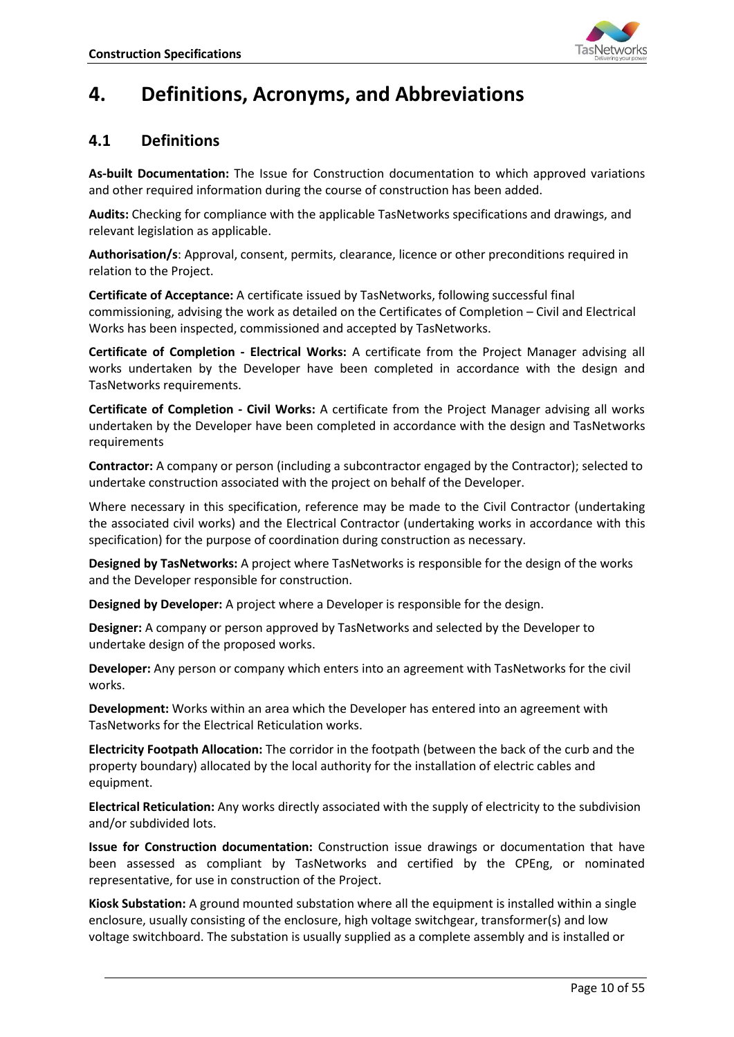# 4. Definitions, Acronyms, and Abbreviations

## 4.1 Definitions

**As-built Documentation:** The Issue for Construction documentation to which approved variations and other required information during the course of construction has been added.

**Audits:** Checking for compliance with the applicable TasNetworks specifications and drawings, and relevant legislation as applicable.

**Authorisation/s**: Approval, consent, permits, clearance, licence or other preconditions required in relation to the Project.

**Certificate of Acceptance:** A certificate issued by TasNetworks, following successful final commissioning, advising the work as detailed on the Certificates of Completion – Civil and Electrical Works has been inspected, commissioned and accepted by TasNetworks.

**Certificate of Completion - Electrical Works:** A certificate from the Project Manager advising all works undertaken by the Developer have been completed in accordance with the design and TasNetworks requirements.

**Certificate of Completion - Civil Works:** A certificate from the Project Manager advising all works undertaken by the Developer have been completed in accordance with the design and TasNetworks requirements

**Contractor:** A company or person (including a subcontractor engaged by the Contractor); selected to undertake construction associated with the project on behalf of the Developer.

Where necessary in this specification, reference may be made to the Civil Contractor (undertaking the associated civil works) and the Electrical Contractor (undertaking works in accordance with this specification) for the purpose of coordination during construction as necessary.

**Designed by TasNetworks:** A project where TasNetworks is responsible for the design of the works and the Developer responsible for construction.

**Designed by Developer:** A project where a Developer is responsible for the design.

**Designer:** A company or person approved by TasNetworks and selected by the Developer to undertake design of the proposed works.

**Developer:** Any person or company which enters into an agreement with TasNetworks for the civil works.

**Development:** Works within an area which the Developer has entered into an agreement with TasNetworks for the Electrical Reticulation works.

**Electricity Footpath Allocation:** The corridor in the footpath (between the back of the curb and the property boundary) allocated by the local authority for the installation of electric cables and equipment.

**Electrical Reticulation:** Any works directly associated with the supply of electricity to the subdivision and/or subdivided lots.

**Issue for Construction documentation:** Construction issue drawings or documentation that have been assessed as compliant by TasNetworks and certified by the CPEng, or nominated representative, for use in construction of the Project.

**Kiosk Substation:** A ground mounted substation where all the equipment is installed within a single enclosure, usually consisting of the enclosure, high voltage switchgear, transformer(s) and low voltage switchboard. The substation is usually supplied as a complete assembly and is installed or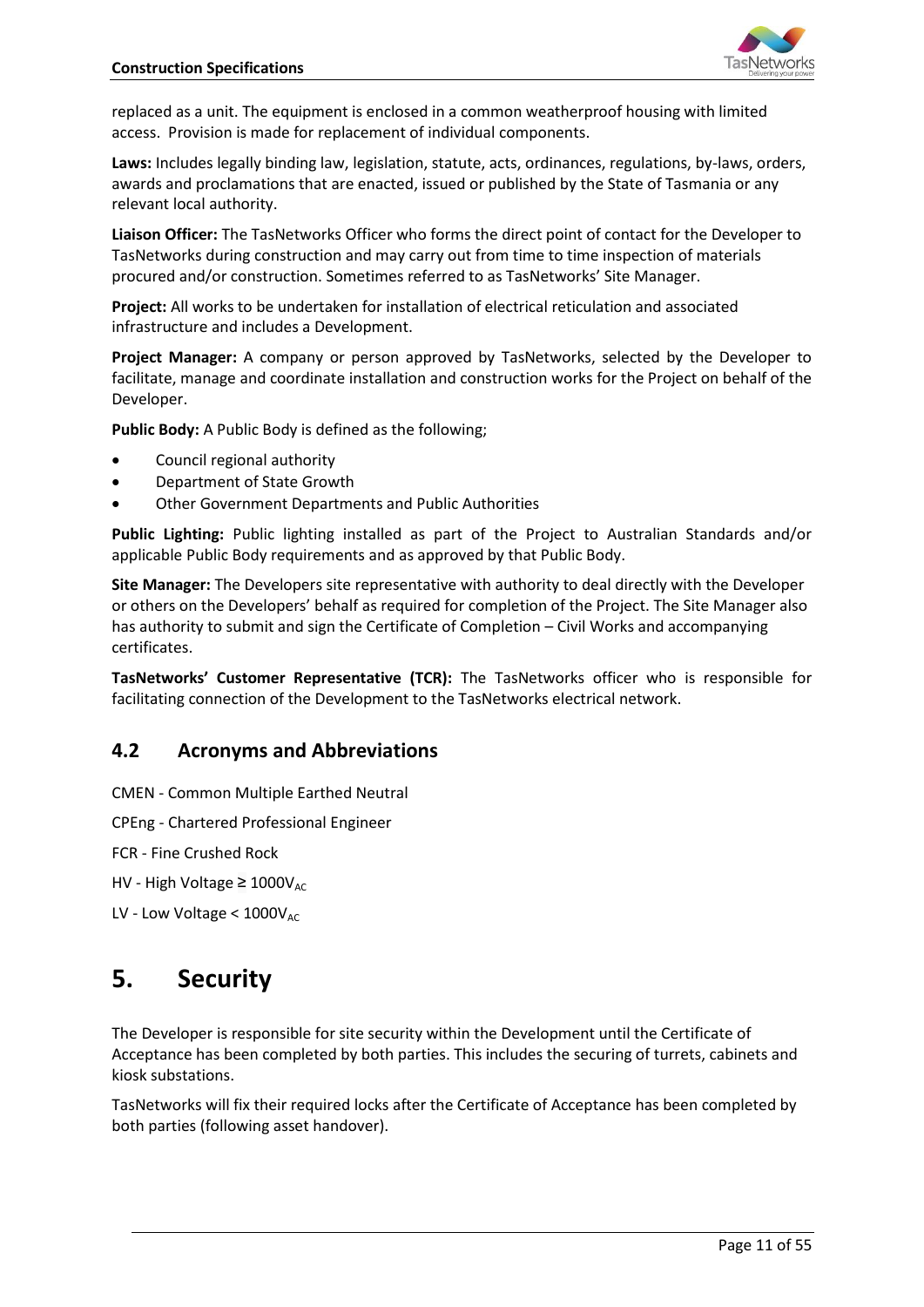replaced as a unit. The equipment is enclosed in a common weatherproof housing with limited access. Provision is made for replacement of individual components.

**Laws:** Includes legally binding law, legislation, statute, acts, ordinances, regulations, by-laws, orders, awards and proclamations that are enacted, issued or published by the State of Tasmania or any relevant local authority.

**Liaison Officer:** The TasNetworks Officer who forms the direct point of contact for the Developer to TasNetworks during construction and may carry out from time to time inspection of materials procured and/or construction. Sometimes referred to as TasNetworks' Site Manager.

**Project:** All works to be undertaken for installation of electrical reticulation and associated infrastructure and includes a Development.

**Project Manager:** A company or person approved by TasNetworks, selected by the Developer to facilitate, manage and coordinate installation and construction works for the Project on behalf of the Developer.

**Public Body:** A Public Body is defined as the following;

- Council regional authority
- Department of State Growth
- Other Government Departments and Public Authorities

**Public Lighting:** Public lighting installed as part of the Project to Australian Standards and/or applicable Public Body requirements and as approved by that Public Body.

**Site Manager:** The Developers site representative with authority to deal directly with the Developer or others on the Developers' behalf as required for completion of the Project. The Site Manager also has authority to submit and sign the Certificate of Completion – Civil Works and accompanying certificates.

**TasNetworks' Customer Representative (TCR):** The TasNetworks officer who is responsible for facilitating connection of the Development to the TasNetworks electrical network.

## 4.2 Acronyms and Abbreviations

CMEN - Common Multiple Earthed Neutral

CPEng - Chartered Professional Engineer

FCR - Fine Crushed Rock

HV - High Voltage ≥ $1000V_{AC}$

LV - Low Voltage < $1000V_{AC}$

# 5. Security

The Developer is responsible for site security within the Development until the Certificate of Acceptance has been completed by both parties. This includes the securing of turrets, cabinets and kiosk substations.

TasNetworks will fix their required locks after the Certificate of Acceptance has been completed by both parties (following asset handover).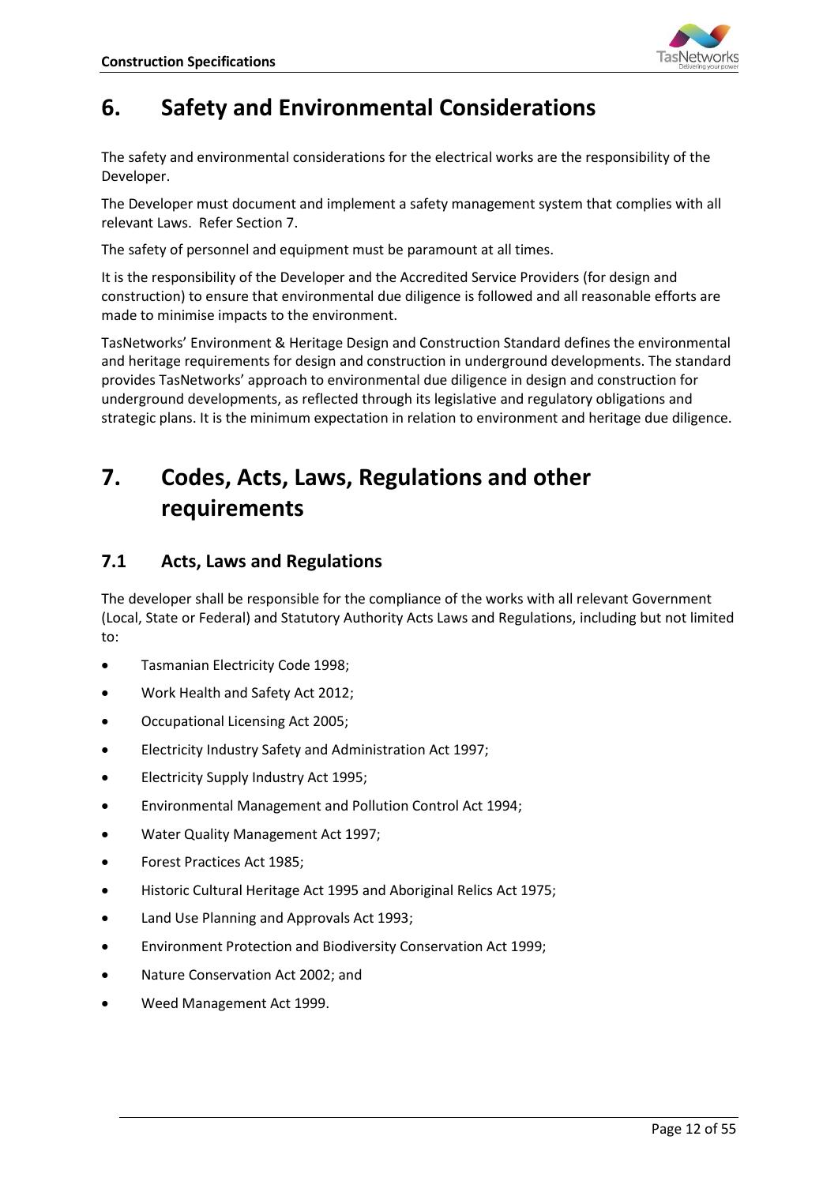# 6. Safety and Environmental Considerations

The safety and environmental considerations for the electrical works are the responsibility of the Developer.

The Developer must document and implement a safety management system that complies with all relevant Laws. Refer Section 7.

The safety of personnel and equipment must be paramount at all times.

It is the responsibility of the Developer and the Accredited Service Providers (for design and construction) to ensure that environmental due diligence is followed and all reasonable efforts are made to minimise impacts to the environment.

TasNetworks' Environment & Heritage Design and Construction Standard defines the environmental and heritage requirements for design and construction in underground developments. The standard provides TasNetworks' approach to environmental due diligence in design and construction for underground developments, as reflected through its legislative and regulatory obligations and strategic plans. It is the minimum expectation in relation to environment and heritage due diligence.

# 7. Codes, Acts, Laws, Regulations and other requirements

## 7.1 Acts, Laws and Regulations

The developer shall be responsible for the compliance of the works with all relevant Government (Local, State or Federal) and Statutory Authority Acts Laws and Regulations, including but not limited to:

- Tasmanian Electricity Code 1998;
- Work Health and Safety Act 2012;
- Occupational Licensing Act 2005;
- Electricity Industry Safety and Administration Act 1997;
- Electricity Supply Industry Act 1995;
- Environmental Management and Pollution Control Act 1994;
- Water Quality Management Act 1997;
- Forest Practices Act 1985;
- Historic Cultural Heritage Act 1995 and Aboriginal Relics Act 1975;
- Land Use Planning and Approvals Act 1993;
- Environment Protection and Biodiversity Conservation Act 1999;
- Nature Conservation Act 2002; and
- Weed Management Act 1999.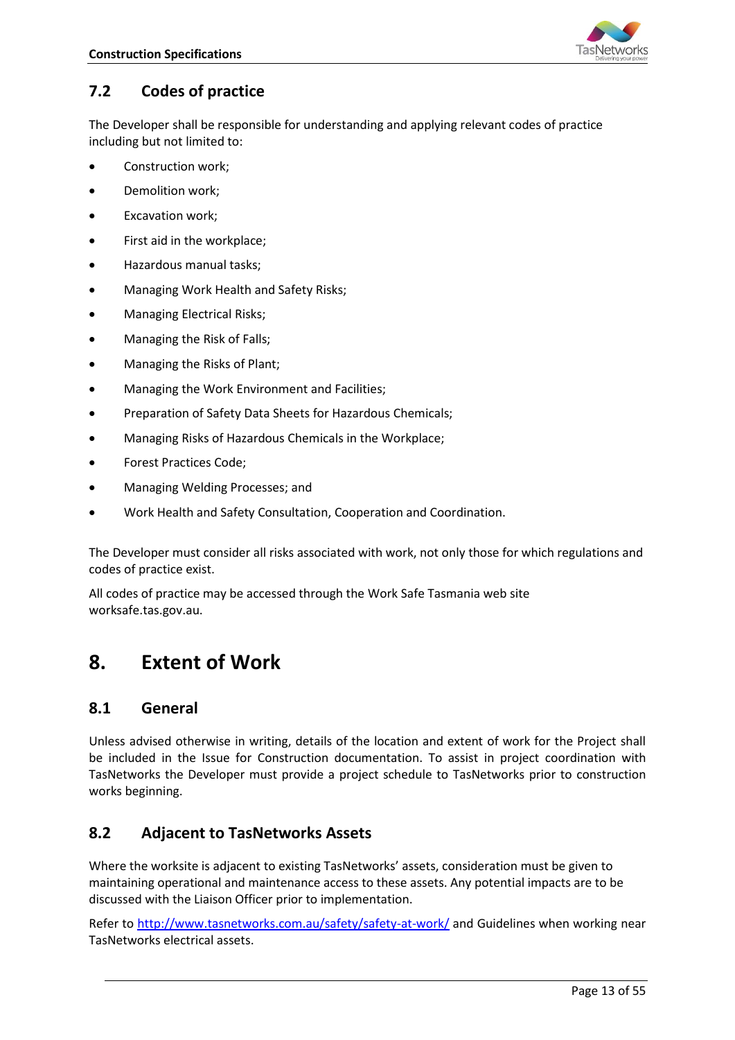## 7.2 Codes of practice

The Developer shall be responsible for understanding and applying relevant codes of practice including but not limited to:

- Construction work;
- Demolition work;
- Excavation work;
- First aid in the workplace;
- Hazardous manual tasks;
- Managing Work Health and Safety Risks;
- Managing Electrical Risks;
- Managing the Risk of Falls;
- Managing the Risks of Plant;
- Managing the Work Environment and Facilities;
- Preparation of Safety Data Sheets for Hazardous Chemicals;
- Managing Risks of Hazardous Chemicals in the Workplace;
- Forest Practices Code;
- Managing Welding Processes; and
- Work Health and Safety Consultation, Cooperation and Coordination.

The Developer must consider all risks associated with work, not only those for which regulations and codes of practice exist.

All codes of practice may be accessed through the Work Safe Tasmania web site worksafe.tas.gov.au.

# 8. Extent of Work

## 8.1 General

Unless advised otherwise in writing, details of the location and extent of work for the Project shall be included in the Issue for Construction documentation. To assist in project coordination with TasNetworks the Developer must provide a project schedule to TasNetworks prior to construction works beginning.

## 8.2 Adjacent to TasNetworks Assets

Where the worksite is adjacent to existing TasNetworks' assets, consideration must be given to maintaining operational and maintenance access to these assets. Any potential impacts are to be discussed with the Liaison Officer prior to implementation.

Refer to [http://www.tasnetworks.com.au/safety/safety-at-work/](http://www.tasnetworks.com.au/safety/safety-at-work/) and Guidelines when working near TasNetworks electrical assets.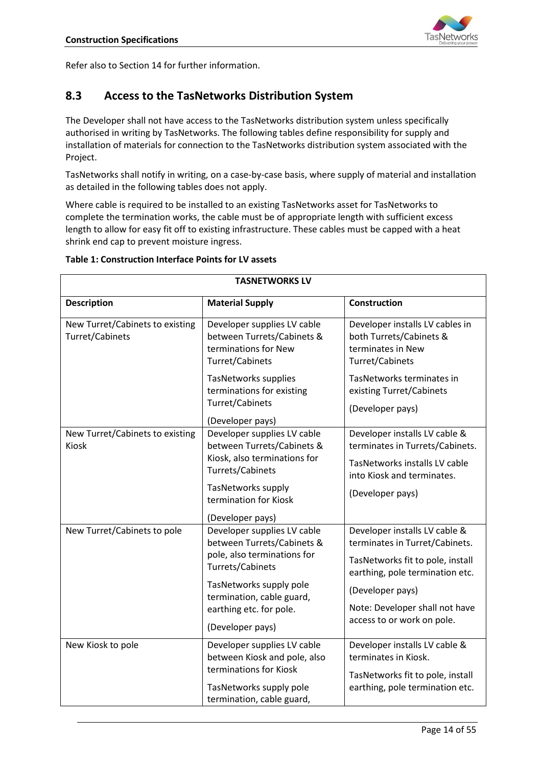Refer also to Section 14 for further information.

## 8.3 Access to the TasNetworks Distribution System

The Developer shall not have access to the TasNetworks distribution system unless specifically authorised in writing by TasNetworks. The following tables define responsibility for supply and installation of materials for connection to the TasNetworks distribution system associated with the Project.

TasNetworks shall notify in writing, on a case-by-case basis, where supply of material and installation as detailed in the following tables does not apply.

Where cable is required to be installed to an existing TasNetworks asset for TasNetworks to complete the termination works, the cable must be of appropriate length with sufficient excess length to allow for easy fit off to existing infrastructure. These cables must be capped with a heat shrink end cap to prevent moisture ingress.

**Table 1: Construction Interface Points for LV assets**

| **TASNETWORKS LV** | | |
|---|---|---|
| **Description** | **Material Supply** | **Construction** |
| New Turret/Cabinets to existing Turret/Cabinets | Developer supplies LV cable between Turrets/Cabinets & terminations for New Turret/Cabinets<br><br>TasNetworks supplies terminations for existing Turret/Cabinets<br><br>(Developer pays) | Developer installs LV cables in both Turrets/Cabinets & terminates in New Turret/Cabinets<br><br>TasNetworks terminates in existing Turret/Cabinets<br><br>(Developer pays) |
| New Turret/Cabinets to existing Kiosk | Developer supplies LV cable between Turrets/Cabinets & Kiosk, also terminations for Turrets/Cabinets<br><br>TasNetworks supply termination for Kiosk<br><br>(Developer pays) | Developer installs LV cable & terminates in Turrets/Cabinets.<br><br>TasNetworks installs LV cable into Kiosk and terminates.<br><br>(Developer pays) |
| New Turret/Cabinets to pole | Developer supplies LV cable between Turrets/Cabinets & pole, also terminations for Turrets/Cabinets<br><br>TasNetworks supply pole termination, cable guard, earthing etc. for pole.<br><br>(Developer pays) | Developer installs LV cable & terminates in Turret/Cabinets.<br><br>TasNetworks fit to pole, install earthing, pole termination etc.<br><br>(Developer pays)<br><br>Note: Developer shall not have access to or work on pole. |
| New Kiosk to pole | Developer supplies LV cable between Kiosk and pole, also terminations for Kiosk<br><br>TasNetworks supply pole termination, cable guard, | Developer installs LV cable & terminates in Kiosk.<br><br>TasNetworks fit to pole, install earthing, pole termination etc. |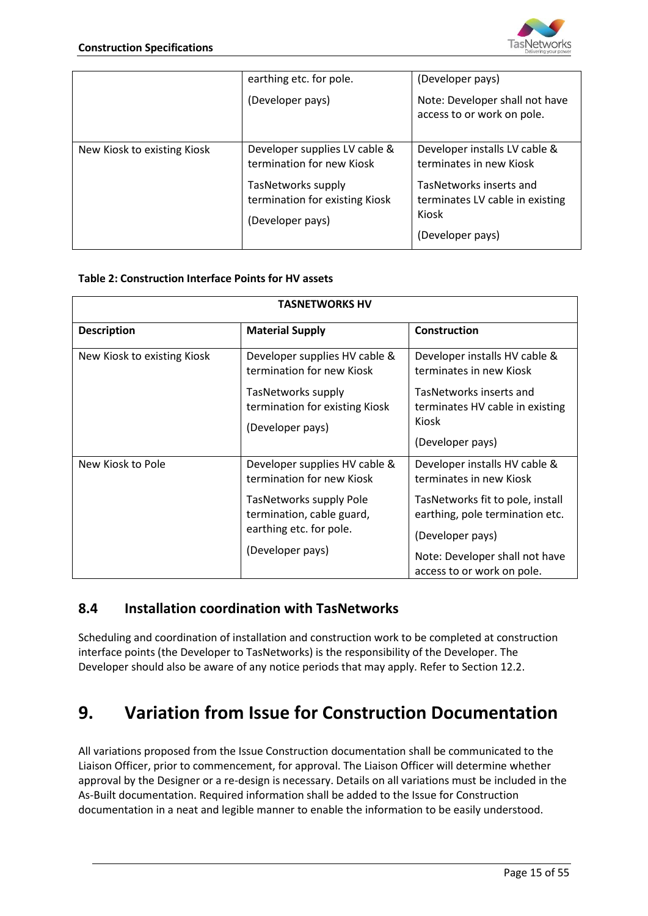| | | |
|---|---|---|
| | earthing etc. for pole. (Developer pays) | (Developer pays) Note: Developer shall not have access to or work on pole. |
| New Kiosk to existing Kiosk | Developer supplies LV cable & termination for new Kiosk TasNetworks supply termination for existing Kiosk (Developer pays) | Developer installs LV cable & terminates in new Kiosk TasNetworks inserts and terminates LV cable in existing Kiosk (Developer pays) |

**Table 2: Construction Interface Points for HV assets**

| TASNETWORKS HV | | |
|---|---|---|
| **Description** | **Material Supply** | **Construction** |
| New Kiosk to existing Kiosk | Developer supplies HV cable & termination for new Kiosk TasNetworks supply termination for existing Kiosk (Developer pays) | Developer installs HV cable & terminates in new Kiosk TasNetworks inserts and terminates HV cable in existing Kiosk (Developer pays) |
| New Kiosk to Pole | Developer supplies HV cable & termination for new Kiosk TasNetworks supply Pole termination, cable guard, earthing etc. for pole. (Developer pays) | Developer installs HV cable & terminates in new Kiosk TasNetworks fit to pole, install earthing, pole termination etc. (Developer pays) Note: Developer shall not have access to or work on pole. |

## 8.4 Installation coordination with TasNetworks

Scheduling and coordination of installation and construction work to be completed at construction interface points (the Developer to TasNetworks) is the responsibility of the Developer. The Developer should also be aware of any notice periods that may apply. Refer to Section 12.2.

# 9. Variation from Issue for Construction Documentation

All variations proposed from the Issue Construction documentation shall be communicated to the Liaison Officer, prior to commencement, for approval. The Liaison Officer will determine whether approval by the Designer or a re-design is necessary. Details on all variations must be included in the As-Built documentation. Required information shall be added to the Issue for Construction documentation in a neat and legible manner to enable the information to be easily understood.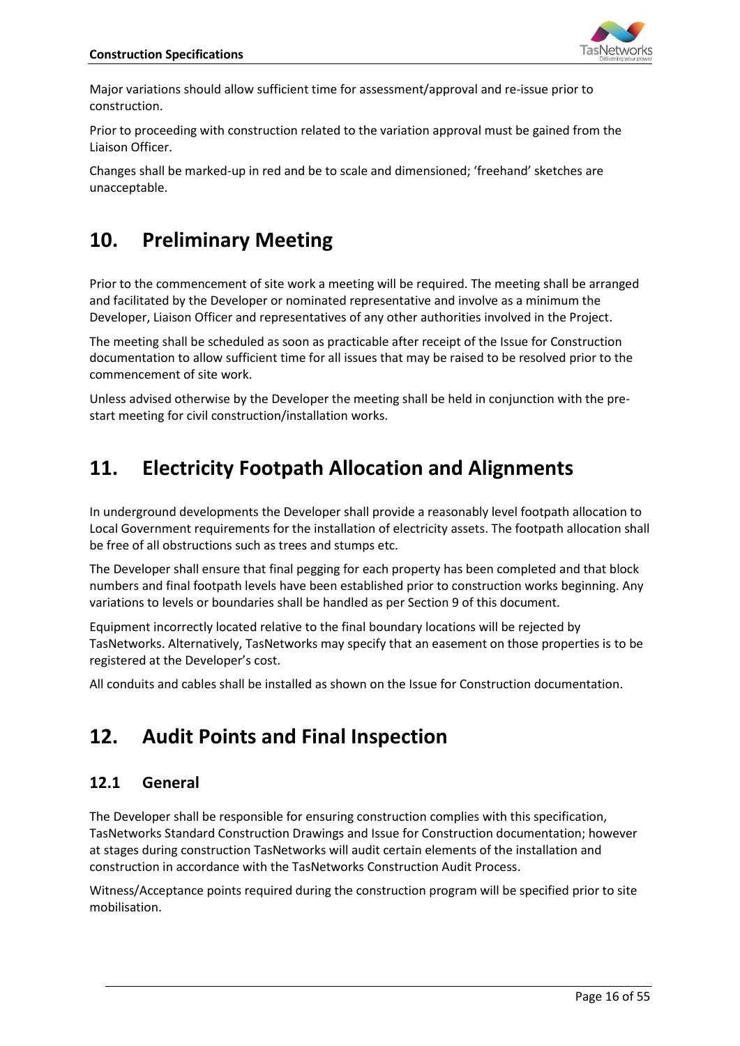Major variations should allow sufficient time for assessment/approval and re-issue prior to construction.

Prior to proceeding with construction related to the variation approval must be gained from the Liaison Officer.

Changes shall be marked-up in red and be to scale and dimensioned; 'freehand' sketches are unacceptable.

# 10. Preliminary Meeting

Prior to the commencement of site work a meeting will be required. The meeting shall be arranged and facilitated by the Developer or nominated representative and involve as a minimum the Developer, Liaison Officer and representatives of any other authorities involved in the Project.

The meeting shall be scheduled as soon as practicable after receipt of the Issue for Construction documentation to allow sufficient time for all issues that may be raised to be resolved prior to the commencement of site work.

Unless advised otherwise by the Developer the meeting shall be held in conjunction with the pre-start meeting for civil construction/installation works.

# 11. Electricity Footpath Allocation and Alignments

In underground developments the Developer shall provide a reasonably level footpath allocation to Local Government requirements for the installation of electricity assets. The footpath allocation shall be free of all obstructions such as trees and stumps etc.

The Developer shall ensure that final pegging for each property has been completed and that block numbers and final footpath levels have been established prior to construction works beginning. Any variations to levels or boundaries shall be handled as per Section 9 of this document.

Equipment incorrectly located relative to the final boundary locations will be rejected by TasNetworks. Alternatively, TasNetworks may specify that an easement on those properties is to be registered at the Developer's cost.

All conduits and cables shall be installed as shown on the Issue for Construction documentation.

# 12. Audit Points and Final Inspection

## 12.1 General

The Developer shall be responsible for ensuring construction complies with this specification, TasNetworks Standard Construction Drawings and Issue for Construction documentation; however at stages during construction TasNetworks will audit certain elements of the installation and construction in accordance with the TasNetworks Construction Audit Process.

Witness/Acceptance points required during the construction program will be specified prior to site mobilisation.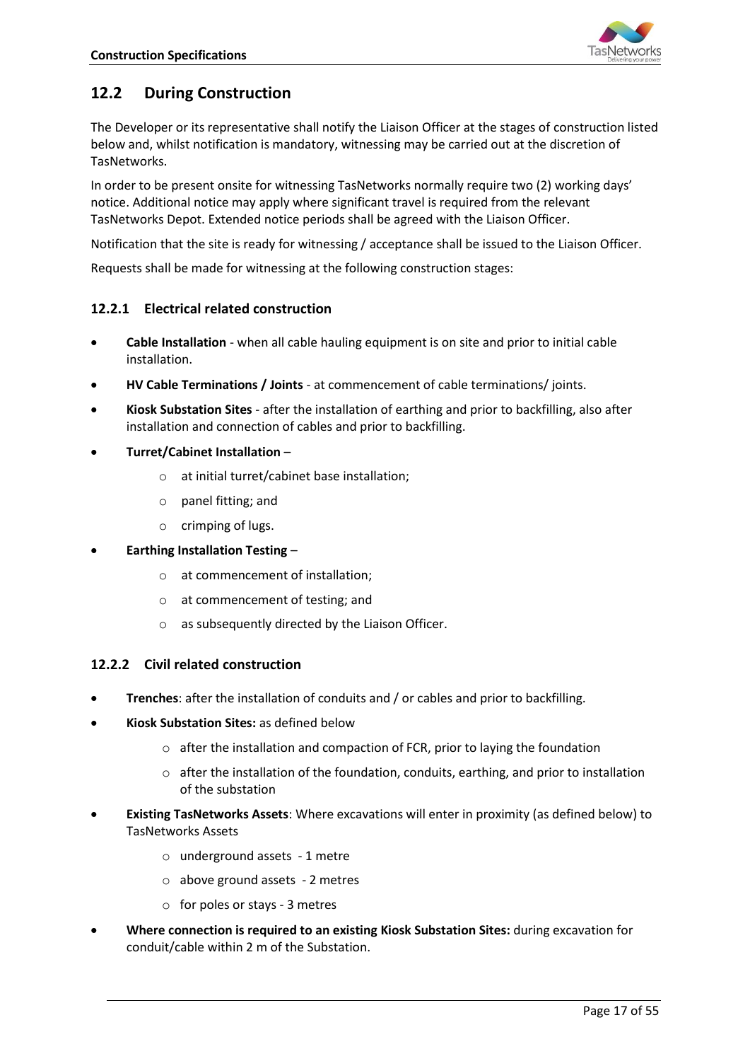## 12.2 During Construction

The Developer or its representative shall notify the Liaison Officer at the stages of construction listed below and, whilst notification is mandatory, witnessing may be carried out at the discretion of TasNetworks.

In order to be present onsite for witnessing TasNetworks normally require two (2) working days' notice. Additional notice may apply where significant travel is required from the relevant TasNetworks Depot. Extended notice periods shall be agreed with the Liaison Officer.

Notification that the site is ready for witnessing / acceptance shall be issued to the Liaison Officer.

Requests shall be made for witnessing at the following construction stages:

### 12.2.1 Electrical related construction

- **Cable Installation** - when all cable hauling equipment is on site and prior to initial cable installation.
- **HV Cable Terminations / Joints** - at commencement of cable terminations/ joints.
- **Kiosk Substation Sites** - after the installation of earthing and prior to backfilling, also after installation and connection of cables and prior to backfilling.
- **Turret/Cabinet Installation** –
    - at initial turret/cabinet base installation;
    - panel fitting; and
    - crimping of lugs.
- **Earthing Installation Testing** –
    - at commencement of installation;
    - at commencement of testing; and
    - as subsequently directed by the Liaison Officer.

### 12.2.2 Civil related construction

- **Trenches**: after the installation of conduits and / or cables and prior to backfilling.
- **Kiosk Substation Sites:** as defined below
    - after the installation and compaction of FCR, prior to laying the foundation
    - after the installation of the foundation, conduits, earthing, and prior to installation of the substation
- **Existing TasNetworks Assets**: Where excavations will enter in proximity (as defined below) to TasNetworks Assets
    - underground assets - 1 metre
    - above ground assets - 2 metres
    - for poles or stays - 3 metres
- **Where connection is required to an existing Kiosk Substation Sites:** during excavation for conduit/cable within 2 m of the Substation.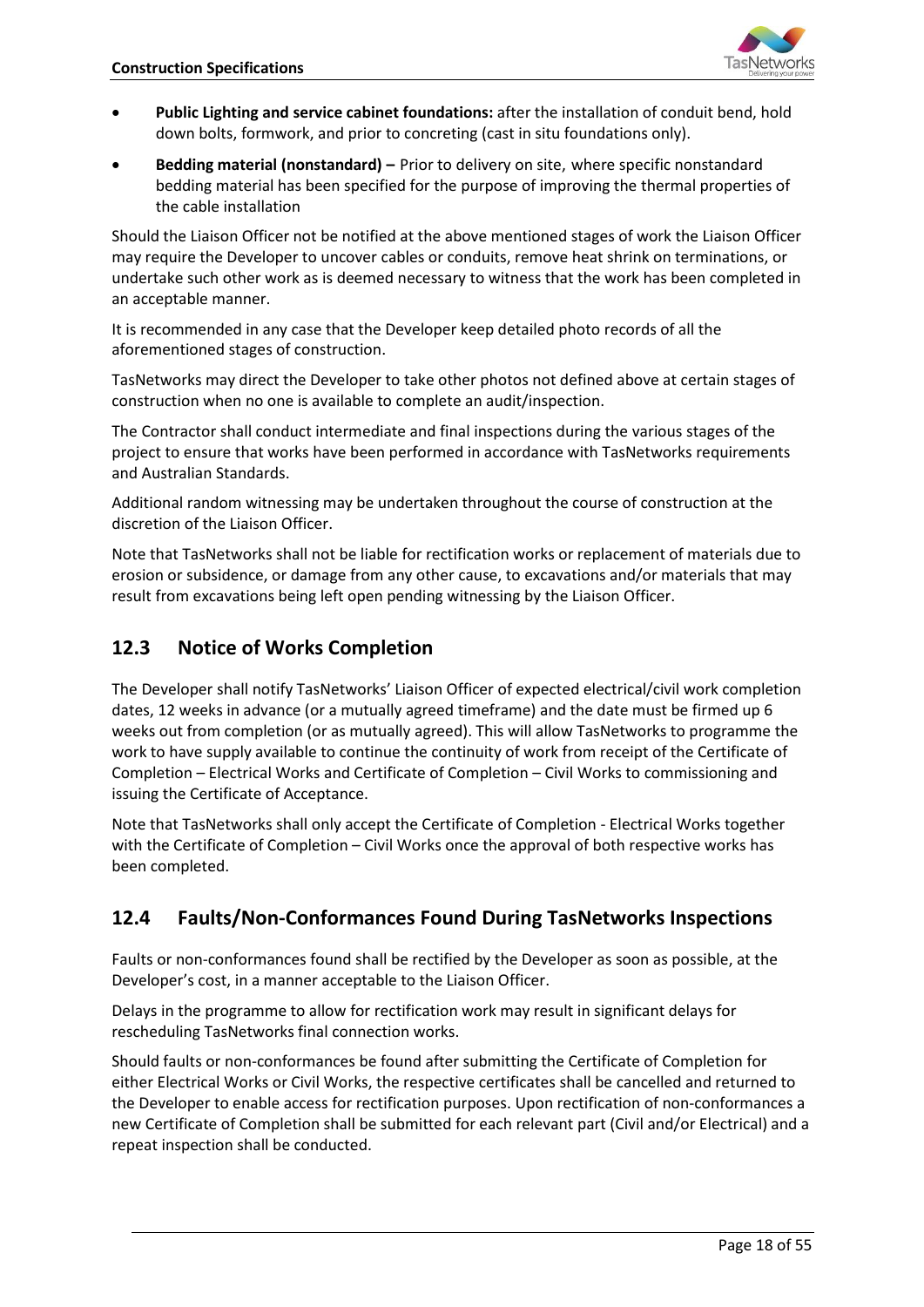- **Public Lighting and service cabinet foundations:** after the installation of conduit bend, hold down bolts, formwork, and prior to concreting (cast in situ foundations only).
- **Bedding material (nonstandard) –** Prior to delivery on site, where specific nonstandard bedding material has been specified for the purpose of improving the thermal properties of the cable installation

Should the Liaison Officer not be notified at the above mentioned stages of work the Liaison Officer may require the Developer to uncover cables or conduits, remove heat shrink on terminations, or undertake such other work as is deemed necessary to witness that the work has been completed in an acceptable manner.

It is recommended in any case that the Developer keep detailed photo records of all the aforementioned stages of construction.

TasNetworks may direct the Developer to take other photos not defined above at certain stages of construction when no one is available to complete an audit/inspection.

The Contractor shall conduct intermediate and final inspections during the various stages of the project to ensure that works have been performed in accordance with TasNetworks requirements and Australian Standards.

Additional random witnessing may be undertaken throughout the course of construction at the discretion of the Liaison Officer.

Note that TasNetworks shall not be liable for rectification works or replacement of materials due to erosion or subsidence, or damage from any other cause, to excavations and/or materials that may result from excavations being left open pending witnessing by the Liaison Officer.

## 12.3 Notice of Works Completion

The Developer shall notify TasNetworks' Liaison Officer of expected electrical/civil work completion dates, 12 weeks in advance (or a mutually agreed timeframe) and the date must be firmed up 6 weeks out from completion (or as mutually agreed). This will allow TasNetworks to programme the work to have supply available to continue the continuity of work from receipt of the Certificate of Completion – Electrical Works and Certificate of Completion – Civil Works to commissioning and issuing the Certificate of Acceptance.

Note that TasNetworks shall only accept the Certificate of Completion - Electrical Works together with the Certificate of Completion – Civil Works once the approval of both respective works has been completed.

## 12.4 Faults/Non-Conformances Found During TasNetworks Inspections

Faults or non-conformances found shall be rectified by the Developer as soon as possible, at the Developer's cost, in a manner acceptable to the Liaison Officer.

Delays in the programme to allow for rectification work may result in significant delays for rescheduling TasNetworks final connection works.

Should faults or non-conformances be found after submitting the Certificate of Completion for either Electrical Works or Civil Works, the respective certificates shall be cancelled and returned to the Developer to enable access for rectification purposes. Upon rectification of non-conformances a new Certificate of Completion shall be submitted for each relevant part (Civil and/or Electrical) and a repeat inspection shall be conducted.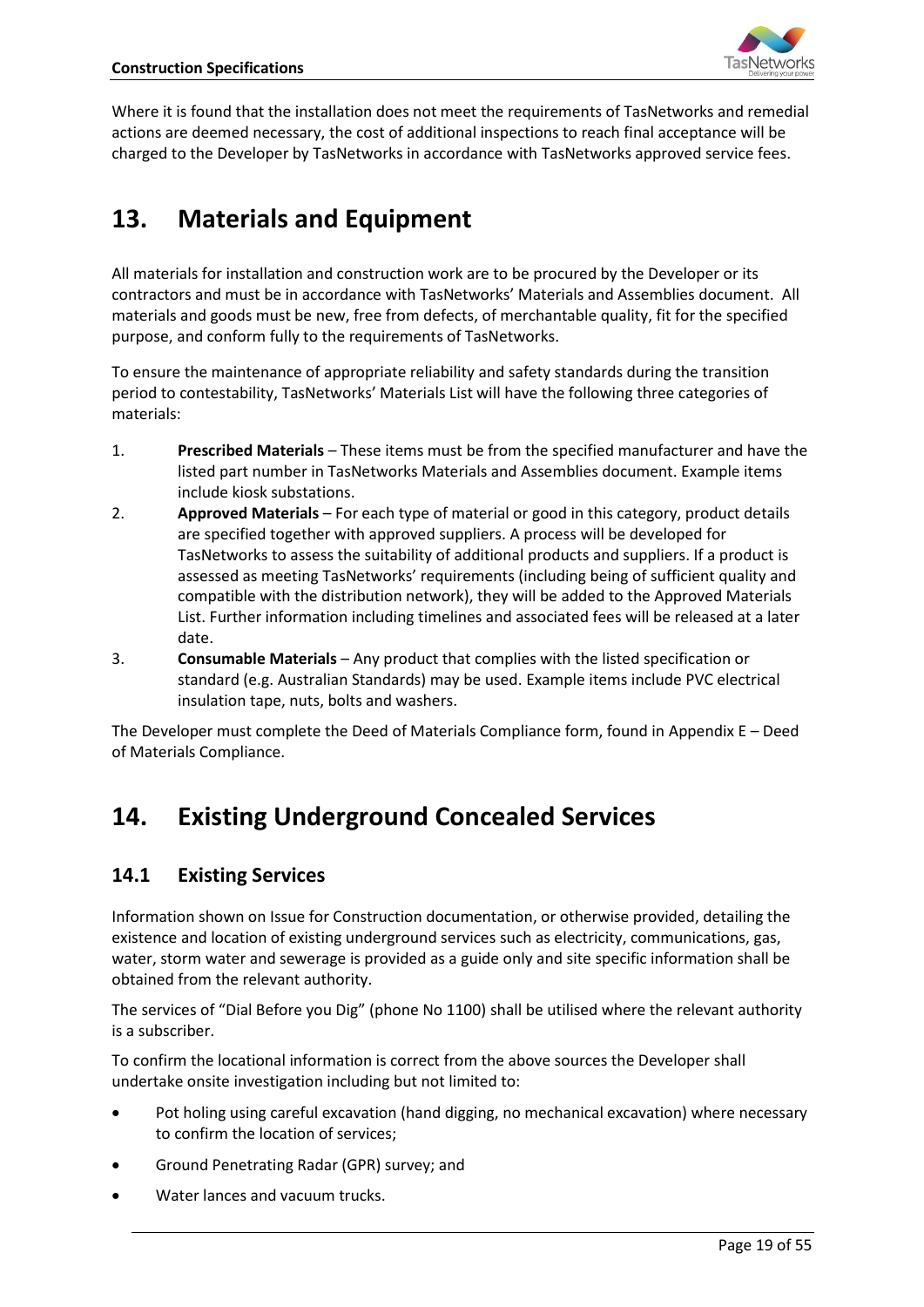Where it is found that the installation does not meet the requirements of TasNetworks and remedial actions are deemed necessary, the cost of additional inspections to reach final acceptance will be charged to the Developer by TasNetworks in accordance with TasNetworks approved service fees.

# 13. Materials and Equipment

All materials for installation and construction work are to be procured by the Developer or its contractors and must be in accordance with TasNetworks' Materials and Assemblies document. All materials and goods must be new, free from defects, of merchantable quality, fit for the specified purpose, and conform fully to the requirements of TasNetworks.

To ensure the maintenance of appropriate reliability and safety standards during the transition period to contestability, TasNetworks' Materials List will have the following three categories of materials:

1. **Prescribed Materials** – These items must be from the specified manufacturer and have the listed part number in TasNetworks Materials and Assemblies document. Example items include kiosk substations.
2. **Approved Materials** – For each type of material or good in this category, product details are specified together with approved suppliers. A process will be developed for TasNetworks to assess the suitability of additional products and suppliers. If a product is assessed as meeting TasNetworks' requirements (including being of sufficient quality and compatible with the distribution network), they will be added to the Approved Materials List. Further information including timelines and associated fees will be released at a later date.
3. **Consumable Materials** – Any product that complies with the listed specification or standard (e.g. Australian Standards) may be used. Example items include PVC electrical insulation tape, nuts, bolts and washers.

The Developer must complete the Deed of Materials Compliance form, found in Appendix E – Deed of Materials Compliance.

# 14. Existing Underground Concealed Services

## 14.1 Existing Services

Information shown on Issue for Construction documentation, or otherwise provided, detailing the existence and location of existing underground services such as electricity, communications, gas, water, storm water and sewerage is provided as a guide only and site specific information shall be obtained from the relevant authority.

The services of "Dial Before you Dig" (phone No 1100) shall be utilised where the relevant authority is a subscriber.

To confirm the locational information is correct from the above sources the Developer shall undertake onsite investigation including but not limited to:

- Pot holing using careful excavation (hand digging, no mechanical excavation) where necessary to confirm the location of services;
- Ground Penetrating Radar (GPR) survey; and
- Water lances and vacuum trucks.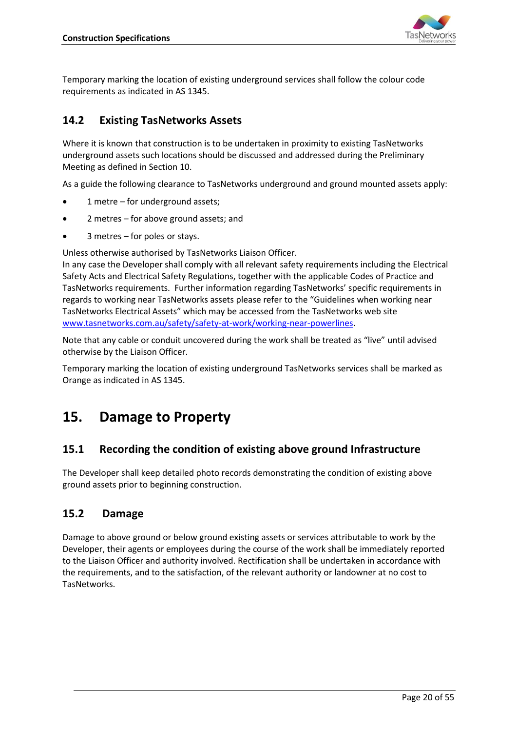Temporary marking the location of existing underground services shall follow the colour code requirements as indicated in AS 1345.

## 14.2 Existing TasNetworks Assets

Where it is known that construction is to be undertaken in proximity to existing TasNetworks underground assets such locations should be discussed and addressed during the Preliminary Meeting as defined in Section 10.

As a guide the following clearance to TasNetworks underground and ground mounted assets apply:

- 1 metre – for underground assets;
- 2 metres – for above ground assets; and
- 3 metres – for poles or stays.

Unless otherwise authorised by TasNetworks Liaison Officer.
In any case the Developer shall comply with all relevant safety requirements including the Electrical Safety Acts and Electrical Safety Regulations, together with the applicable Codes of Practice and TasNetworks requirements. Further information regarding TasNetworks' specific requirements in regards to working near TasNetworks assets please refer to the "Guidelines when working near TasNetworks Electrical Assets" which may be accessed from the TasNetworks web site [www.tasnetworks.com.au/safety/safety-at-work/working-near-powerlines](www.tasnetworks.com.au/safety/safety-at-work/working-near-powerlines).

Note that any cable or conduit uncovered during the work shall be treated as "live" until advised otherwise by the Liaison Officer.

Temporary marking the location of existing underground TasNetworks services shall be marked as Orange as indicated in AS 1345.

# 15. Damage to Property

## 15.1 Recording the condition of existing above ground Infrastructure

The Developer shall keep detailed photo records demonstrating the condition of existing above ground assets prior to beginning construction.

## 15.2 Damage

Damage to above ground or below ground existing assets or services attributable to work by the Developer, their agents or employees during the course of the work shall be immediately reported to the Liaison Officer and authority involved. Rectification shall be undertaken in accordance with the requirements, and to the satisfaction, of the relevant authority or landowner at no cost to TasNetworks.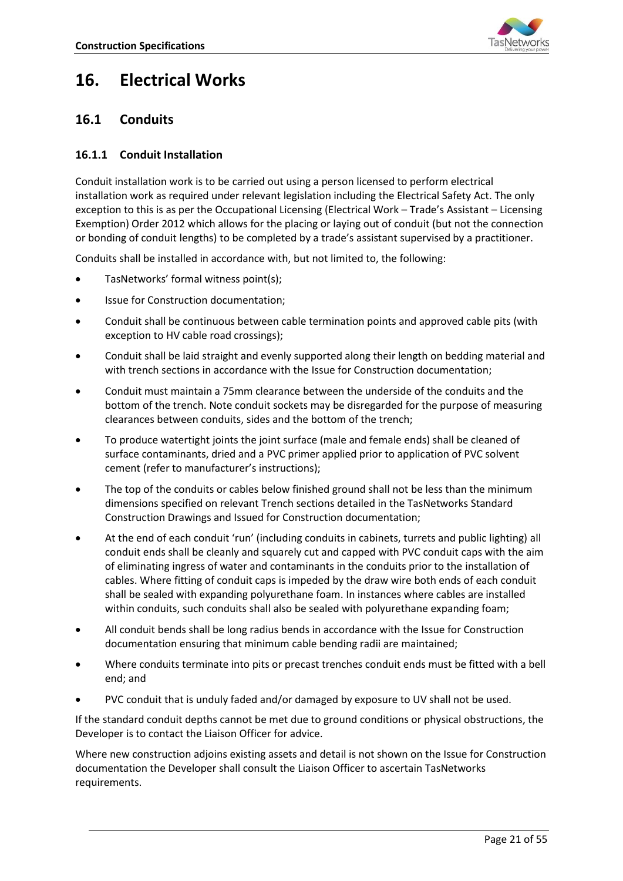# 16. Electrical Works

## 16.1 Conduits

### 16.1.1 Conduit Installation

Conduit installation work is to be carried out using a person licensed to perform electrical installation work as required under relevant legislation including the Electrical Safety Act. The only exception to this is as per the Occupational Licensing (Electrical Work – Trade's Assistant – Licensing Exemption) Order 2012 which allows for the placing or laying out of conduit (but not the connection or bonding of conduit lengths) to be completed by a trade's assistant supervised by a practitioner.

Conduits shall be installed in accordance with, but not limited to, the following:

- TasNetworks' formal witness point(s);
- Issue for Construction documentation;
- Conduit shall be continuous between cable termination points and approved cable pits (with exception to HV cable road crossings);
- Conduit shall be laid straight and evenly supported along their length on bedding material and with trench sections in accordance with the Issue for Construction documentation;
- Conduit must maintain a 75mm clearance between the underside of the conduits and the bottom of the trench. Note conduit sockets may be disregarded for the purpose of measuring clearances between conduits, sides and the bottom of the trench;
- To produce watertight joints the joint surface (male and female ends) shall be cleaned of surface contaminants, dried and a PVC primer applied prior to application of PVC solvent cement (refer to manufacturer's instructions);
- The top of the conduits or cables below finished ground shall not be less than the minimum dimensions specified on relevant Trench sections detailed in the TasNetworks Standard Construction Drawings and Issued for Construction documentation;
- At the end of each conduit 'run' (including conduits in cabinets, turrets and public lighting) all conduit ends shall be cleanly and squarely cut and capped with PVC conduit caps with the aim of eliminating ingress of water and contaminants in the conduits prior to the installation of cables. Where fitting of conduit caps is impeded by the draw wire both ends of each conduit shall be sealed with expanding polyurethane foam. In instances where cables are installed within conduits, such conduits shall also be sealed with polyurethane expanding foam;
- All conduit bends shall be long radius bends in accordance with the Issue for Construction documentation ensuring that minimum cable bending radii are maintained;
- Where conduits terminate into pits or precast trenches conduit ends must be fitted with a bell end; and
- PVC conduit that is unduly faded and/or damaged by exposure to UV shall not be used.

If the standard conduit depths cannot be met due to ground conditions or physical obstructions, the Developer is to contact the Liaison Officer for advice.

Where new construction adjoins existing assets and detail is not shown on the Issue for Construction documentation the Developer shall consult the Liaison Officer to ascertain TasNetworks requirements.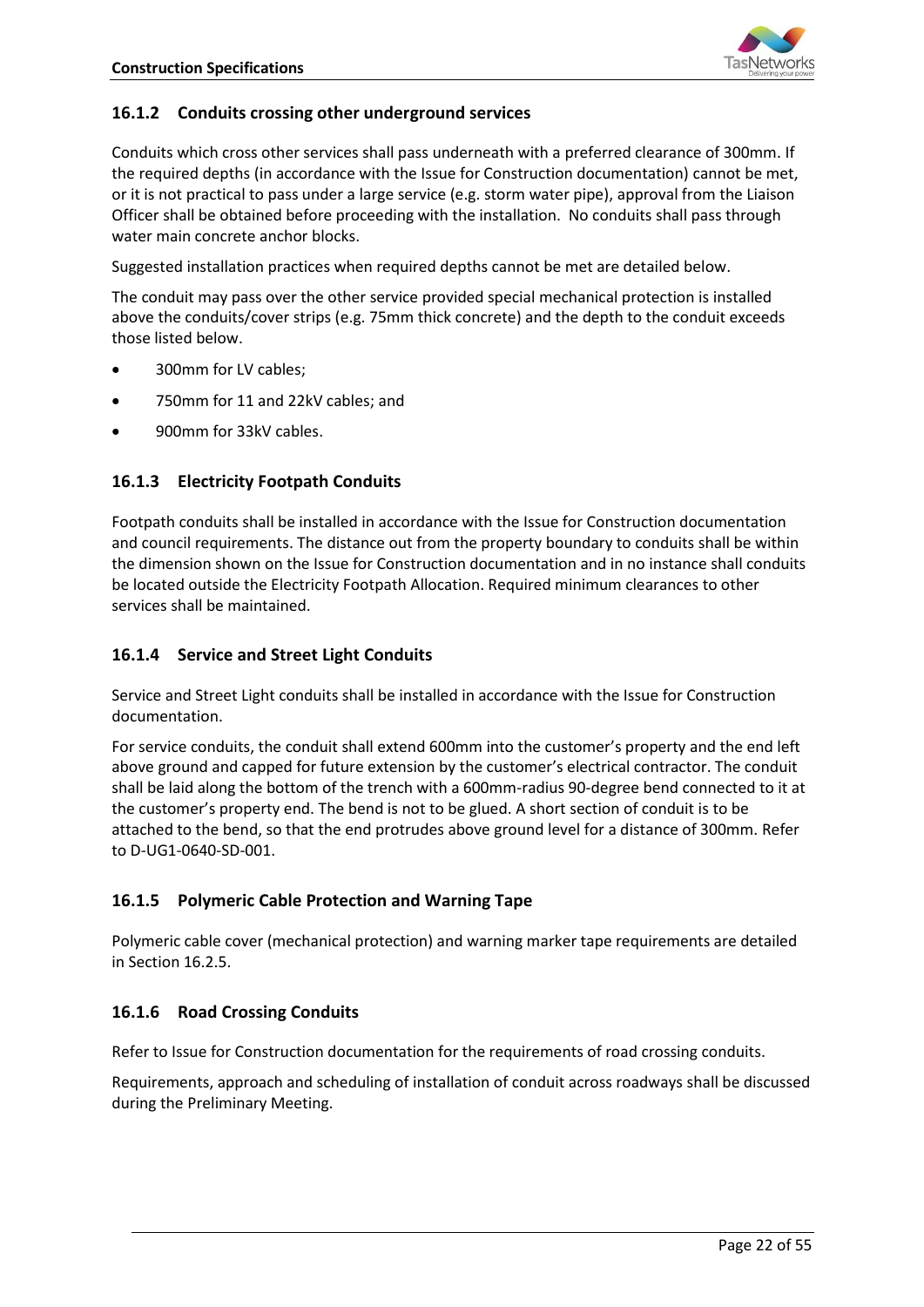### 16.1.2 Conduits crossing other underground services

Conduits which cross other services shall pass underneath with a preferred clearance of 300mm. If the required depths (in accordance with the Issue for Construction documentation) cannot be met, or it is not practical to pass under a large service (e.g. storm water pipe), approval from the Liaison Officer shall be obtained before proceeding with the installation. No conduits shall pass through water main concrete anchor blocks.

Suggested installation practices when required depths cannot be met are detailed below.

The conduit may pass over the other service provided special mechanical protection is installed above the conduits/cover strips (e.g. 75mm thick concrete) and the depth to the conduit exceeds those listed below.

- 300mm for LV cables;
- 750mm for 11 and 22kV cables; and
- 900mm for 33kV cables.

### 16.1.3 Electricity Footpath Conduits

Footpath conduits shall be installed in accordance with the Issue for Construction documentation and council requirements. The distance out from the property boundary to conduits shall be within the dimension shown on the Issue for Construction documentation and in no instance shall conduits be located outside the Electricity Footpath Allocation. Required minimum clearances to other services shall be maintained.

### 16.1.4 Service and Street Light Conduits

Service and Street Light conduits shall be installed in accordance with the Issue for Construction documentation.

For service conduits, the conduit shall extend 600mm into the customer's property and the end left above ground and capped for future extension by the customer's electrical contractor. The conduit shall be laid along the bottom of the trench with a 600mm-radius 90-degree bend connected to it at the customer's property end. The bend is not to be glued. A short section of conduit is to be attached to the bend, so that the end protrudes above ground level for a distance of 300mm. Refer to D-UG1-0640-SD-001.

### 16.1.5 Polymeric Cable Protection and Warning Tape

Polymeric cable cover (mechanical protection) and warning marker tape requirements are detailed in Section 16.2.5.

### 16.1.6 Road Crossing Conduits

Refer to Issue for Construction documentation for the requirements of road crossing conduits.

Requirements, approach and scheduling of installation of conduit across roadways shall be discussed during the Preliminary Meeting.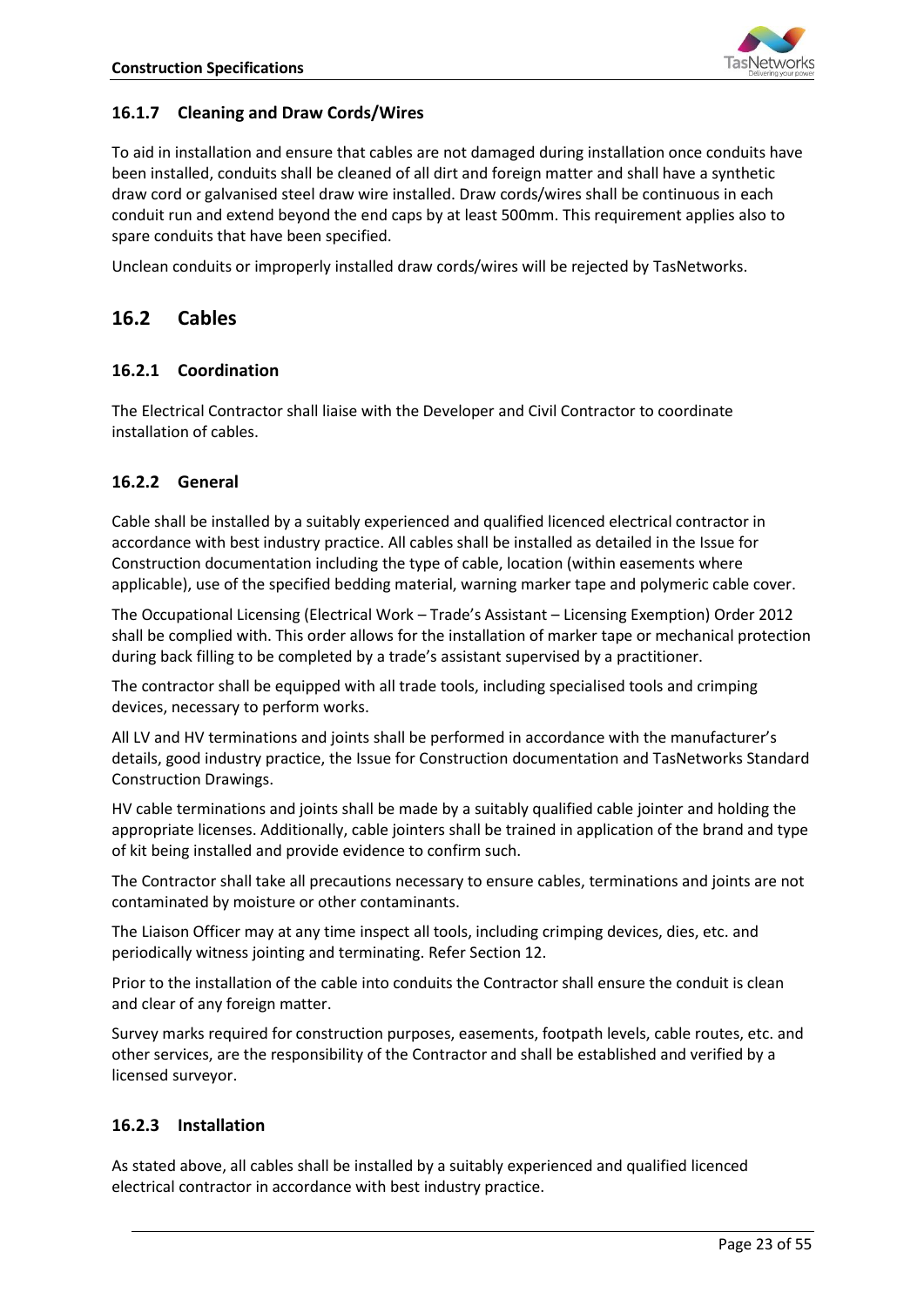### 16.1.7 Cleaning and Draw Cords/Wires

To aid in installation and ensure that cables are not damaged during installation once conduits have been installed, conduits shall be cleaned of all dirt and foreign matter and shall have a synthetic draw cord or galvanised steel draw wire installed. Draw cords/wires shall be continuous in each conduit run and extend beyond the end caps by at least 500mm. This requirement applies also to spare conduits that have been specified.

Unclean conduits or improperly installed draw cords/wires will be rejected by TasNetworks.

## 16.2 Cables

### 16.2.1 Coordination

The Electrical Contractor shall liaise with the Developer and Civil Contractor to coordinate installation of cables.

### 16.2.2 General

Cable shall be installed by a suitably experienced and qualified licenced electrical contractor in accordance with best industry practice. All cables shall be installed as detailed in the Issue for Construction documentation including the type of cable, location (within easements where applicable), use of the specified bedding material, warning marker tape and polymeric cable cover.

The Occupational Licensing (Electrical Work – Trade's Assistant – Licensing Exemption) Order 2012 shall be complied with. This order allows for the installation of marker tape or mechanical protection during back filling to be completed by a trade's assistant supervised by a practitioner.

The contractor shall be equipped with all trade tools, including specialised tools and crimping devices, necessary to perform works.

All LV and HV terminations and joints shall be performed in accordance with the manufacturer's details, good industry practice, the Issue for Construction documentation and TasNetworks Standard Construction Drawings.

HV cable terminations and joints shall be made by a suitably qualified cable jointer and holding the appropriate licenses. Additionally, cable jointers shall be trained in application of the brand and type of kit being installed and provide evidence to confirm such.

The Contractor shall take all precautions necessary to ensure cables, terminations and joints are not contaminated by moisture or other contaminants.

The Liaison Officer may at any time inspect all tools, including crimping devices, dies, etc. and periodically witness jointing and terminating. Refer Section 12.

Prior to the installation of the cable into conduits the Contractor shall ensure the conduit is clean and clear of any foreign matter.

Survey marks required for construction purposes, easements, footpath levels, cable routes, etc. and other services, are the responsibility of the Contractor and shall be established and verified by a licensed surveyor.

### 16.2.3 Installation

As stated above, all cables shall be installed by a suitably experienced and qualified licenced electrical contractor in accordance with best industry practice.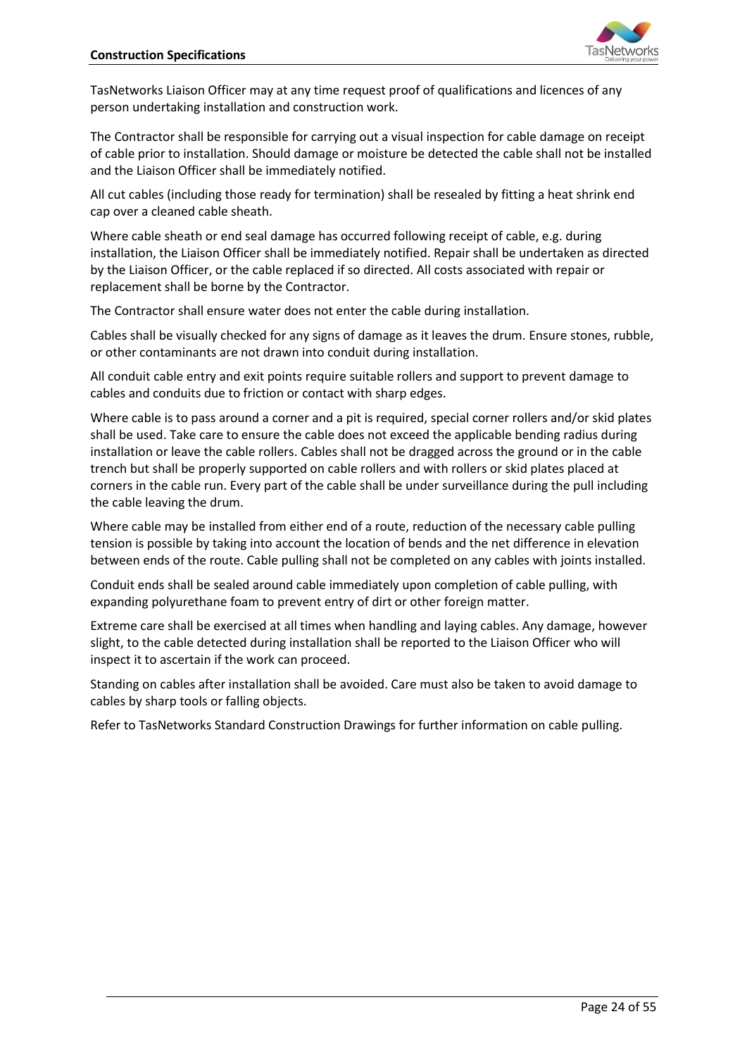TasNetworks Liaison Officer may at any time request proof of qualifications and licences of any person undertaking installation and construction work.

The Contractor shall be responsible for carrying out a visual inspection for cable damage on receipt of cable prior to installation. Should damage or moisture be detected the cable shall not be installed and the Liaison Officer shall be immediately notified.

All cut cables (including those ready for termination) shall be resealed by fitting a heat shrink end cap over a cleaned cable sheath.

Where cable sheath or end seal damage has occurred following receipt of cable, e.g. during installation, the Liaison Officer shall be immediately notified. Repair shall be undertaken as directed by the Liaison Officer, or the cable replaced if so directed. All costs associated with repair or replacement shall be borne by the Contractor.

The Contractor shall ensure water does not enter the cable during installation.

Cables shall be visually checked for any signs of damage as it leaves the drum. Ensure stones, rubble, or other contaminants are not drawn into conduit during installation.

All conduit cable entry and exit points require suitable rollers and support to prevent damage to cables and conduits due to friction or contact with sharp edges.

Where cable is to pass around a corner and a pit is required, special corner rollers and/or skid plates shall be used. Take care to ensure the cable does not exceed the applicable bending radius during installation or leave the cable rollers. Cables shall not be dragged across the ground or in the cable trench but shall be properly supported on cable rollers and with rollers or skid plates placed at corners in the cable run. Every part of the cable shall be under surveillance during the pull including the cable leaving the drum.

Where cable may be installed from either end of a route, reduction of the necessary cable pulling tension is possible by taking into account the location of bends and the net difference in elevation between ends of the route. Cable pulling shall not be completed on any cables with joints installed.

Conduit ends shall be sealed around cable immediately upon completion of cable pulling, with expanding polyurethane foam to prevent entry of dirt or other foreign matter.

Extreme care shall be exercised at all times when handling and laying cables. Any damage, however slight, to the cable detected during installation shall be reported to the Liaison Officer who will inspect it to ascertain if the work can proceed.

Standing on cables after installation shall be avoided. Care must also be taken to avoid damage to cables by sharp tools or falling objects.

Refer to TasNetworks Standard Construction Drawings for further information on cable pulling.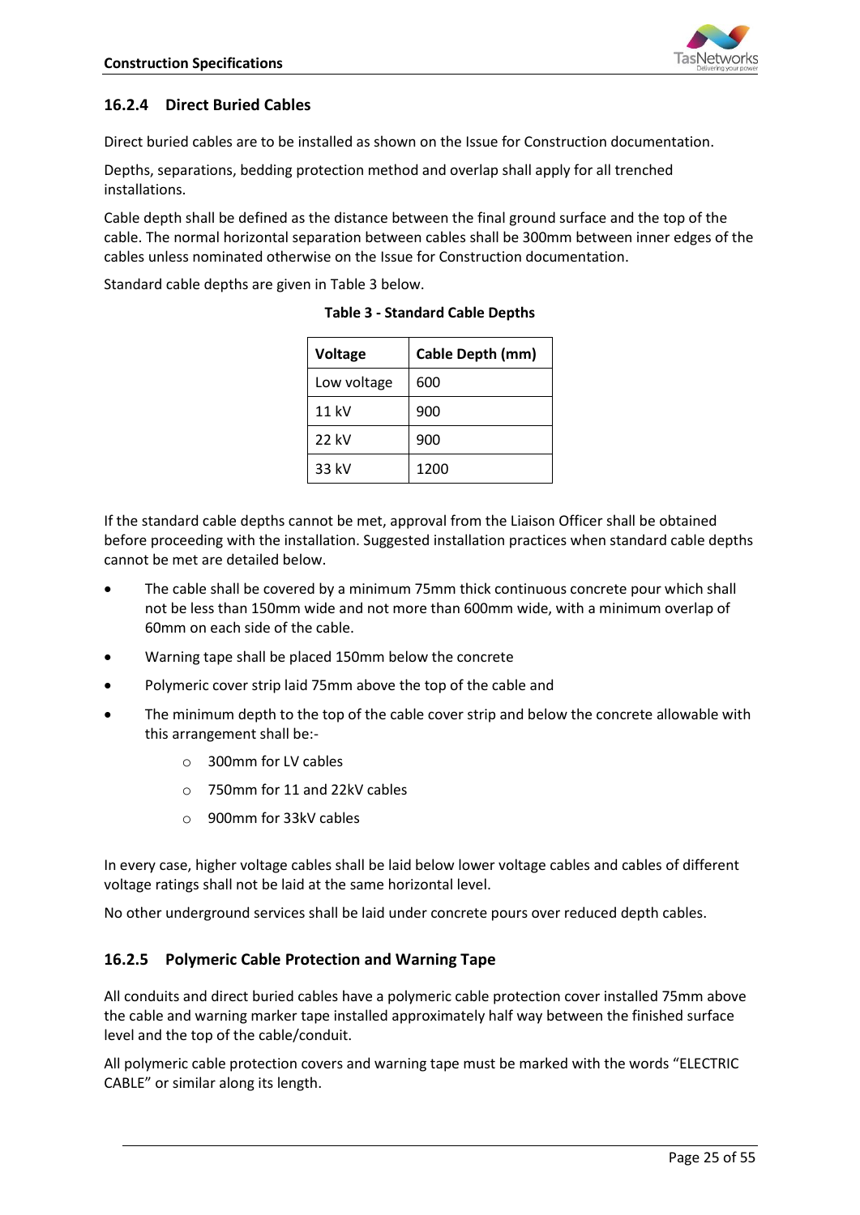### 16.2.4 Direct Buried Cables

Direct buried cables are to be installed as shown on the Issue for Construction documentation.

Depths, separations, bedding protection method and overlap shall apply for all trenched installations.

Cable depth shall be defined as the distance between the final ground surface and the top of the cable. The normal horizontal separation between cables shall be 300mm between inner edges of the cables unless nominated otherwise on the Issue for Construction documentation.

Standard cable depths are given in Table 3 below.

**Table 3 - Standard Cable Depths**

| Voltage | Cable Depth (mm) |
| --- | --- |
| Low voltage | 600 |
| 11 kV | 900 |
| 22 kV | 900 |
| 33 kV | 1200 |

If the standard cable depths cannot be met, approval from the Liaison Officer shall be obtained before proceeding with the installation. Suggested installation practices when standard cable depths cannot be met are detailed below.

- The cable shall be covered by a minimum 75mm thick continuous concrete pour which shall not be less than 150mm wide and not more than 600mm wide, with a minimum overlap of 60mm on each side of the cable.
- Warning tape shall be placed 150mm below the concrete
- Polymeric cover strip laid 75mm above the top of the cable and
- The minimum depth to the top of the cable cover strip and below the concrete allowable with this arrangement shall be:-
    - 300mm for LV cables
    - 750mm for 11 and 22kV cables
    - 900mm for 33kV cables

In every case, higher voltage cables shall be laid below lower voltage cables and cables of different voltage ratings shall not be laid at the same horizontal level.

No other underground services shall be laid under concrete pours over reduced depth cables.

### 16.2.5 Polymeric Cable Protection and Warning Tape

All conduits and direct buried cables have a polymeric cable protection cover installed 75mm above the cable and warning marker tape installed approximately half way between the finished surface level and the top of the cable/conduit.

All polymeric cable protection covers and warning tape must be marked with the words "ELECTRIC CABLE" or similar along its length.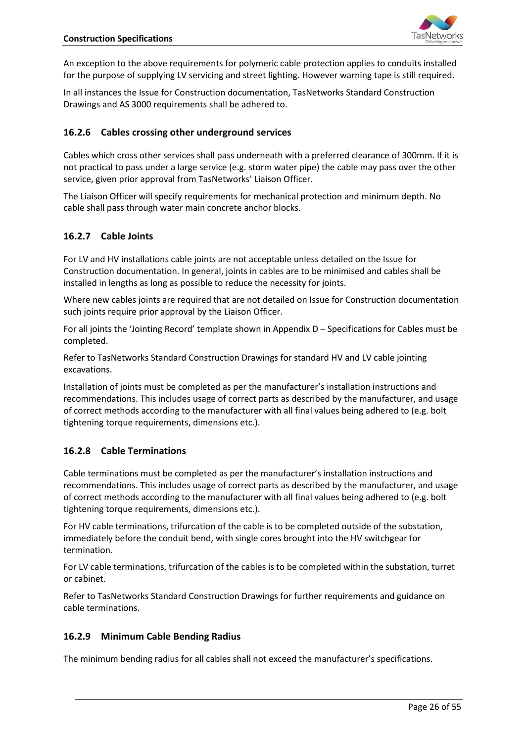An exception to the above requirements for polymeric cable protection applies to conduits installed for the purpose of supplying LV servicing and street lighting. However warning tape is still required.

In all instances the Issue for Construction documentation, TasNetworks Standard Construction Drawings and AS 3000 requirements shall be adhered to.

### 16.2.6 Cables crossing other underground services

Cables which cross other services shall pass underneath with a preferred clearance of 300mm. If it is not practical to pass under a large service (e.g. storm water pipe) the cable may pass over the other service, given prior approval from TasNetworks' Liaison Officer.

The Liaison Officer will specify requirements for mechanical protection and minimum depth. No cable shall pass through water main concrete anchor blocks.

### 16.2.7 Cable Joints

For LV and HV installations cable joints are not acceptable unless detailed on the Issue for Construction documentation. In general, joints in cables are to be minimised and cables shall be installed in lengths as long as possible to reduce the necessity for joints.

Where new cables joints are required that are not detailed on Issue for Construction documentation such joints require prior approval by the Liaison Officer.

For all joints the 'Jointing Record' template shown in Appendix D – Specifications for Cables must be completed.

Refer to TasNetworks Standard Construction Drawings for standard HV and LV cable jointing excavations.

Installation of joints must be completed as per the manufacturer's installation instructions and recommendations. This includes usage of correct parts as described by the manufacturer, and usage of correct methods according to the manufacturer with all final values being adhered to (e.g. bolt tightening torque requirements, dimensions etc.).

### 16.2.8 Cable Terminations

Cable terminations must be completed as per the manufacturer's installation instructions and recommendations. This includes usage of correct parts as described by the manufacturer, and usage of correct methods according to the manufacturer with all final values being adhered to (e.g. bolt tightening torque requirements, dimensions etc.).

For HV cable terminations, trifurcation of the cable is to be completed outside of the substation, immediately before the conduit bend, with single cores brought into the HV switchgear for termination.

For LV cable terminations, trifurcation of the cables is to be completed within the substation, turret or cabinet.

Refer to TasNetworks Standard Construction Drawings for further requirements and guidance on cable terminations.

### 16.2.9 Minimum Cable Bending Radius

The minimum bending radius for all cables shall not exceed the manufacturer's specifications.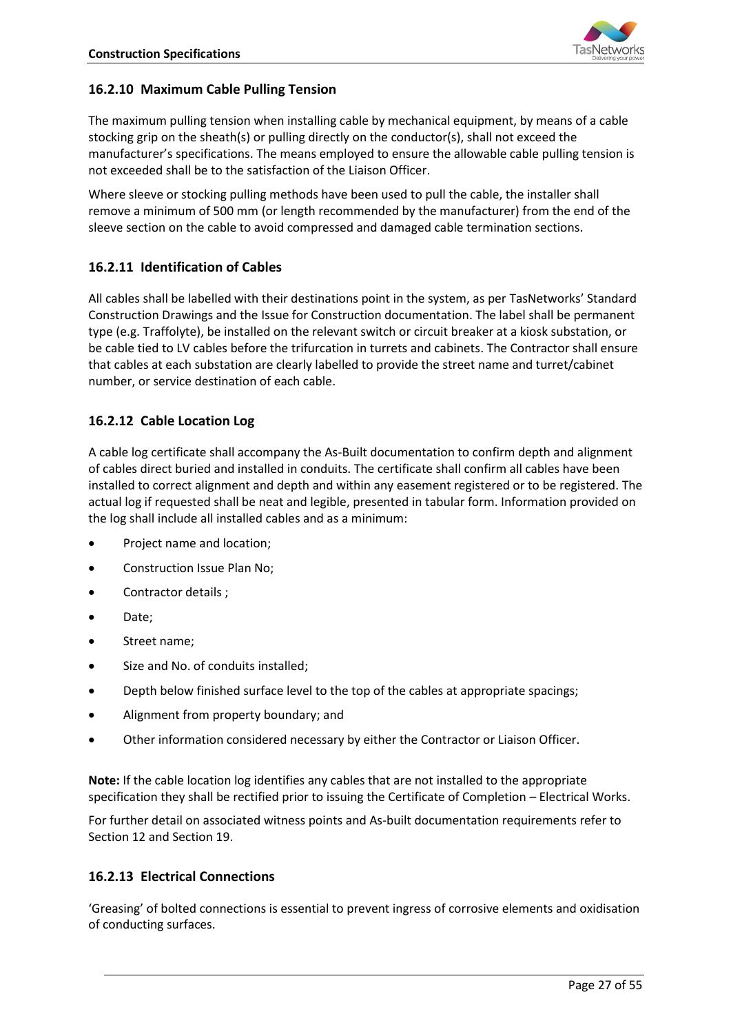### 16.2.10 Maximum Cable Pulling Tension

The maximum pulling tension when installing cable by mechanical equipment, by means of a cable stocking grip on the sheath(s) or pulling directly on the conductor(s), shall not exceed the manufacturer's specifications. The means employed to ensure the allowable cable pulling tension is not exceeded shall be to the satisfaction of the Liaison Officer.

Where sleeve or stocking pulling methods have been used to pull the cable, the installer shall remove a minimum of 500 mm (or length recommended by the manufacturer) from the end of the sleeve section on the cable to avoid compressed and damaged cable termination sections.

### 16.2.11 Identification of Cables

All cables shall be labelled with their destinations point in the system, as per TasNetworks' Standard Construction Drawings and the Issue for Construction documentation. The label shall be permanent type (e.g. Traffolyte), be installed on the relevant switch or circuit breaker at a kiosk substation, or be cable tied to LV cables before the trifurcation in turrets and cabinets. The Contractor shall ensure that cables at each substation are clearly labelled to provide the street name and turret/cabinet number, or service destination of each cable.

### 16.2.12 Cable Location Log

A cable log certificate shall accompany the As-Built documentation to confirm depth and alignment of cables direct buried and installed in conduits. The certificate shall confirm all cables have been installed to correct alignment and depth and within any easement registered or to be registered. The actual log if requested shall be neat and legible, presented in tabular form. Information provided on the log shall include all installed cables and as a minimum:

- Project name and location;
- Construction Issue Plan No;
- Contractor details ;
- Date;
- Street name;
- Size and No. of conduits installed;
- Depth below finished surface level to the top of the cables at appropriate spacings;
- Alignment from property boundary; and
- Other information considered necessary by either the Contractor or Liaison Officer.

**Note:** If the cable location log identifies any cables that are not installed to the appropriate specification they shall be rectified prior to issuing the Certificate of Completion – Electrical Works.

For further detail on associated witness points and As-built documentation requirements refer to Section 12 and Section 19.

### 16.2.13 Electrical Connections

'Greasing' of bolted connections is essential to prevent ingress of corrosive elements and oxidisation of conducting surfaces.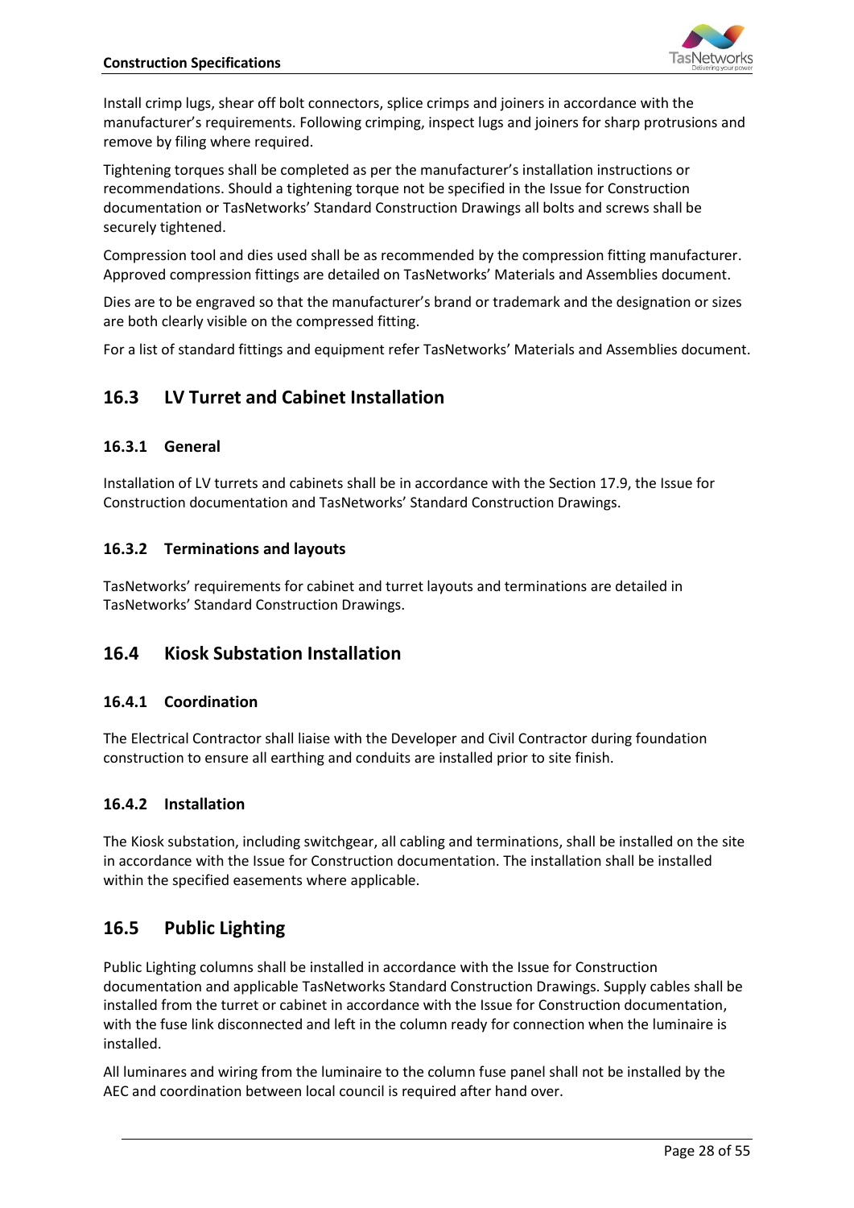Install crimp lugs, shear off bolt connectors, splice crimps and joiners in accordance with the manufacturer's requirements. Following crimping, inspect lugs and joiners for sharp protrusions and remove by filing where required.

Tightening torques shall be completed as per the manufacturer's installation instructions or recommendations. Should a tightening torque not be specified in the Issue for Construction documentation or TasNetworks' Standard Construction Drawings all bolts and screws shall be securely tightened.

Compression tool and dies used shall be as recommended by the compression fitting manufacturer. Approved compression fittings are detailed on TasNetworks' Materials and Assemblies document.

Dies are to be engraved so that the manufacturer's brand or trademark and the designation or sizes are both clearly visible on the compressed fitting.

For a list of standard fittings and equipment refer TasNetworks' Materials and Assemblies document.

## 16.3 LV Turret and Cabinet Installation

### 16.3.1 General

Installation of LV turrets and cabinets shall be in accordance with the Section 17.9, the Issue for Construction documentation and TasNetworks' Standard Construction Drawings.

### 16.3.2 Terminations and layouts

TasNetworks' requirements for cabinet and turret layouts and terminations are detailed in TasNetworks' Standard Construction Drawings.

## 16.4 Kiosk Substation Installation

### 16.4.1 Coordination

The Electrical Contractor shall liaise with the Developer and Civil Contractor during foundation construction to ensure all earthing and conduits are installed prior to site finish.

### 16.4.2 Installation

The Kiosk substation, including switchgear, all cabling and terminations, shall be installed on the site in accordance with the Issue for Construction documentation. The installation shall be installed within the specified easements where applicable.

## 16.5 Public Lighting

Public Lighting columns shall be installed in accordance with the Issue for Construction documentation and applicable TasNetworks Standard Construction Drawings. Supply cables shall be installed from the turret or cabinet in accordance with the Issue for Construction documentation, with the fuse link disconnected and left in the column ready for connection when the luminaire is installed.

All luminares and wiring from the luminaire to the column fuse panel shall not be installed by the AEC and coordination between local council is required after hand over.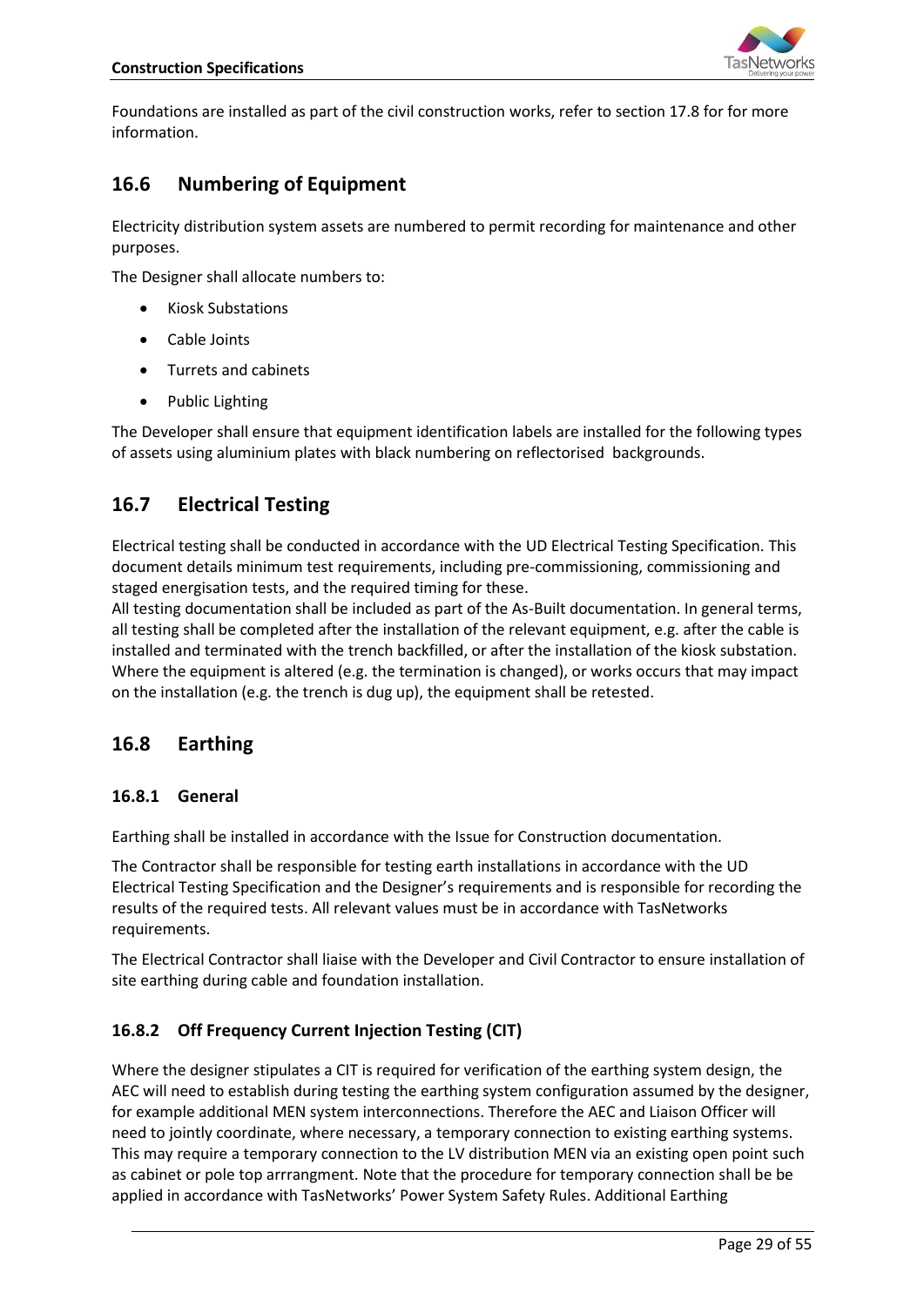Foundations are installed as part of the civil construction works, refer to section 17.8 for for more information.

## 16.6 Numbering of Equipment

Electricity distribution system assets are numbered to permit recording for maintenance and other purposes.

The Designer shall allocate numbers to:

- Kiosk Substations
- Cable Joints
- Turrets and cabinets
- Public Lighting

The Developer shall ensure that equipment identification labels are installed for the following types of assets using aluminium plates with black numbering on reflectorised backgrounds.

## 16.7 Electrical Testing

Electrical testing shall be conducted in accordance with the UD Electrical Testing Specification. This document details minimum test requirements, including pre-commissioning, commissioning and staged energisation tests, and the required timing for these.

All testing documentation shall be included as part of the As-Built documentation. In general terms, all testing shall be completed after the installation of the relevant equipment, e.g. after the cable is installed and terminated with the trench backfilled, or after the installation of the kiosk substation. Where the equipment is altered (e.g. the termination is changed), or works occurs that may impact on the installation (e.g. the trench is dug up), the equipment shall be retested.

## 16.8 Earthing

### 16.8.1 General

Earthing shall be installed in accordance with the Issue for Construction documentation.

The Contractor shall be responsible for testing earth installations in accordance with the UD Electrical Testing Specification and the Designer's requirements and is responsible for recording the results of the required tests. All relevant values must be in accordance with TasNetworks requirements.

The Electrical Contractor shall liaise with the Developer and Civil Contractor to ensure installation of site earthing during cable and foundation installation.

### 16.8.2 Off Frequency Current Injection Testing (CIT)

Where the designer stipulates a CIT is required for verification of the earthing system design, the AEC will need to establish during testing the earthing system configuration assumed by the designer, for example additional MEN system interconnections. Therefore the AEC and Liaison Officer will need to jointly coordinate, where necessary, a temporary connection to existing earthing systems. This may require a temporary connection to the LV distribution MEN via an existing open point such as cabinet or pole top arrrangment. Note that the procedure for temporary connection shall be be applied in accordance with TasNetworks' Power System Safety Rules. Additional Earthing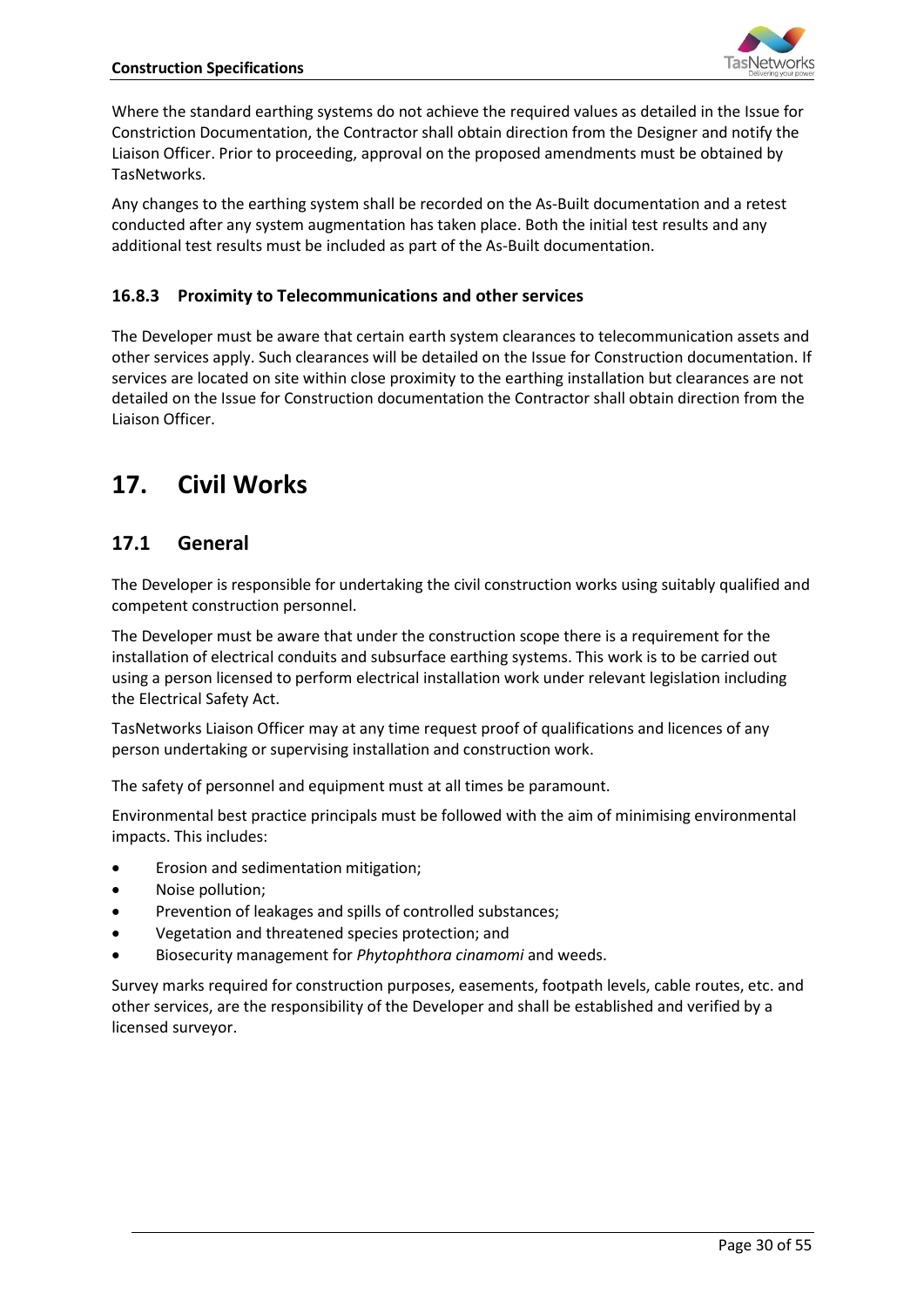Where the standard earthing systems do not achieve the required values as detailed in the Issue for Constriction Documentation, the Contractor shall obtain direction from the Designer and notify the Liaison Officer. Prior to proceeding, approval on the proposed amendments must be obtained by TasNetworks.

Any changes to the earthing system shall be recorded on the As-Built documentation and a retest conducted after any system augmentation has taken place. Both the initial test results and any additional test results must be included as part of the As-Built documentation.

### 16.8.3 Proximity to Telecommunications and other services

The Developer must be aware that certain earth system clearances to telecommunication assets and other services apply. Such clearances will be detailed on the Issue for Construction documentation. If services are located on site within close proximity to the earthing installation but clearances are not detailed on the Issue for Construction documentation the Contractor shall obtain direction from the Liaison Officer.

# 17. Civil Works

## 17.1 General

The Developer is responsible for undertaking the civil construction works using suitably qualified and competent construction personnel.

The Developer must be aware that under the construction scope there is a requirement for the installation of electrical conduits and subsurface earthing systems. This work is to be carried out using a person licensed to perform electrical installation work under relevant legislation including the Electrical Safety Act.

TasNetworks Liaison Officer may at any time request proof of qualifications and licences of any person undertaking or supervising installation and construction work.

The safety of personnel and equipment must at all times be paramount.

Environmental best practice principals must be followed with the aim of minimising environmental impacts. This includes:

- Erosion and sedimentation mitigation;
- Noise pollution;
- Prevention of leakages and spills of controlled substances;
- Vegetation and threatened species protection; and
- Biosecurity management for *Phytophthora cinamomi* and weeds.

Survey marks required for construction purposes, easements, footpath levels, cable routes, etc. and other services, are the responsibility of the Developer and shall be established and verified by a licensed surveyor.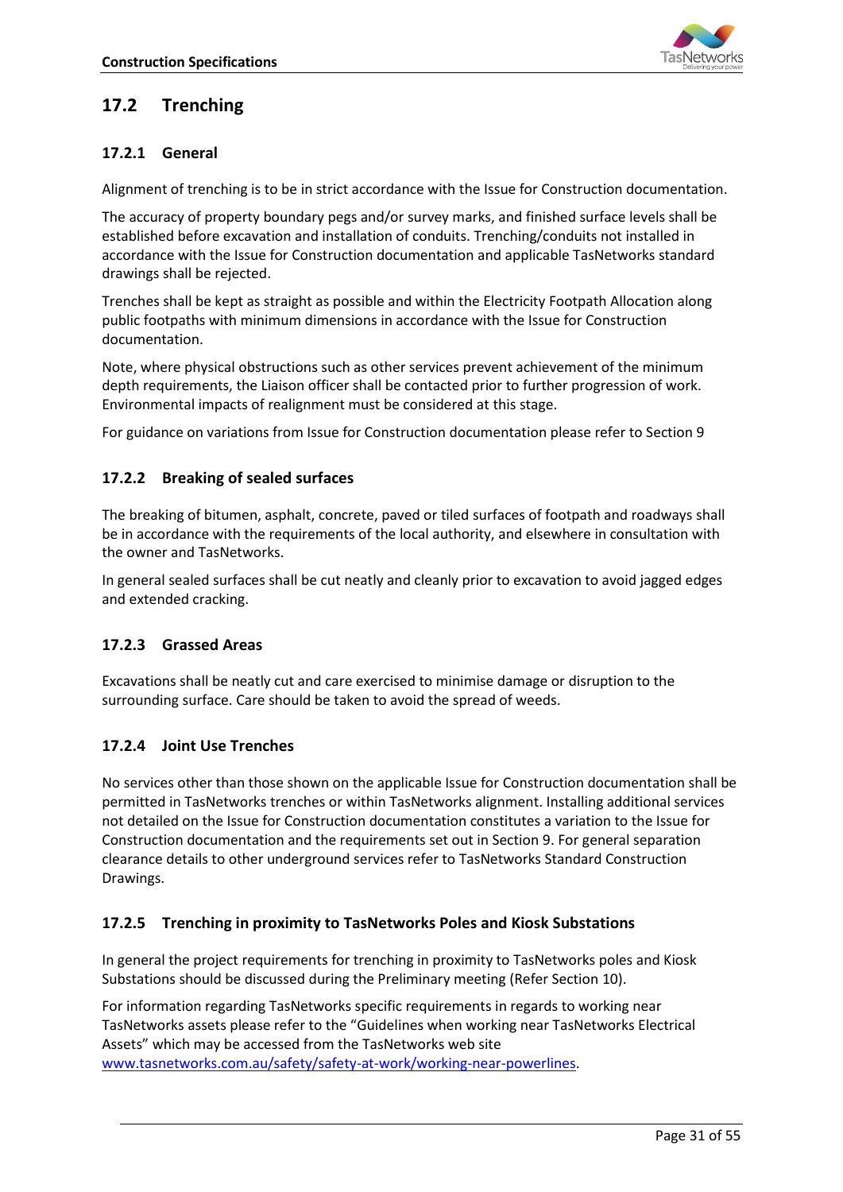## 17.2 Trenching

### 17.2.1 General

Alignment of trenching is to be in strict accordance with the Issue for Construction documentation.

The accuracy of property boundary pegs and/or survey marks, and finished surface levels shall be established before excavation and installation of conduits. Trenching/conduits not installed in accordance with the Issue for Construction documentation and applicable TasNetworks standard drawings shall be rejected.

Trenches shall be kept as straight as possible and within the Electricity Footpath Allocation along public footpaths with minimum dimensions in accordance with the Issue for Construction documentation.

Note, where physical obstructions such as other services prevent achievement of the minimum depth requirements, the Liaison officer shall be contacted prior to further progression of work. Environmental impacts of realignment must be considered at this stage.

For guidance on variations from Issue for Construction documentation please refer to Section 9

### 17.2.2 Breaking of sealed surfaces

The breaking of bitumen, asphalt, concrete, paved or tiled surfaces of footpath and roadways shall be in accordance with the requirements of the local authority, and elsewhere in consultation with the owner and TasNetworks.

In general sealed surfaces shall be cut neatly and cleanly prior to excavation to avoid jagged edges and extended cracking.

### 17.2.3 Grassed Areas

Excavations shall be neatly cut and care exercised to minimise damage or disruption to the surrounding surface. Care should be taken to avoid the spread of weeds.

### 17.2.4 Joint Use Trenches

No services other than those shown on the applicable Issue for Construction documentation shall be permitted in TasNetworks trenches or within TasNetworks alignment. Installing additional services not detailed on the Issue for Construction documentation constitutes a variation to the Issue for Construction documentation and the requirements set out in Section 9. For general separation clearance details to other underground services refer to TasNetworks Standard Construction Drawings.

### 17.2.5 Trenching in proximity to TasNetworks Poles and Kiosk Substations

In general the project requirements for trenching in proximity to TasNetworks poles and Kiosk Substations should be discussed during the Preliminary meeting (Refer Section 10).

For information regarding TasNetworks specific requirements in regards to working near TasNetworks assets please refer to the "Guidelines when working near TasNetworks Electrical Assets" which may be accessed from the TasNetworks web site [www.tasnetworks.com.au/safety/safety-at-work/working-near-powerlines](www.tasnetworks.com.au/safety/safety-at-work/working-near-powerlines).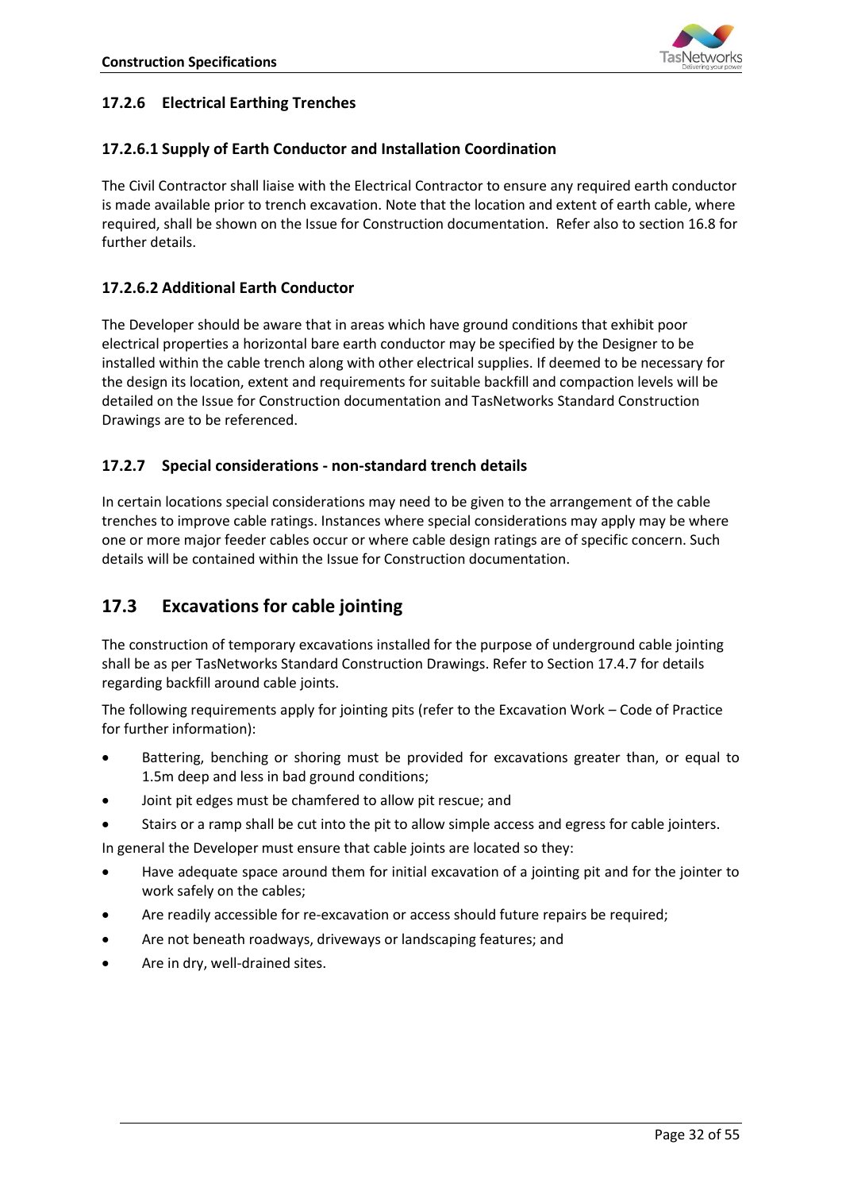### 17.2.6 Electrical Earthing Trenches

#### 17.2.6.1 Supply of Earth Conductor and Installation Coordination

The Civil Contractor shall liaise with the Electrical Contractor to ensure any required earth conductor is made available prior to trench excavation. Note that the location and extent of earth cable, where required, shall be shown on the Issue for Construction documentation. Refer also to section 16.8 for further details.

#### 17.2.6.2 Additional Earth Conductor

The Developer should be aware that in areas which have ground conditions that exhibit poor electrical properties a horizontal bare earth conductor may be specified by the Designer to be installed within the cable trench along with other electrical supplies. If deemed to be necessary for the design its location, extent and requirements for suitable backfill and compaction levels will be detailed on the Issue for Construction documentation and TasNetworks Standard Construction Drawings are to be referenced.

### 17.2.7 Special considerations - non-standard trench details

In certain locations special considerations may need to be given to the arrangement of the cable trenches to improve cable ratings. Instances where special considerations may apply may be where one or more major feeder cables occur or where cable design ratings are of specific concern. Such details will be contained within the Issue for Construction documentation.

## 17.3 Excavations for cable jointing

The construction of temporary excavations installed for the purpose of underground cable jointing shall be as per TasNetworks Standard Construction Drawings. Refer to Section 17.4.7 for details regarding backfill around cable joints.

The following requirements apply for jointing pits (refer to the Excavation Work – Code of Practice for further information):

- Battering, benching or shoring must be provided for excavations greater than, or equal to 1.5m deep and less in bad ground conditions;
- Joint pit edges must be chamfered to allow pit rescue; and
- Stairs or a ramp shall be cut into the pit to allow simple access and egress for cable jointers.

In general the Developer must ensure that cable joints are located so they:

- Have adequate space around them for initial excavation of a jointing pit and for the jointer to work safely on the cables;
- Are readily accessible for re-excavation or access should future repairs be required;
- Are not beneath roadways, driveways or landscaping features; and
- Are in dry, well-drained sites.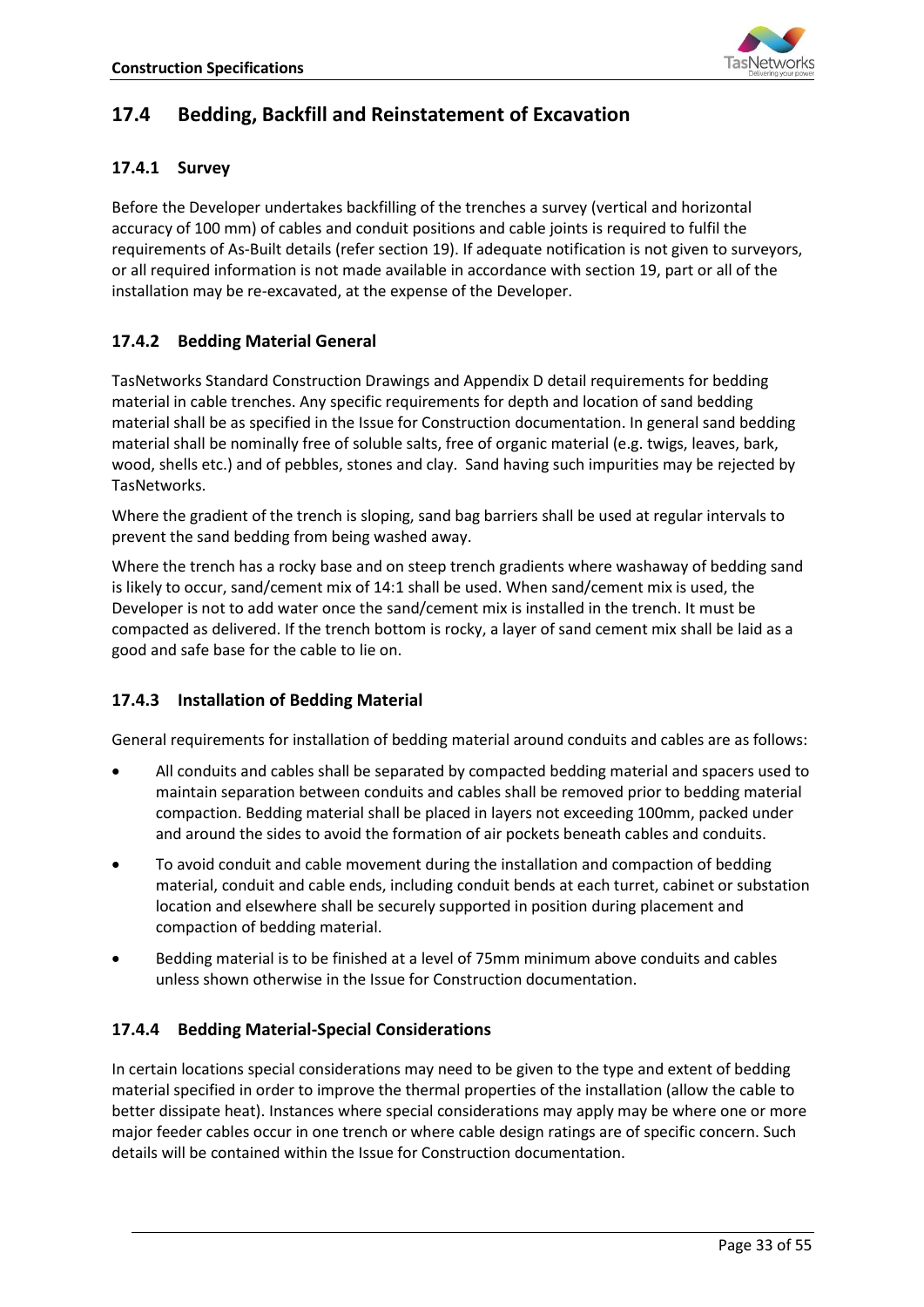## 17.4 Bedding, Backfill and Reinstatement of Excavation

### 17.4.1 Survey

Before the Developer undertakes backfilling of the trenches a survey (vertical and horizontal accuracy of 100 mm) of cables and conduit positions and cable joints is required to fulfil the requirements of As-Built details (refer section 19). If adequate notification is not given to surveyors, or all required information is not made available in accordance with section 19, part or all of the installation may be re-excavated, at the expense of the Developer.

### 17.4.2 Bedding Material General

TasNetworks Standard Construction Drawings and Appendix D detail requirements for bedding material in cable trenches. Any specific requirements for depth and location of sand bedding material shall be as specified in the Issue for Construction documentation. In general sand bedding material shall be nominally free of soluble salts, free of organic material (e.g. twigs, leaves, bark, wood, shells etc.) and of pebbles, stones and clay. Sand having such impurities may be rejected by TasNetworks.

Where the gradient of the trench is sloping, sand bag barriers shall be used at regular intervals to prevent the sand bedding from being washed away.

Where the trench has a rocky base and on steep trench gradients where washaway of bedding sand is likely to occur, sand/cement mix of 14:1 shall be used. When sand/cement mix is used, the Developer is not to add water once the sand/cement mix is installed in the trench. It must be compacted as delivered. If the trench bottom is rocky, a layer of sand cement mix shall be laid as a good and safe base for the cable to lie on.

### 17.4.3 Installation of Bedding Material

General requirements for installation of bedding material around conduits and cables are as follows:

- All conduits and cables shall be separated by compacted bedding material and spacers used to maintain separation between conduits and cables shall be removed prior to bedding material compaction. Bedding material shall be placed in layers not exceeding 100mm, packed under and around the sides to avoid the formation of air pockets beneath cables and conduits.
- To avoid conduit and cable movement during the installation and compaction of bedding material, conduit and cable ends, including conduit bends at each turret, cabinet or substation location and elsewhere shall be securely supported in position during placement and compaction of bedding material.
- Bedding material is to be finished at a level of 75mm minimum above conduits and cables unless shown otherwise in the Issue for Construction documentation.

### 17.4.4 Bedding Material-Special Considerations

In certain locations special considerations may need to be given to the type and extent of bedding material specified in order to improve the thermal properties of the installation (allow the cable to better dissipate heat). Instances where special considerations may apply may be where one or more major feeder cables occur in one trench or where cable design ratings are of specific concern. Such details will be contained within the Issue for Construction documentation.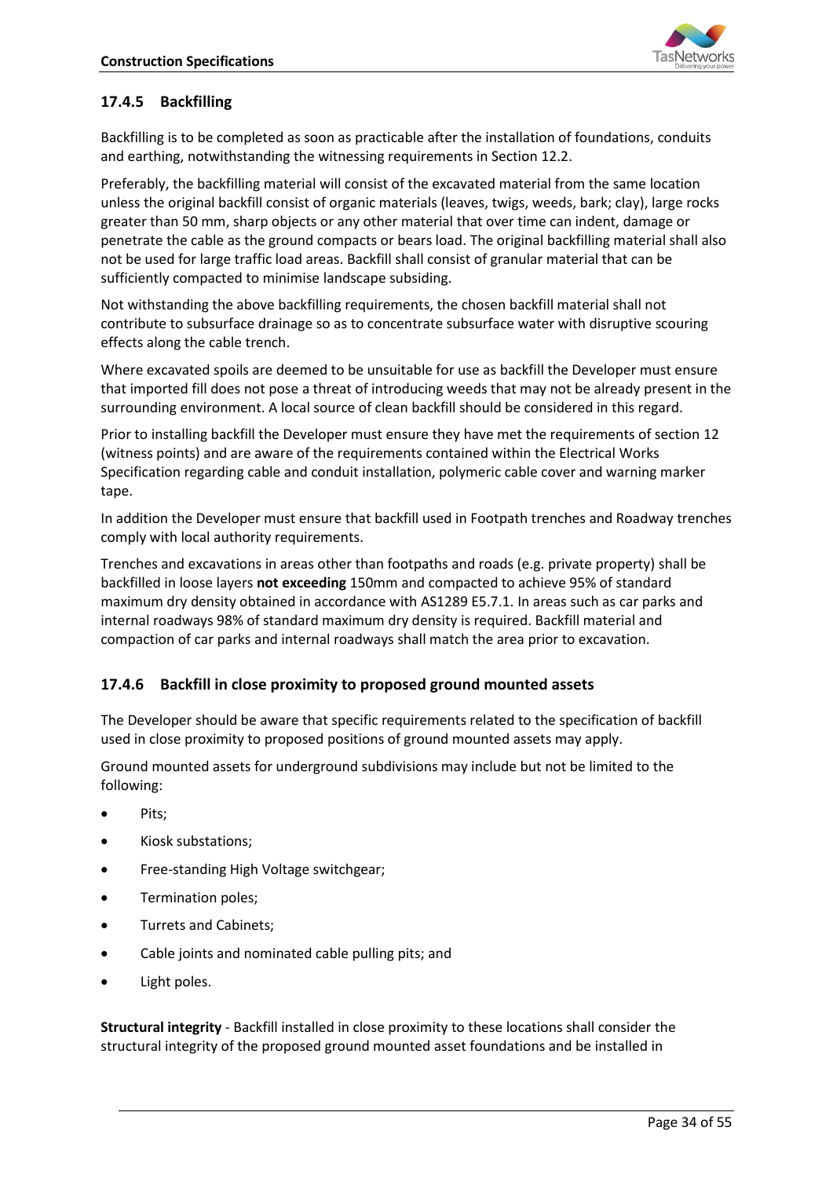### 17.4.5 Backfilling

Backfilling is to be completed as soon as practicable after the installation of foundations, conduits and earthing, notwithstanding the witnessing requirements in Section 12.2.

Preferably, the backfilling material will consist of the excavated material from the same location unless the original backfill consist of organic materials (leaves, twigs, weeds, bark; clay), large rocks greater than 50 mm, sharp objects or any other material that over time can indent, damage or penetrate the cable as the ground compacts or bears load. The original backfilling material shall also not be used for large traffic load areas. Backfill shall consist of granular material that can be sufficiently compacted to minimise landscape subsiding.

Not withstanding the above backfilling requirements, the chosen backfill material shall not contribute to subsurface drainage so as to concentrate subsurface water with disruptive scouring effects along the cable trench.

Where excavated spoils are deemed to be unsuitable for use as backfill the Developer must ensure that imported fill does not pose a threat of introducing weeds that may not be already present in the surrounding environment. A local source of clean backfill should be considered in this regard.

Prior to installing backfill the Developer must ensure they have met the requirements of section 12 (witness points) and are aware of the requirements contained within the Electrical Works Specification regarding cable and conduit installation, polymeric cable cover and warning marker tape.

In addition the Developer must ensure that backfill used in Footpath trenches and Roadway trenches comply with local authority requirements.

Trenches and excavations in areas other than footpaths and roads (e.g. private property) shall be backfilled in loose layers **not exceeding** 150mm and compacted to achieve 95% of standard maximum dry density obtained in accordance with AS1289 E5.7.1. In areas such as car parks and internal roadways 98% of standard maximum dry density is required. Backfill material and compaction of car parks and internal roadways shall match the area prior to excavation.

### 17.4.6 Backfill in close proximity to proposed ground mounted assets

The Developer should be aware that specific requirements related to the specification of backfill used in close proximity to proposed positions of ground mounted assets may apply.

Ground mounted assets for underground subdivisions may include but not be limited to the following:

- Pits;
- Kiosk substations;
- Free-standing High Voltage switchgear;
- Termination poles;
- Turrets and Cabinets;
- Cable joints and nominated cable pulling pits; and
- Light poles.

**Structural integrity** - Backfill installed in close proximity to these locations shall consider the structural integrity of the proposed ground mounted asset foundations and be installed in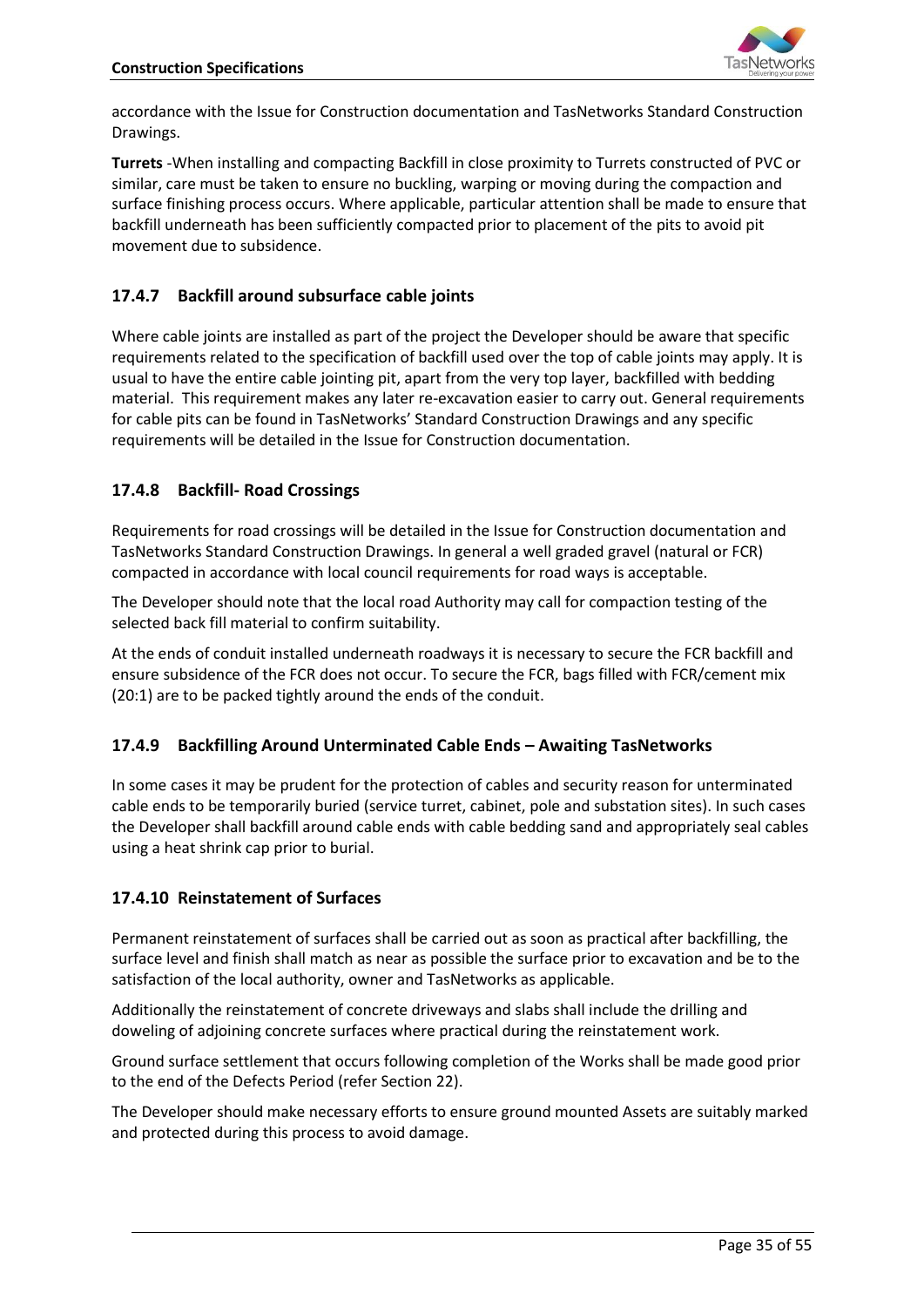accordance with the Issue for Construction documentation and TasNetworks Standard Construction Drawings.

**Turrets** -When installing and compacting Backfill in close proximity to Turrets constructed of PVC or similar, care must be taken to ensure no buckling, warping or moving during the compaction and surface finishing process occurs. Where applicable, particular attention shall be made to ensure that backfill underneath has been sufficiently compacted prior to placement of the pits to avoid pit movement due to subsidence.

### 17.4.7 Backfill around subsurface cable joints

Where cable joints are installed as part of the project the Developer should be aware that specific requirements related to the specification of backfill used over the top of cable joints may apply. It is usual to have the entire cable jointing pit, apart from the very top layer, backfilled with bedding material. This requirement makes any later re-excavation easier to carry out. General requirements for cable pits can be found in TasNetworks' Standard Construction Drawings and any specific requirements will be detailed in the Issue for Construction documentation.

### 17.4.8 Backfill- Road Crossings

Requirements for road crossings will be detailed in the Issue for Construction documentation and TasNetworks Standard Construction Drawings. In general a well graded gravel (natural or FCR) compacted in accordance with local council requirements for road ways is acceptable.

The Developer should note that the local road Authority may call for compaction testing of the selected back fill material to confirm suitability.

At the ends of conduit installed underneath roadways it is necessary to secure the FCR backfill and ensure subsidence of the FCR does not occur. To secure the FCR, bags filled with FCR/cement mix (20:1) are to be packed tightly around the ends of the conduit.

### 17.4.9 Backfilling Around Unterminated Cable Ends – Awaiting TasNetworks

In some cases it may be prudent for the protection of cables and security reason for unterminated cable ends to be temporarily buried (service turret, cabinet, pole and substation sites). In such cases the Developer shall backfill around cable ends with cable bedding sand and appropriately seal cables using a heat shrink cap prior to burial.

### 17.4.10 Reinstatement of Surfaces

Permanent reinstatement of surfaces shall be carried out as soon as practical after backfilling, the surface level and finish shall match as near as possible the surface prior to excavation and be to the satisfaction of the local authority, owner and TasNetworks as applicable.

Additionally the reinstatement of concrete driveways and slabs shall include the drilling and doweling of adjoining concrete surfaces where practical during the reinstatement work.

Ground surface settlement that occurs following completion of the Works shall be made good prior to the end of the Defects Period (refer Section 22).

The Developer should make necessary efforts to ensure ground mounted Assets are suitably marked and protected during this process to avoid damage.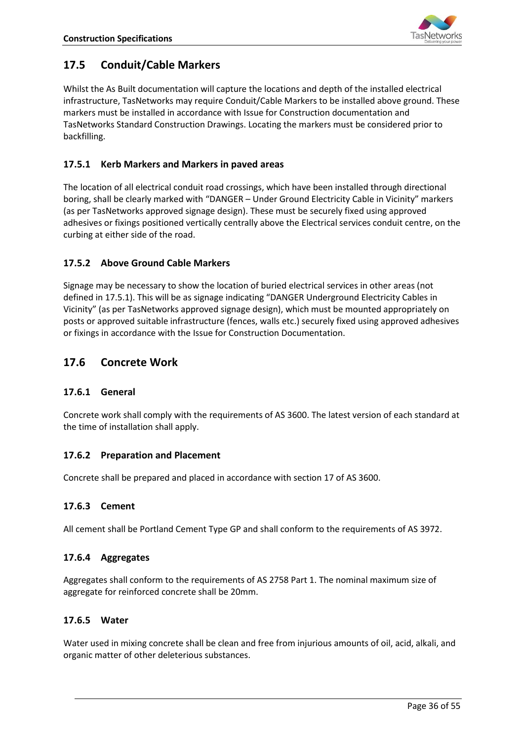## 17.5 Conduit/Cable Markers

Whilst the As Built documentation will capture the locations and depth of the installed electrical infrastructure, TasNetworks may require Conduit/Cable Markers to be installed above ground. These markers must be installed in accordance with Issue for Construction documentation and TasNetworks Standard Construction Drawings. Locating the markers must be considered prior to backfilling.

### 17.5.1 Kerb Markers and Markers in paved areas

The location of all electrical conduit road crossings, which have been installed through directional boring, shall be clearly marked with "DANGER – Under Ground Electricity Cable in Vicinity" markers (as per TasNetworks approved signage design). These must be securely fixed using approved adhesives or fixings positioned vertically centrally above the Electrical services conduit centre, on the curbing at either side of the road.

### 17.5.2 Above Ground Cable Markers

Signage may be necessary to show the location of buried electrical services in other areas (not defined in 17.5.1). This will be as signage indicating "DANGER Underground Electricity Cables in Vicinity" (as per TasNetworks approved signage design), which must be mounted appropriately on posts or approved suitable infrastructure (fences, walls etc.) securely fixed using approved adhesives or fixings in accordance with the Issue for Construction Documentation.

## 17.6 Concrete Work

### 17.6.1 General

Concrete work shall comply with the requirements of AS 3600. The latest version of each standard at the time of installation shall apply.

### 17.6.2 Preparation and Placement

Concrete shall be prepared and placed in accordance with section 17 of AS 3600.

### 17.6.3 Cement

All cement shall be Portland Cement Type GP and shall conform to the requirements of AS 3972.

### 17.6.4 Aggregates

Aggregates shall conform to the requirements of AS 2758 Part 1. The nominal maximum size of aggregate for reinforced concrete shall be 20mm.

### 17.6.5 Water

Water used in mixing concrete shall be clean and free from injurious amounts of oil, acid, alkali, and organic matter of other deleterious substances.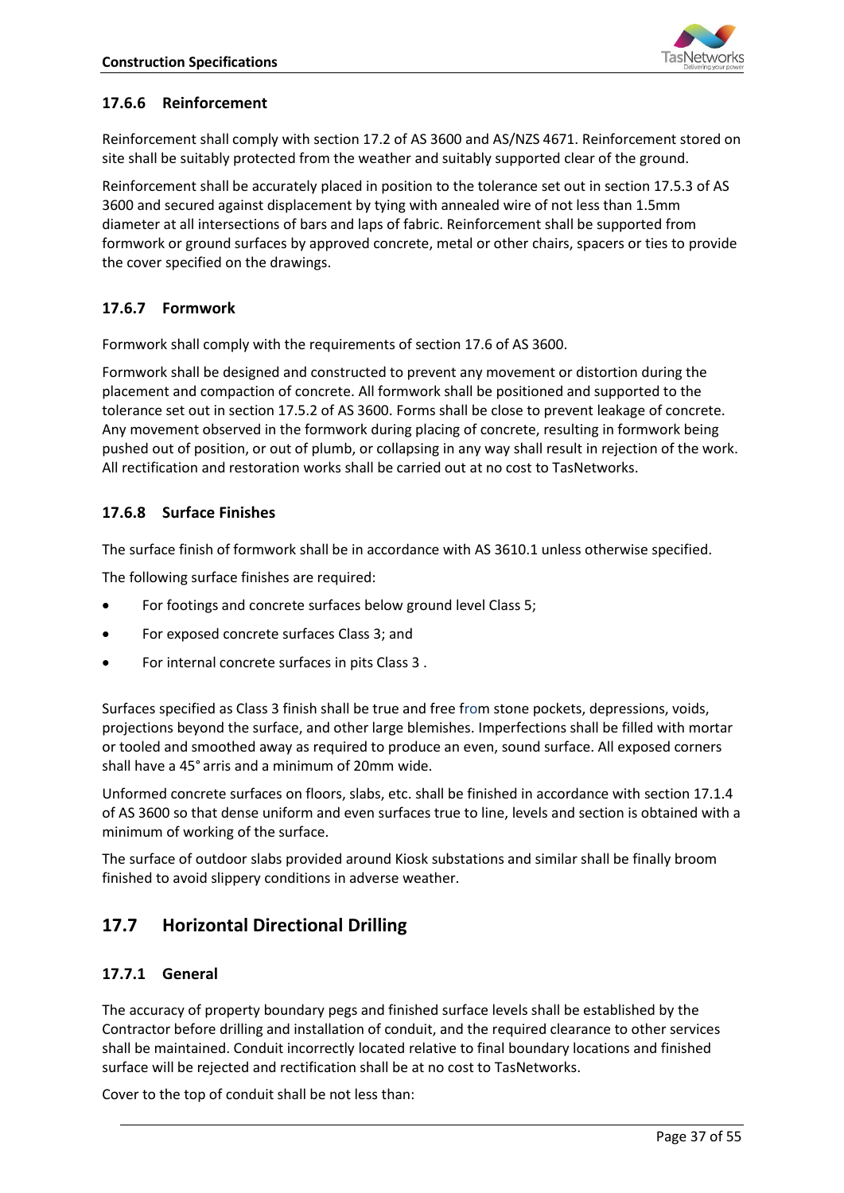### 17.6.6 Reinforcement

Reinforcement shall comply with section 17.2 of AS 3600 and AS/NZS 4671. Reinforcement stored on site shall be suitably protected from the weather and suitably supported clear of the ground.

Reinforcement shall be accurately placed in position to the tolerance set out in section 17.5.3 of AS 3600 and secured against displacement by tying with annealed wire of not less than 1.5mm diameter at all intersections of bars and laps of fabric. Reinforcement shall be supported from formwork or ground surfaces by approved concrete, metal or other chairs, spacers or ties to provide the cover specified on the drawings.

### 17.6.7 Formwork

Formwork shall comply with the requirements of section 17.6 of AS 3600.

Formwork shall be designed and constructed to prevent any movement or distortion during the placement and compaction of concrete. All formwork shall be positioned and supported to the tolerance set out in section 17.5.2 of AS 3600. Forms shall be close to prevent leakage of concrete. Any movement observed in the formwork during placing of concrete, resulting in formwork being pushed out of position, or out of plumb, or collapsing in any way shall result in rejection of the work. All rectification and restoration works shall be carried out at no cost to TasNetworks.

### 17.6.8 Surface Finishes

The surface finish of formwork shall be in accordance with AS 3610.1 unless otherwise specified.

The following surface finishes are required:

- For footings and concrete surfaces below ground level Class 5;
- For exposed concrete surfaces Class 3; and
- For internal concrete surfaces in pits Class 3 .

Surfaces specified as Class 3 finish shall be true and free from stone pockets, depressions, voids, projections beyond the surface, and other large blemishes. Imperfections shall be filled with mortar or tooled and smoothed away as required to produce an even, sound surface. All exposed corners shall have a 45° arris and a minimum of 20mm wide.

Unformed concrete surfaces on floors, slabs, etc. shall be finished in accordance with section 17.1.4 of AS 3600 so that dense uniform and even surfaces true to line, levels and section is obtained with a minimum of working of the surface.

The surface of outdoor slabs provided around Kiosk substations and similar shall be finally broom finished to avoid slippery conditions in adverse weather.

## 17.7 Horizontal Directional Drilling

### 17.7.1 General

The accuracy of property boundary pegs and finished surface levels shall be established by the Contractor before drilling and installation of conduit, and the required clearance to other services shall be maintained. Conduit incorrectly located relative to final boundary locations and finished surface will be rejected and rectification shall be at no cost to TasNetworks.

Cover to the top of conduit shall be not less than: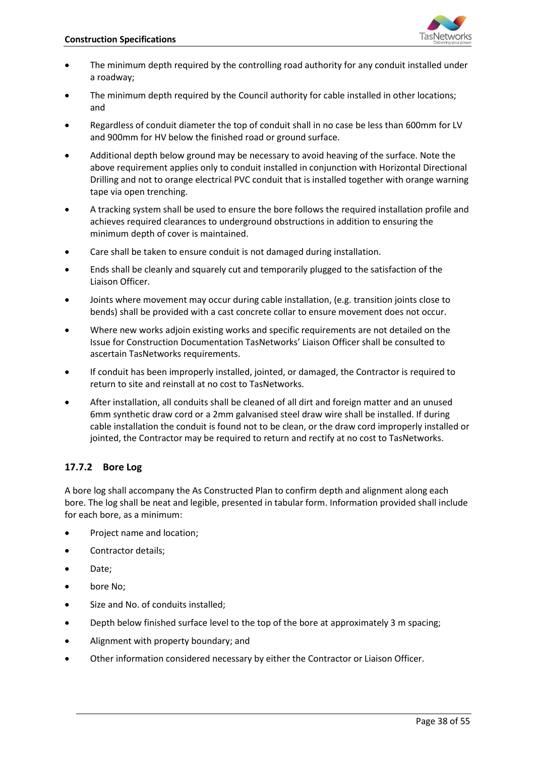- The minimum depth required by the controlling road authority for any conduit installed under a roadway;
- The minimum depth required by the Council authority for cable installed in other locations; and
- Regardless of conduit diameter the top of conduit shall in no case be less than 600mm for LV and 900mm for HV below the finished road or ground surface.
- Additional depth below ground may be necessary to avoid heaving of the surface. Note the above requirement applies only to conduit installed in conjunction with Horizontal Directional Drilling and not to orange electrical PVC conduit that is installed together with orange warning tape via open trenching.
- A tracking system shall be used to ensure the bore follows the required installation profile and achieves required clearances to underground obstructions in addition to ensuring the minimum depth of cover is maintained.
- Care shall be taken to ensure conduit is not damaged during installation.
- Ends shall be cleanly and squarely cut and temporarily plugged to the satisfaction of the Liaison Officer.
- Joints where movement may occur during cable installation, (e.g. transition joints close to bends) shall be provided with a cast concrete collar to ensure movement does not occur.
- Where new works adjoin existing works and specific requirements are not detailed on the Issue for Construction Documentation TasNetworks' Liaison Officer shall be consulted to ascertain TasNetworks requirements.
- If conduit has been improperly installed, jointed, or damaged, the Contractor is required to return to site and reinstall at no cost to TasNetworks.
- After installation, all conduits shall be cleaned of all dirt and foreign matter and an unused 6mm synthetic draw cord or a 2mm galvanised steel draw wire shall be installed. If during cable installation the conduit is found not to be clean, or the draw cord improperly installed or jointed, the Contractor may be required to return and rectify at no cost to TasNetworks.

### 17.7.2 Bore Log

A bore log shall accompany the As Constructed Plan to confirm depth and alignment along each bore. The log shall be neat and legible, presented in tabular form. Information provided shall include for each bore, as a minimum:

- Project name and location;
- Contractor details;
- Date;
- bore No;
- Size and No. of conduits installed;
- Depth below finished surface level to the top of the bore at approximately 3 m spacing;
- Alignment with property boundary; and
- Other information considered necessary by either the Contractor or Liaison Officer.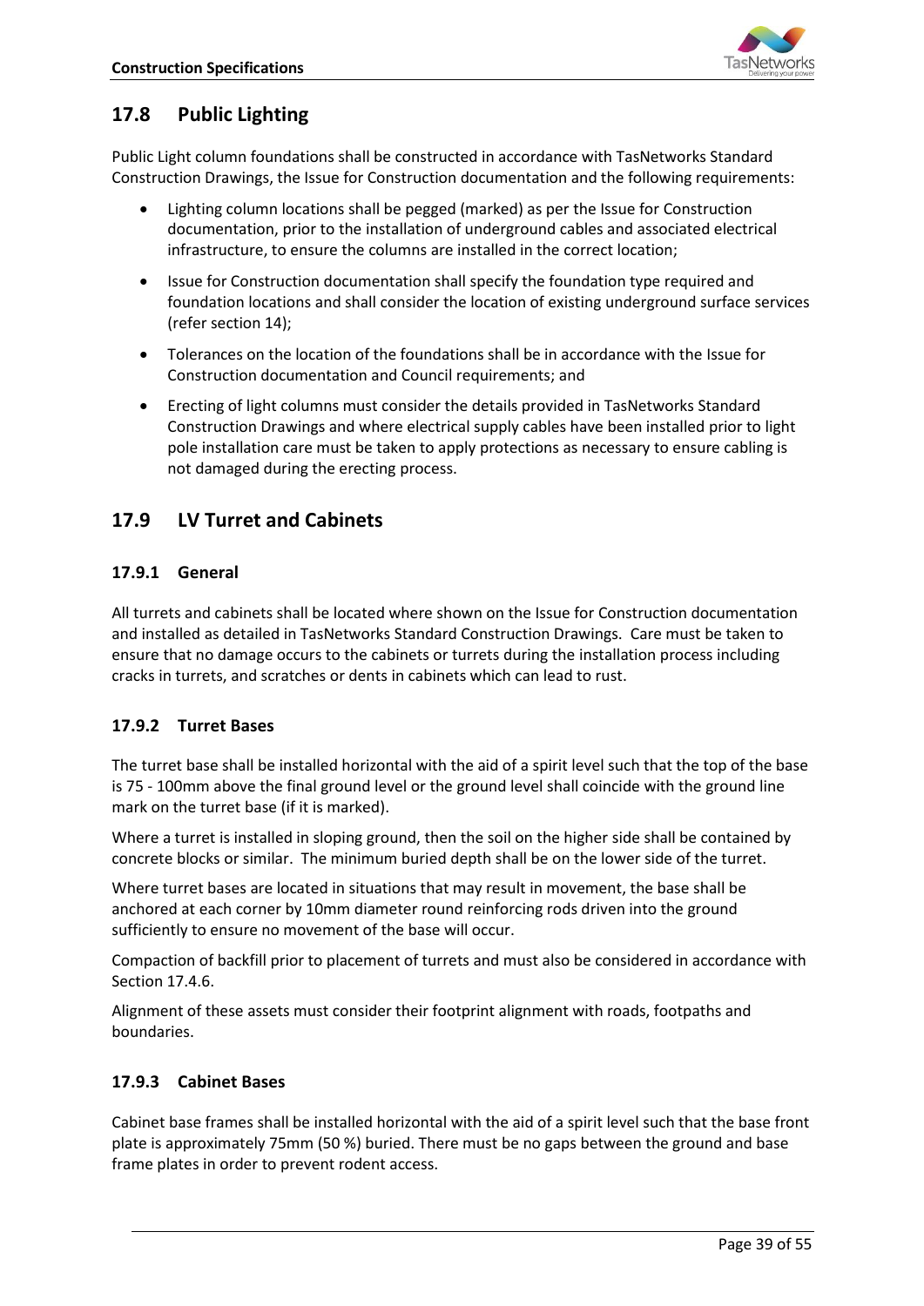## 17.8 Public Lighting

Public Light column foundations shall be constructed in accordance with TasNetworks Standard Construction Drawings, the Issue for Construction documentation and the following requirements:

- Lighting column locations shall be pegged (marked) as per the Issue for Construction documentation, prior to the installation of underground cables and associated electrical infrastructure, to ensure the columns are installed in the correct location;
- Issue for Construction documentation shall specify the foundation type required and foundation locations and shall consider the location of existing underground surface services (refer section 14);
- Tolerances on the location of the foundations shall be in accordance with the Issue for Construction documentation and Council requirements; and
- Erecting of light columns must consider the details provided in TasNetworks Standard Construction Drawings and where electrical supply cables have been installed prior to light pole installation care must be taken to apply protections as necessary to ensure cabling is not damaged during the erecting process.

## 17.9 LV Turret and Cabinets

### 17.9.1 General

All turrets and cabinets shall be located where shown on the Issue for Construction documentation and installed as detailed in TasNetworks Standard Construction Drawings. Care must be taken to ensure that no damage occurs to the cabinets or turrets during the installation process including cracks in turrets, and scratches or dents in cabinets which can lead to rust.

### 17.9.2 Turret Bases

The turret base shall be installed horizontal with the aid of a spirit level such that the top of the base is 75 - 100mm above the final ground level or the ground level shall coincide with the ground line mark on the turret base (if it is marked).

Where a turret is installed in sloping ground, then the soil on the higher side shall be contained by concrete blocks or similar. The minimum buried depth shall be on the lower side of the turret.

Where turret bases are located in situations that may result in movement, the base shall be anchored at each corner by 10mm diameter round reinforcing rods driven into the ground sufficiently to ensure no movement of the base will occur.

Compaction of backfill prior to placement of turrets and must also be considered in accordance with Section 17.4.6.

Alignment of these assets must consider their footprint alignment with roads, footpaths and boundaries.

### 17.9.3 Cabinet Bases

Cabinet base frames shall be installed horizontal with the aid of a spirit level such that the base front plate is approximately 75mm (50 %) buried. There must be no gaps between the ground and base frame plates in order to prevent rodent access.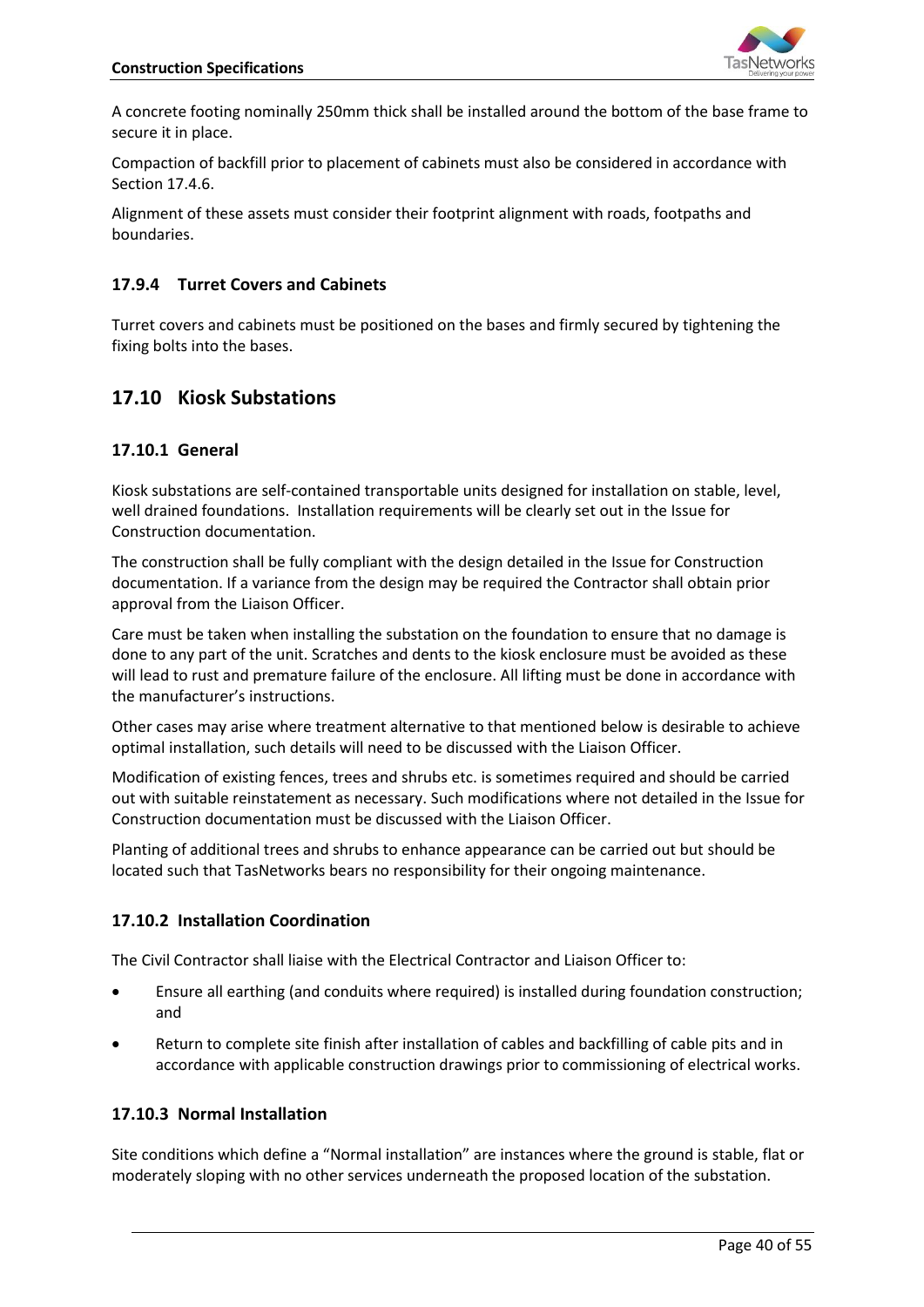A concrete footing nominally 250mm thick shall be installed around the bottom of the base frame to secure it in place.

Compaction of backfill prior to placement of cabinets must also be considered in accordance with Section 17.4.6.

Alignment of these assets must consider their footprint alignment with roads, footpaths and boundaries.

### 17.9.4 Turret Covers and Cabinets

Turret covers and cabinets must be positioned on the bases and firmly secured by tightening the fixing bolts into the bases.

## 17.10 Kiosk Substations

### 17.10.1 General

Kiosk substations are self-contained transportable units designed for installation on stable, level, well drained foundations. Installation requirements will be clearly set out in the Issue for Construction documentation.

The construction shall be fully compliant with the design detailed in the Issue for Construction documentation. If a variance from the design may be required the Contractor shall obtain prior approval from the Liaison Officer.

Care must be taken when installing the substation on the foundation to ensure that no damage is done to any part of the unit. Scratches and dents to the kiosk enclosure must be avoided as these will lead to rust and premature failure of the enclosure. All lifting must be done in accordance with the manufacturer's instructions.

Other cases may arise where treatment alternative to that mentioned below is desirable to achieve optimal installation, such details will need to be discussed with the Liaison Officer.

Modification of existing fences, trees and shrubs etc. is sometimes required and should be carried out with suitable reinstatement as necessary. Such modifications where not detailed in the Issue for Construction documentation must be discussed with the Liaison Officer.

Planting of additional trees and shrubs to enhance appearance can be carried out but should be located such that TasNetworks bears no responsibility for their ongoing maintenance.

### 17.10.2 Installation Coordination

The Civil Contractor shall liaise with the Electrical Contractor and Liaison Officer to:

- Ensure all earthing (and conduits where required) is installed during foundation construction; and
- Return to complete site finish after installation of cables and backfilling of cable pits and in accordance with applicable construction drawings prior to commissioning of electrical works.

### 17.10.3 Normal Installation

Site conditions which define a "Normal installation" are instances where the ground is stable, flat or moderately sloping with no other services underneath the proposed location of the substation.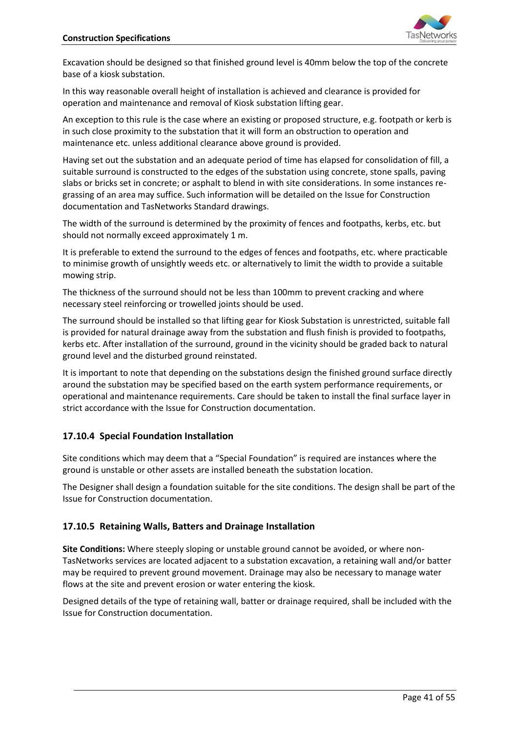Excavation should be designed so that finished ground level is 40mm below the top of the concrete base of a kiosk substation.

In this way reasonable overall height of installation is achieved and clearance is provided for operation and maintenance and removal of Kiosk substation lifting gear.

An exception to this rule is the case where an existing or proposed structure, e.g. footpath or kerb is in such close proximity to the substation that it will form an obstruction to operation and maintenance etc. unless additional clearance above ground is provided.

Having set out the substation and an adequate period of time has elapsed for consolidation of fill, a suitable surround is constructed to the edges of the substation using concrete, stone spalls, paving slabs or bricks set in concrete; or asphalt to blend in with site considerations. In some instances re-grassing of an area may suffice. Such information will be detailed on the Issue for Construction documentation and TasNetworks Standard drawings.

The width of the surround is determined by the proximity of fences and footpaths, kerbs, etc. but should not normally exceed approximately 1 m.

It is preferable to extend the surround to the edges of fences and footpaths, etc. where practicable to minimise growth of unsightly weeds etc. or alternatively to limit the width to provide a suitable mowing strip.

The thickness of the surround should not be less than 100mm to prevent cracking and where necessary steel reinforcing or trowelled joints should be used.

The surround should be installed so that lifting gear for Kiosk Substation is unrestricted, suitable fall is provided for natural drainage away from the substation and flush finish is provided to footpaths, kerbs etc. After installation of the surround, ground in the vicinity should be graded back to natural ground level and the disturbed ground reinstated.

It is important to note that depending on the substations design the finished ground surface directly around the substation may be specified based on the earth system performance requirements, or operational and maintenance requirements. Care should be taken to install the final surface layer in strict accordance with the Issue for Construction documentation.

### 17.10.4 Special Foundation Installation

Site conditions which may deem that a "Special Foundation" is required are instances where the ground is unstable or other assets are installed beneath the substation location.

The Designer shall design a foundation suitable for the site conditions. The design shall be part of the Issue for Construction documentation.

### 17.10.5 Retaining Walls, Batters and Drainage Installation

**Site Conditions:** Where steeply sloping or unstable ground cannot be avoided, or where non-TasNetworks services are located adjacent to a substation excavation, a retaining wall and/or batter may be required to prevent ground movement. Drainage may also be necessary to manage water flows at the site and prevent erosion or water entering the kiosk.

Designed details of the type of retaining wall, batter or drainage required, shall be included with the Issue for Construction documentation.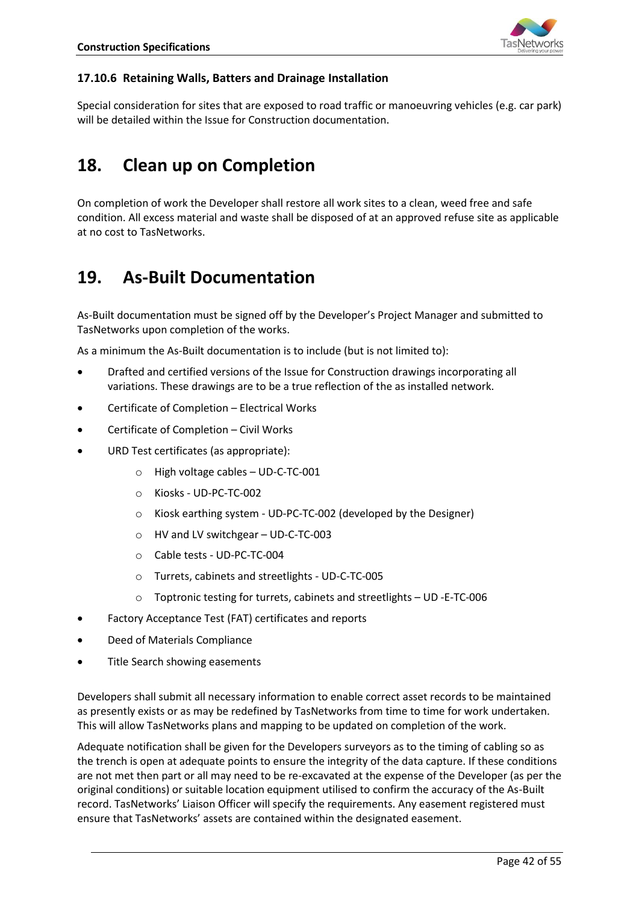### 17.10.6 Retaining Walls, Batters and Drainage Installation

Special consideration for sites that are exposed to road traffic or manoeuvring vehicles (e.g. car park) will be detailed within the Issue for Construction documentation.

# 18. Clean up on Completion

On completion of work the Developer shall restore all work sites to a clean, weed free and safe condition. All excess material and waste shall be disposed of at an approved refuse site as applicable at no cost to TasNetworks.

# 19. As-Built Documentation

As-Built documentation must be signed off by the Developer's Project Manager and submitted to TasNetworks upon completion of the works.

As a minimum the As-Built documentation is to include (but is not limited to):

- Drafted and certified versions of the Issue for Construction drawings incorporating all variations. These drawings are to be a true reflection of the as installed network.
- Certificate of Completion – Electrical Works
- Certificate of Completion – Civil Works
- URD Test certificates (as appropriate):
  - High voltage cables – UD-C-TC-001
  - Kiosks - UD-PC-TC-002
  - Kiosk earthing system - UD-PC-TC-002 (developed by the Designer)
  - HV and LV switchgear – UD-C-TC-003
  - Cable tests - UD-PC-TC-004
  - Turrets, cabinets and streetlights - UD-C-TC-005
  - Toptronic testing for turrets, cabinets and streetlights – UD -E-TC-006
- Factory Acceptance Test (FAT) certificates and reports
- Deed of Materials Compliance
- Title Search showing easements

Developers shall submit all necessary information to enable correct asset records to be maintained as presently exists or as may be redefined by TasNetworks from time to time for work undertaken. This will allow TasNetworks plans and mapping to be updated on completion of the work.

Adequate notification shall be given for the Developers surveyors as to the timing of cabling so as the trench is open at adequate points to ensure the integrity of the data capture. If these conditions are not met then part or all may need to be re-excavated at the expense of the Developer (as per the original conditions) or suitable location equipment utilised to confirm the accuracy of the As-Built record. TasNetworks' Liaison Officer will specify the requirements. Any easement registered must ensure that TasNetworks' assets are contained within the designated easement.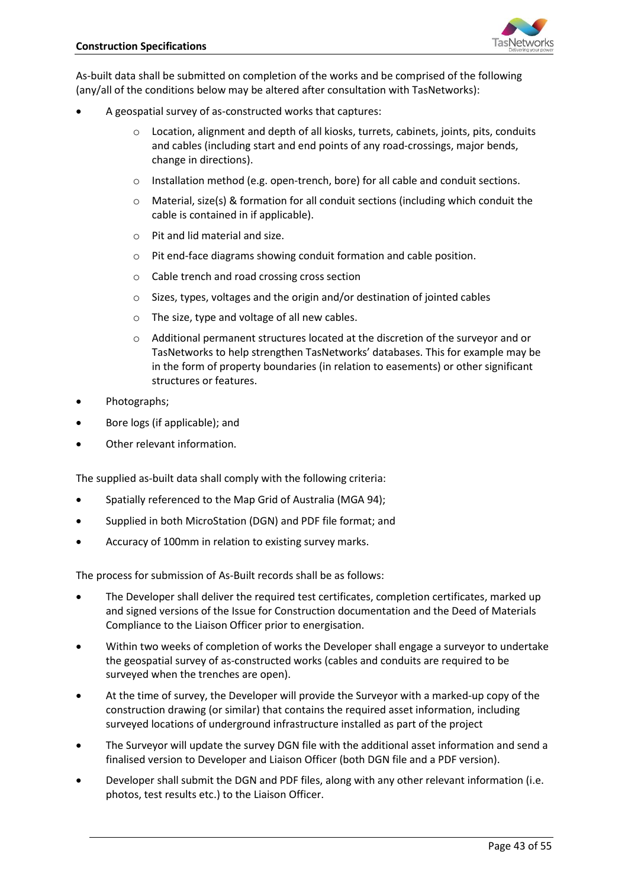As-built data shall be submitted on completion of the works and be comprised of the following (any/all of the conditions below may be altered after consultation with TasNetworks):

- A geospatial survey of as-constructed works that captures:
    - Location, alignment and depth of all kiosks, turrets, cabinets, joints, pits, conduits and cables (including start and end points of any road-crossings, major bends, change in directions).
    - Installation method (e.g. open-trench, bore) for all cable and conduit sections.
    - Material, size(s) & formation for all conduit sections (including which conduit the cable is contained in if applicable).
    - Pit and lid material and size.
    - Pit end-face diagrams showing conduit formation and cable position.
    - Cable trench and road crossing cross section
    - Sizes, types, voltages and the origin and/or destination of jointed cables
    - The size, type and voltage of all new cables.
    - Additional permanent structures located at the discretion of the surveyor and or TasNetworks to help strengthen TasNetworks' databases. This for example may be in the form of property boundaries (in relation to easements) or other significant structures or features.
- Photographs;
- Bore logs (if applicable); and
- Other relevant information.

The supplied as-built data shall comply with the following criteria:

- Spatially referenced to the Map Grid of Australia (MGA 94);
- Supplied in both MicroStation (DGN) and PDF file format; and
- Accuracy of 100mm in relation to existing survey marks.

The process for submission of As-Built records shall be as follows:

- The Developer shall deliver the required test certificates, completion certificates, marked up and signed versions of the Issue for Construction documentation and the Deed of Materials Compliance to the Liaison Officer prior to energisation.
- Within two weeks of completion of works the Developer shall engage a surveyor to undertake the geospatial survey of as-constructed works (cables and conduits are required to be surveyed when the trenches are open).
- At the time of survey, the Developer will provide the Surveyor with a marked-up copy of the construction drawing (or similar) that contains the required asset information, including surveyed locations of underground infrastructure installed as part of the project
- The Surveyor will update the survey DGN file with the additional asset information and send a finalised version to Developer and Liaison Officer (both DGN file and a PDF version).
- Developer shall submit the DGN and PDF files, along with any other relevant information (i.e. photos, test results etc.) to the Liaison Officer.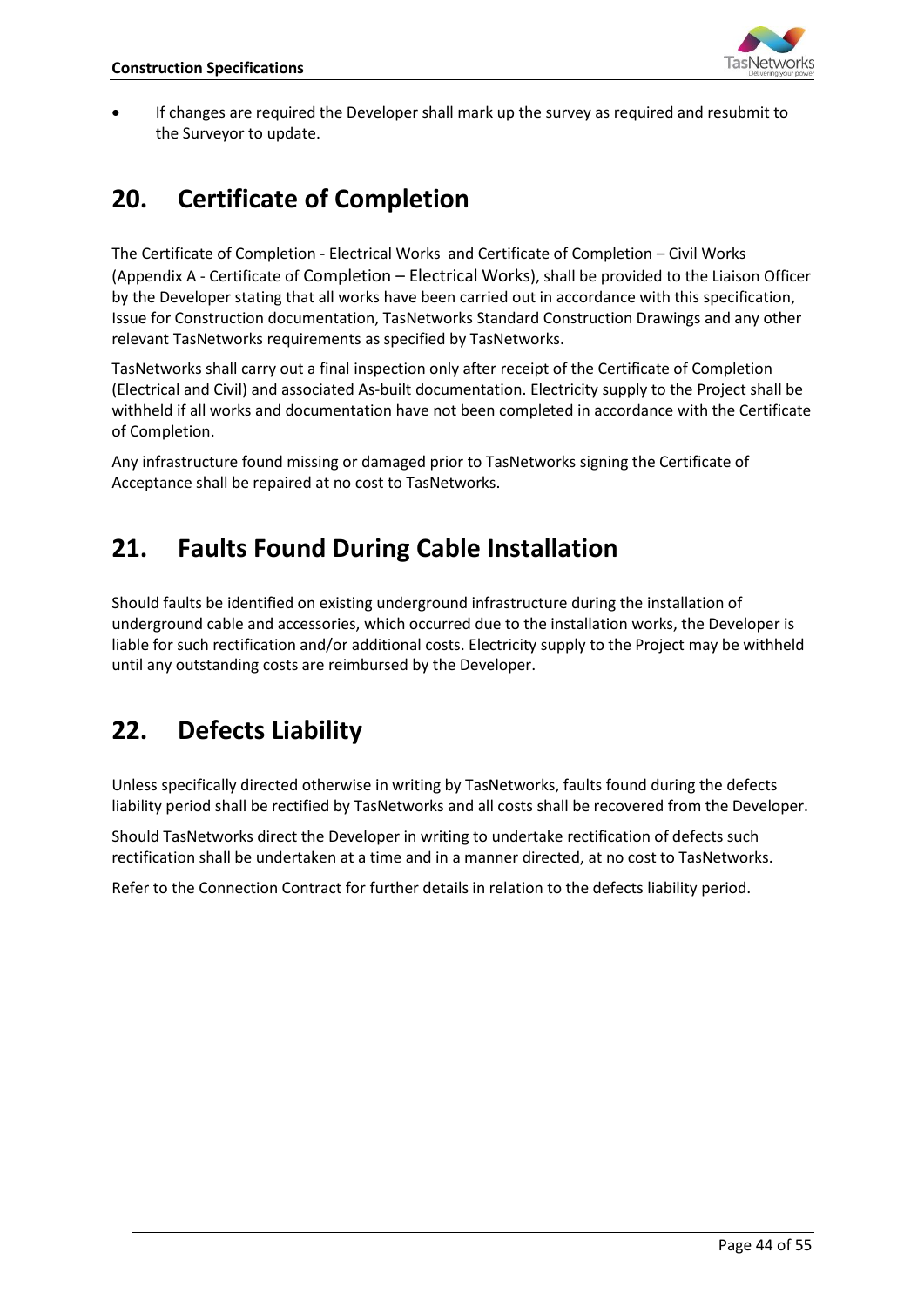- If changes are required the Developer shall mark up the survey as required and resubmit to the Surveyor to update.

## 20. Certificate of Completion

The Certificate of Completion - Electrical Works and Certificate of Completion – Civil Works (Appendix A - Certificate of Completion – Electrical Works), shall be provided to the Liaison Officer by the Developer stating that all works have been carried out in accordance with this specification, Issue for Construction documentation, TasNetworks Standard Construction Drawings and any other relevant TasNetworks requirements as specified by TasNetworks.

TasNetworks shall carry out a final inspection only after receipt of the Certificate of Completion (Electrical and Civil) and associated As-built documentation. Electricity supply to the Project shall be withheld if all works and documentation have not been completed in accordance with the Certificate of Completion.

Any infrastructure found missing or damaged prior to TasNetworks signing the Certificate of Acceptance shall be repaired at no cost to TasNetworks.

## 21. Faults Found During Cable Installation

Should faults be identified on existing underground infrastructure during the installation of underground cable and accessories, which occurred due to the installation works, the Developer is liable for such rectification and/or additional costs. Electricity supply to the Project may be withheld until any outstanding costs are reimbursed by the Developer.

## 22. Defects Liability

Unless specifically directed otherwise in writing by TasNetworks, faults found during the defects liability period shall be rectified by TasNetworks and all costs shall be recovered from the Developer.

Should TasNetworks direct the Developer in writing to undertake rectification of defects such rectification shall be undertaken at a time and in a manner directed, at no cost to TasNetworks.

Refer to the Connection Contract for further details in relation to the defects liability period.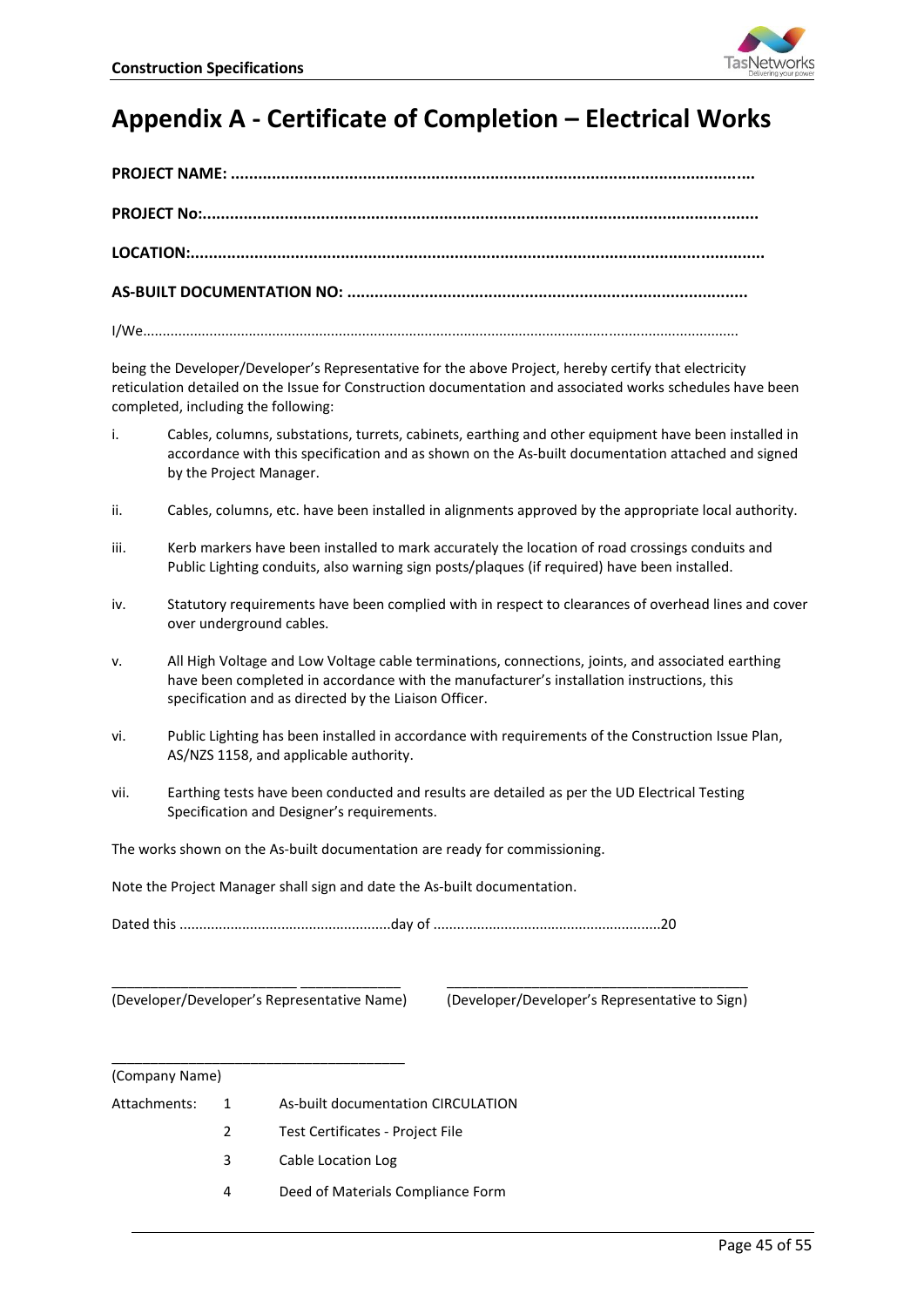# Appendix A - Certificate of Completion – Electrical Works

**PROJECT NAME: ................................................................................................................**

**PROJECT No:.........................................................................................................................**

**LOCATION:.............................................................................................................................**

**AS-BUILT DOCUMENTATION NO: .......................................................................................**

I/We.....................................................................................................................................................

being the Developer/Developer's Representative for the above Project, hereby certify that electricity reticulation detailed on the Issue for Construction documentation and associated works schedules have been completed, including the following:

i. Cables, columns, substations, turrets, cabinets, earthing and other equipment have been installed in accordance with this specification and as shown on the As-built documentation attached and signed by the Project Manager.

ii. Cables, columns, etc. have been installed in alignments approved by the appropriate local authority.

iii. Kerb markers have been installed to mark accurately the location of road crossings conduits and Public Lighting conduits, also warning sign posts/plaques (if required) have been installed.

iv. Statutory requirements have been complied with in respect to clearances of overhead lines and cover over underground cables.

v. All High Voltage and Low Voltage cable terminations, connections, joints, and associated earthing have been completed in accordance with the manufacturer's installation instructions, this specification and as directed by the Liaison Officer.

vi. Public Lighting has been installed in accordance with requirements of the Construction Issue Plan, AS/NZS 1158, and applicable authority.

vii. Earthing tests have been conducted and results are detailed as per the UD Electrical Testing Specification and Designer's requirements.

The works shown on the As-built documentation are ready for commissioning.

Note the Project Manager shall sign and date the As-built documentation.

Dated this .....................................................day of .........................................................20

\_\_\_\_\_\_\_\_\_\_\_\_\_\_\_\_\_\_\_\_\_\_\_\_\_\_\_\_\_\_\_\_\_\_\_\_\_\_ (Developer/Developer's Representative Name)

\_\_\_\_\_\_\_\_\_\_\_\_\_\_\_\_\_\_\_\_\_\_\_\_\_\_\_\_\_\_\_\_\_\_\_\_\_\_ (Developer/Developer's Representative to Sign)

\_\_\_\_\_\_\_\_\_\_\_\_\_\_\_\_\_\_\_\_\_\_\_\_\_\_\_\_\_\_\_\_\_\_\_\_\_\_ (Company Name)

Attachments:

1. As-built documentation CIRCULATION
2. Test Certificates - Project File
3. Cable Location Log
4. Deed of Materials Compliance Form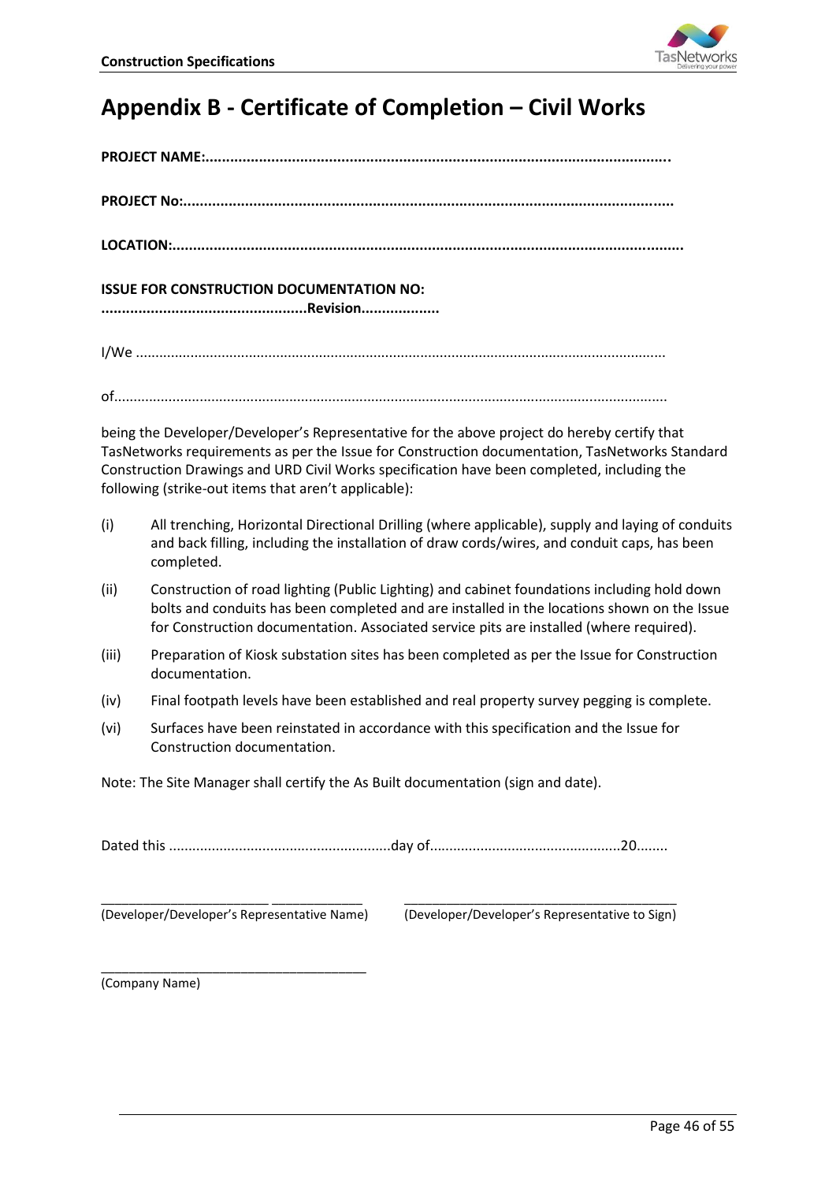# Appendix B - Certificate of Completion – Civil Works

**PROJECT NAME:..............................................................................................................**

**PROJECT No:.....................................................................................................................**

**LOCATION:..........................................................................................................................**

**ISSUE FOR CONSTRUCTION DOCUMENTATION NO:**
**.................................................Revision..................**

I/We .....................................................................................................................................

of...........................................................................................................................................

being the Developer/Developer's Representative for the above project do hereby certify that TasNetworks requirements as per the Issue for Construction documentation, TasNetworks Standard Construction Drawings and URD Civil Works specification have been completed, including the following (strike-out items that aren't applicable):

(i) All trenching, Horizontal Directional Drilling (where applicable), supply and laying of conduits and back filling, including the installation of draw cords/wires, and conduit caps, has been completed.

(ii) Construction of road lighting (Public Lighting) and cabinet foundations including hold down bolts and conduits has been completed and are installed in the locations shown on the Issue for Construction documentation. Associated service pits are installed (where required).

(iii) Preparation of Kiosk substation sites has been completed as per the Issue for Construction documentation.

(iv) Final footpath levels have been established and real property survey pegging is complete.

(vi) Surfaces have been reinstated in accordance with this specification and the Issue for Construction documentation.

Note: The Site Manager shall certify the As Built documentation (sign and date).

Dated this .........................................................day of................................................20........

_______________________________________ _______________________________________
(Developer/Developer's Representative Name) (Developer/Developer's Representative to Sign)

_______________________________________
(Company Name)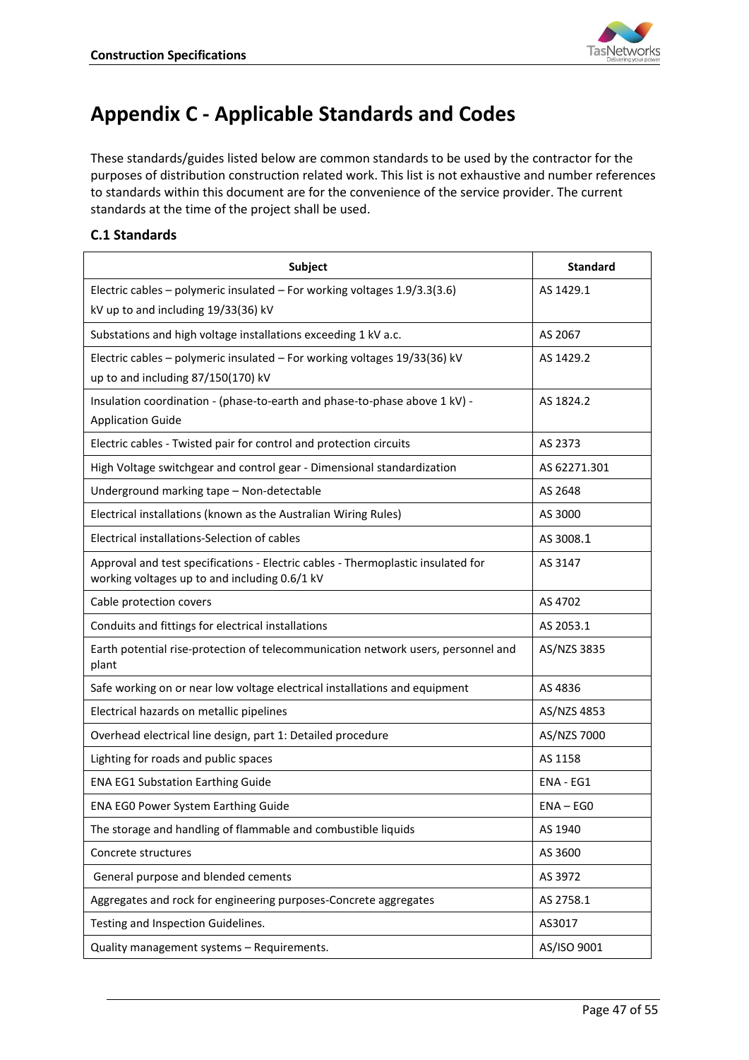# Appendix C - Applicable Standards and Codes

These standards/guides listed below are common standards to be used by the contractor for the purposes of distribution construction related work. This list is not exhaustive and number references to standards within this document are for the convenience of the service provider. The current standards at the time of the project shall be used.

## C.1 Standards

| Subject | Standard |
|---|---|
| Electric cables – polymeric insulated – For working voltages 1.9/3.3(3.6) kV up to and including 19/33(36) kV | AS 1429.1 |
| Substations and high voltage installations exceeding 1 kV a.c. | AS 2067 |
| Electric cables – polymeric insulated – For working voltages 19/33(36) kV up to and including 87/150(170) kV | AS 1429.2 |
| Insulation coordination - (phase-to-earth and phase-to-phase above 1 kV) - Application Guide | AS 1824.2 |
| Electric cables - Twisted pair for control and protection circuits | AS 2373 |
| High Voltage switchgear and control gear - Dimensional standardization | AS 62271.301 |
| Underground marking tape – Non-detectable | AS 2648 |
| Electrical installations (known as the Australian Wiring Rules) | AS 3000 |
| Electrical installations-Selection of cables | AS 3008.1 |
| Approval and test specifications - Electric cables - Thermoplastic insulated for working voltages up to and including 0.6/1 kV | AS 3147 |
| Cable protection covers | AS 4702 |
| Conduits and fittings for electrical installations | AS 2053.1 |
| Earth potential rise-protection of telecommunication network users, personnel and plant | AS/NZS 3835 |
| Safe working on or near low voltage electrical installations and equipment | AS 4836 |
| Electrical hazards on metallic pipelines | AS/NZS 4853 |
| Overhead electrical line design, part 1: Detailed procedure | AS/NZS 7000 |
| Lighting for roads and public spaces | AS 1158 |
| ENA EG1 Substation Earthing Guide | ENA - EG1 |
| ENA EG0 Power System Earthing Guide | ENA – EG0 |
| The storage and handling of flammable and combustible liquids | AS 1940 |
| Concrete structures | AS 3600 |
| General purpose and blended cements | AS 3972 |
| Aggregates and rock for engineering purposes-Concrete aggregates | AS 2758.1 |
| Testing and Inspection Guidelines. | AS3017 |
| Quality management systems – Requirements. | AS/ISO 9001 |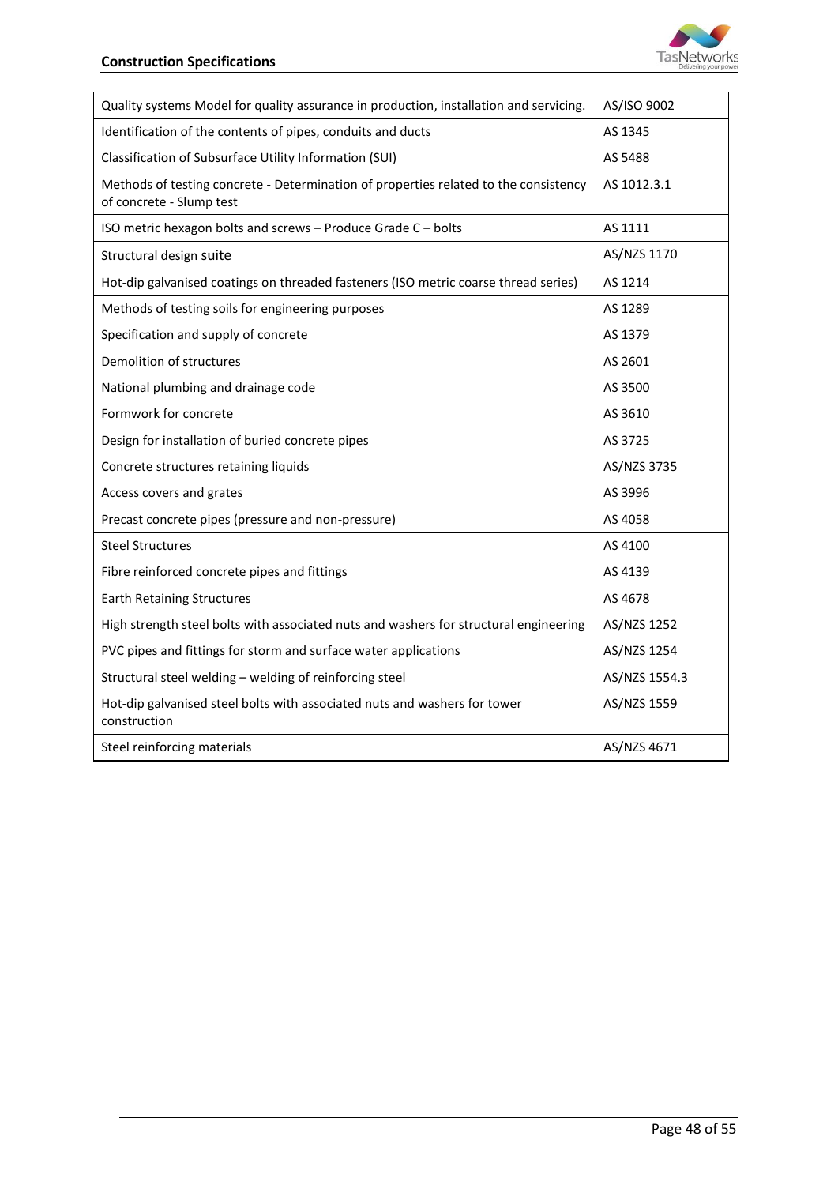| Quality systems Model for quality assurance in production, installation and servicing. | AS/ISO 9002 |
|---|---|
| Identification of the contents of pipes, conduits and ducts | AS 1345 |
| Classification of Subsurface Utility Information (SUI) | AS 5488 |
| Methods of testing concrete - Determination of properties related to the consistency of concrete - Slump test | AS 1012.3.1 |
| ISO metric hexagon bolts and screws – Produce Grade C – bolts | AS 1111 |
| Structural design suite | AS/NZS 1170 |
| Hot-dip galvanised coatings on threaded fasteners (ISO metric coarse thread series) | AS 1214 |
| Methods of testing soils for engineering purposes | AS 1289 |
| Specification and supply of concrete | AS 1379 |
| Demolition of structures | AS 2601 |
| National plumbing and drainage code | AS 3500 |
| Formwork for concrete | AS 3610 |
| Design for installation of buried concrete pipes | AS 3725 |
| Concrete structures retaining liquids | AS/NZS 3735 |
| Access covers and grates | AS 3996 |
| Precast concrete pipes (pressure and non-pressure) | AS 4058 |
| Steel Structures | AS 4100 |
| Fibre reinforced concrete pipes and fittings | AS 4139 |
| Earth Retaining Structures | AS 4678 |
| High strength steel bolts with associated nuts and washers for structural engineering | AS/NZS 1252 |
| PVC pipes and fittings for storm and surface water applications | AS/NZS 1254 |
| Structural steel welding – welding of reinforcing steel | AS/NZS 1554.3 |
| Hot-dip galvanised steel bolts with associated nuts and washers for tower construction | AS/NZS 1559 |
| Steel reinforcing materials | AS/NZS 4671 |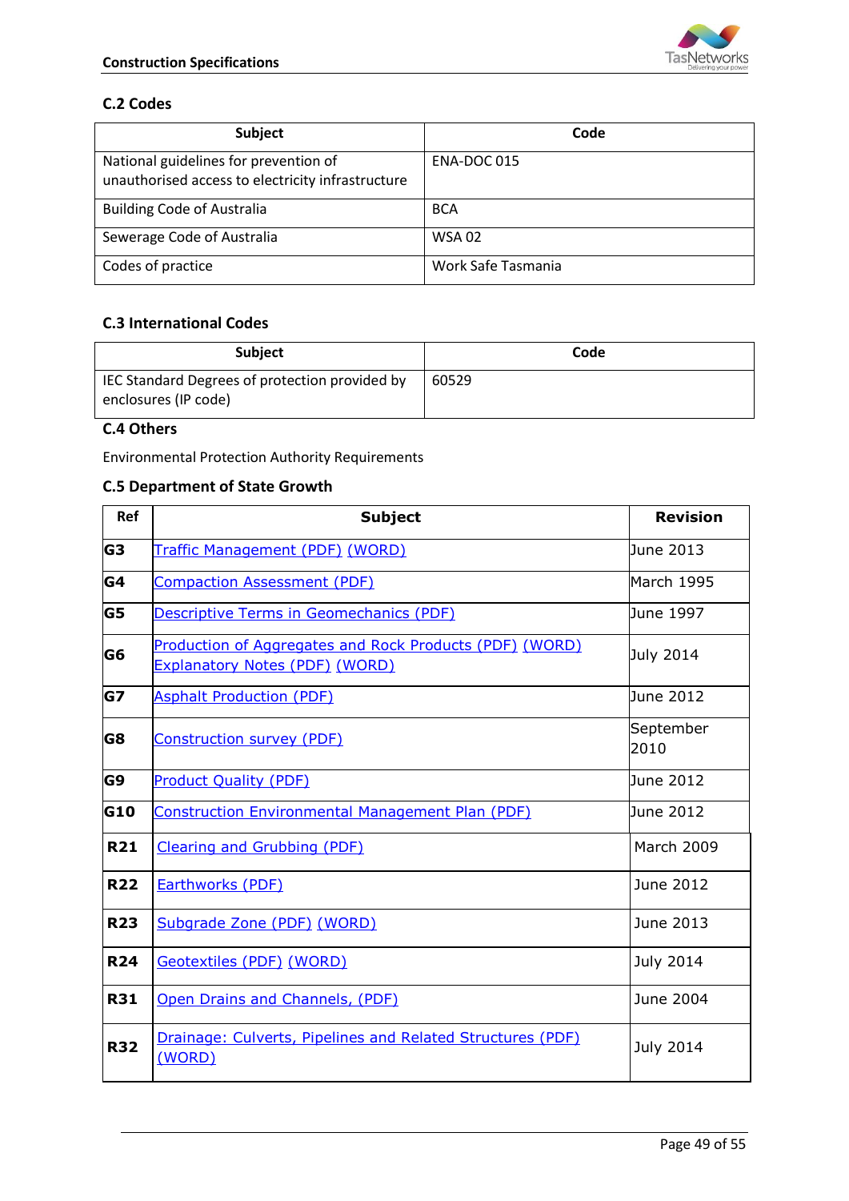## C.2 Codes

| Subject | Code |
|---|---|
| National guidelines for prevention of unauthorised access to electricity infrastructure | ENA-DOC 015 |
| Building Code of Australia | BCA |
| Sewerage Code of Australia | WSA 02 |
| Codes of practice | Work Safe Tasmania |

## C.3 International Codes

| Subject | Code |
|---|---|
| IEC Standard Degrees of protection provided by enclosures (IP code) | 60529 |

## C.4 Others

Environmental Protection Authority Requirements

## C.5 Department of State Growth

| Ref | Subject | Revision |
|---|---|---|
| G3 | Traffic Management (PDF) (WORD) | June 2013 |
| G4 | Compaction Assessment (PDF) | March 1995 |
| G5 | Descriptive Terms in Geomechanics (PDF) | June 1997 |
| G6 | Production of Aggregates and Rock Products (PDF) (WORD) Explanatory Notes (PDF) (WORD) | July 2014 |
| G7 | Asphalt Production (PDF) | June 2012 |
| G8 | Construction survey (PDF) | September 2010 |
| G9 | Product Quality (PDF) | June 2012 |
| G10 | Construction Environmental Management Plan (PDF) | June 2012 |
| R21 | Clearing and Grubbing (PDF) | March 2009 |
| R22 | Earthworks (PDF) | June 2012 |
| R23 | Subgrade Zone (PDF) (WORD) | June 2013 |
| R24 | Geotextiles (PDF) (WORD) | July 2014 |
| R31 | Open Drains and Channels, (PDF) | June 2004 |
| R32 | Drainage: Culverts, Pipelines and Related Structures (PDF) (WORD) | July 2014 |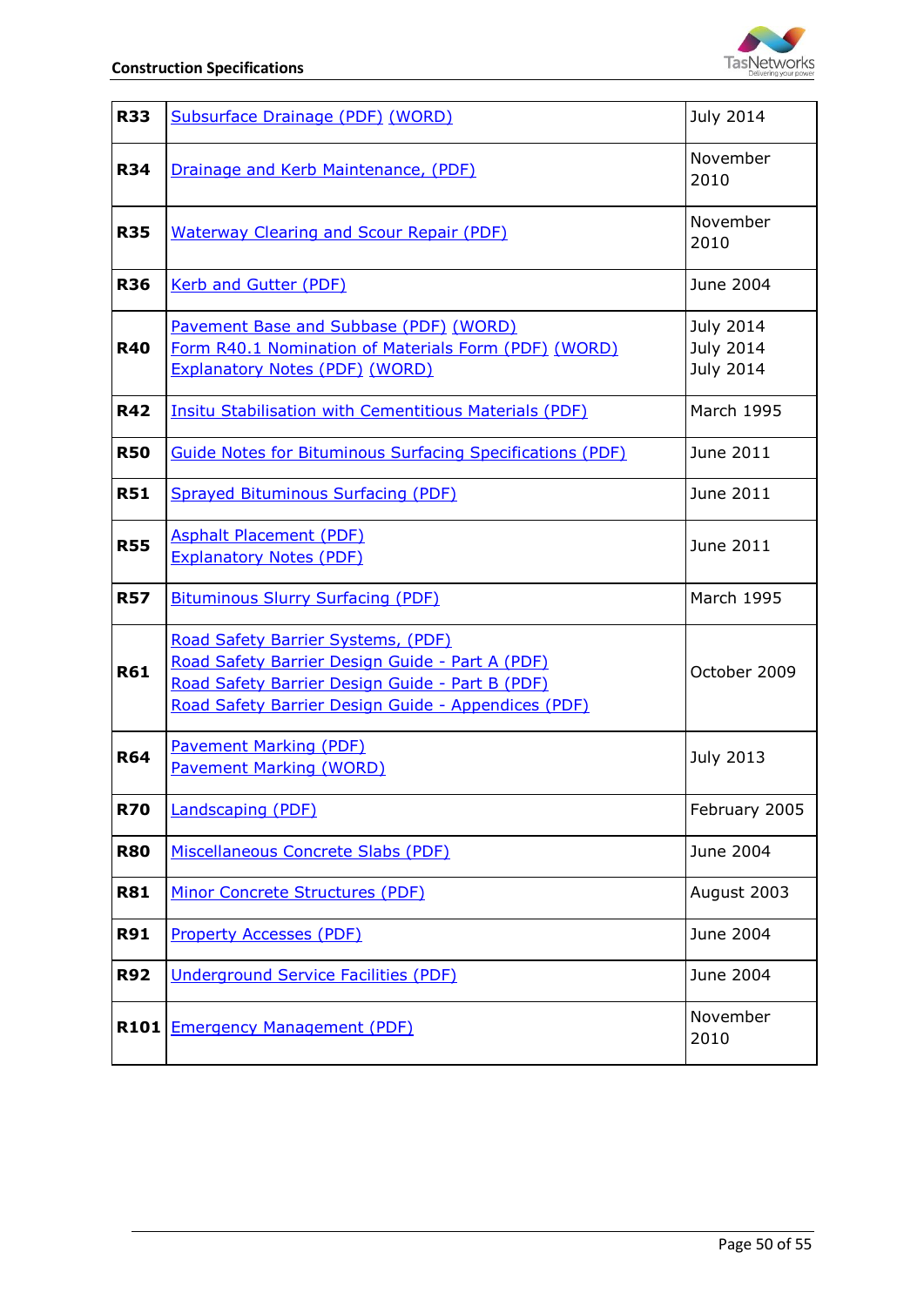| **R33** | Subsurface Drainage (PDF) (WORD) | July 2014 |
|---|---|---|
| **R34** | Drainage and Kerb Maintenance, (PDF) | November 2010 |
| **R35** | Waterway Clearing and Scour Repair (PDF) | November 2010 |
| **R36** | Kerb and Gutter (PDF) | June 2004 |
| **R40** | Pavement Base and Subbase (PDF) (WORD)<br>Form R40.1 Nomination of Materials Form (PDF) (WORD)<br>Explanatory Notes (PDF) (WORD) | July 2014<br>July 2014<br>July 2014 |
| **R42** | Insitu Stabilisation with Cementitious Materials (PDF) | March 1995 |
| **R50** | Guide Notes for Bituminous Surfacing Specifications (PDF) | June 2011 |
| **R51** | Sprayed Bituminous Surfacing (PDF) | June 2011 |
| **R55** | Asphalt Placement (PDF)<br>Explanatory Notes (PDF) | June 2011 |
| **R57** | Bituminous Slurry Surfacing (PDF) | March 1995 |
| **R61** | Road Safety Barrier Systems, (PDF)<br>Road Safety Barrier Design Guide - Part A (PDF)<br>Road Safety Barrier Design Guide - Part B (PDF)<br>Road Safety Barrier Design Guide - Appendices (PDF) | October 2009 |
| **R64** | Pavement Marking (PDF)<br>Pavement Marking (WORD) | July 2013 |
| **R70** | Landscaping (PDF) | February 2005 |
| **R80** | Miscellaneous Concrete Slabs (PDF) | June 2004 |
| **R81** | Minor Concrete Structures (PDF) | August 2003 |
| **R91** | Property Accesses (PDF) | June 2004 |
| **R92** | Underground Service Facilities (PDF) | June 2004 |
| **R101** | Emergency Management (PDF) | November 2010 |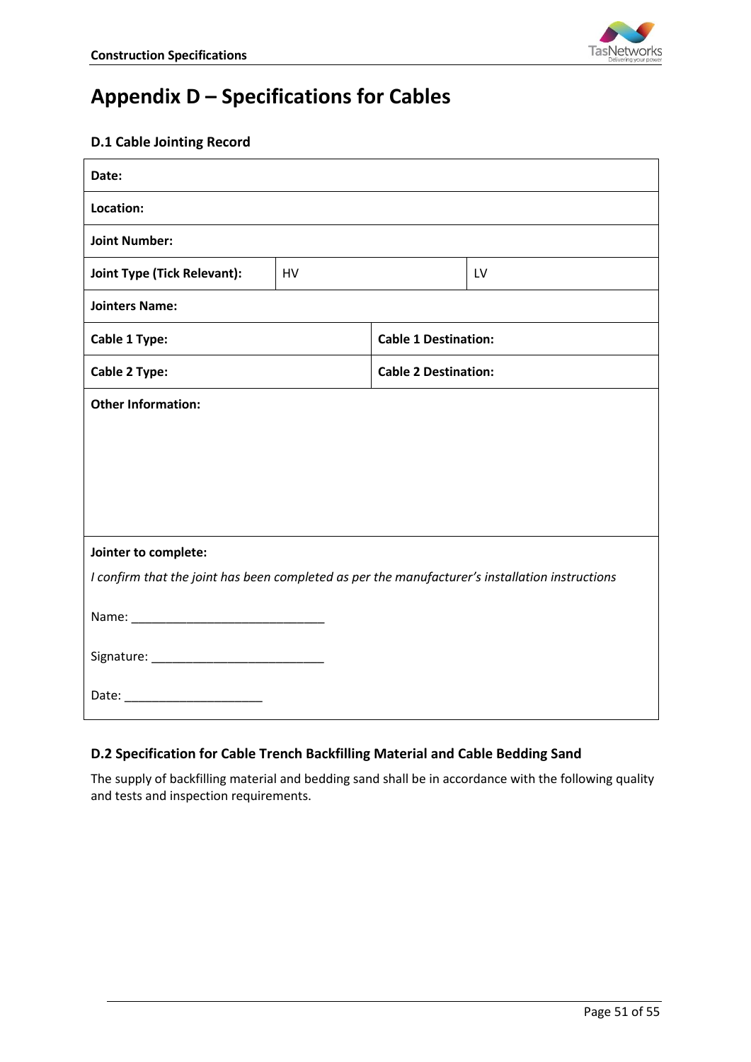# Appendix D – Specifications for Cables

### D.1 Cable Jointing Record

| **Date:** | | | |
|---|---|---|---|
| **Location:** | | | |
| **Joint Number:** | | | |
| **Joint Type (Tick Relevant):** | HV | | LV |
| **Jointers Name:** | | | |
| **Cable 1 Type:** | | **Cable 1 Destination:** | |
| **Cable 2 Type:** | | **Cable 2 Destination:** | |
| **Other Information:** | | | |
| **Jointer to complete:** *I confirm that the joint has been completed as per the manufacturer's installation instructions* Name: ____________________________ Signature: __________________________ Date: ____________________ | | | |

### D.2 Specification for Cable Trench Backfilling Material and Cable Bedding Sand

The supply of backfilling material and bedding sand shall be in accordance with the following quality and tests and inspection requirements.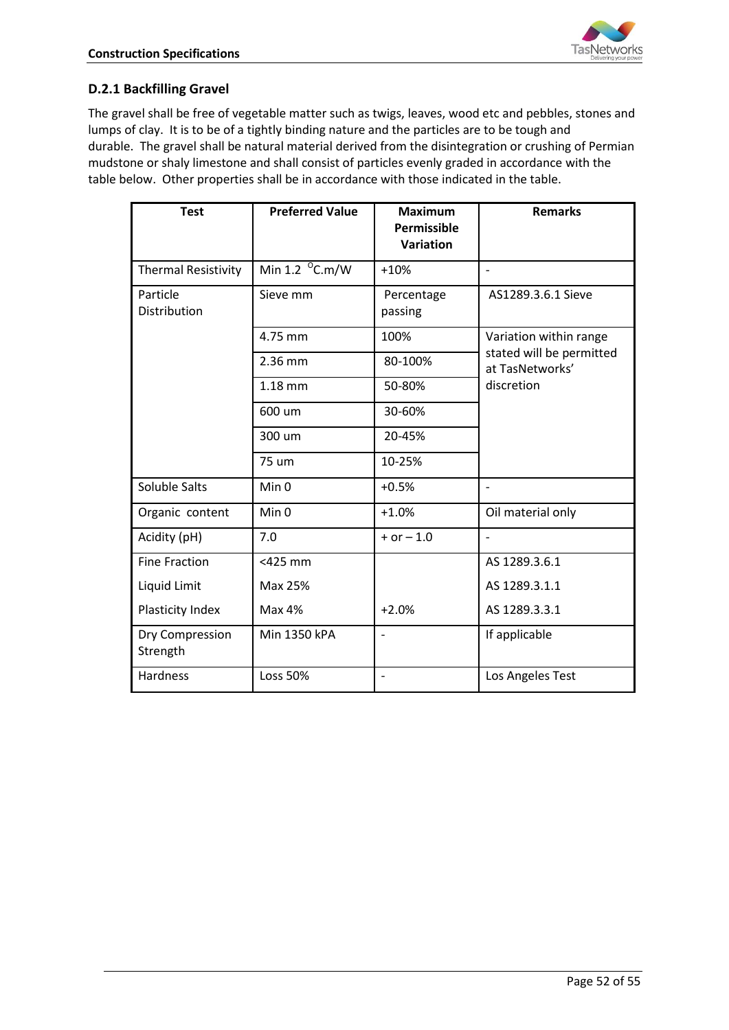### D.2.1 Backfilling Gravel

The gravel shall be free of vegetable matter such as twigs, leaves, wood etc and pebbles, stones and lumps of clay. It is to be of a tightly binding nature and the particles are to be tough and durable. The gravel shall be natural material derived from the disintegration or crushing of Permian mudstone or shaly limestone and shall consist of particles evenly graded in accordance with the table below. Other properties shall be in accordance with those indicated in the table.

| Test | Preferred Value | Maximum Permissible Variation | Remarks |
|---|---|---|---|
| Thermal Resistivity | Min 1.2 $^{0}$C.m/W | +10% | - |
| Particle Distribution | Sieve mm | Percentage passing | AS1289.3.6.1 Sieve |
| | 4.75 mm | 100% | Variation within range stated will be permitted at TasNetworks' discretion |
| | 2.36 mm | 80-100% | |
| | 1.18 mm | 50-80% | |
| | 600 um | 30-60% | |
| | 300 um | 20-45% | |
| | 75 um | 10-25% | |
| Soluble Salts | Min 0 | +0.5% | - |
| Organic content | Min 0 | +1.0% | Oil material only |
| Acidity (pH) | 7.0 | + or – 1.0 | - |
| Fine Fraction | <425 mm | | AS 1289.3.6.1 |
| Liquid Limit | Max 25% | | AS 1289.3.1.1 |
| Plasticity Index | Max 4% | +2.0% | AS 1289.3.3.1 |
| Dry Compression Strength | Min 1350 kPA | - | If applicable |
| Hardness | Loss 50% | - | Los Angeles Test |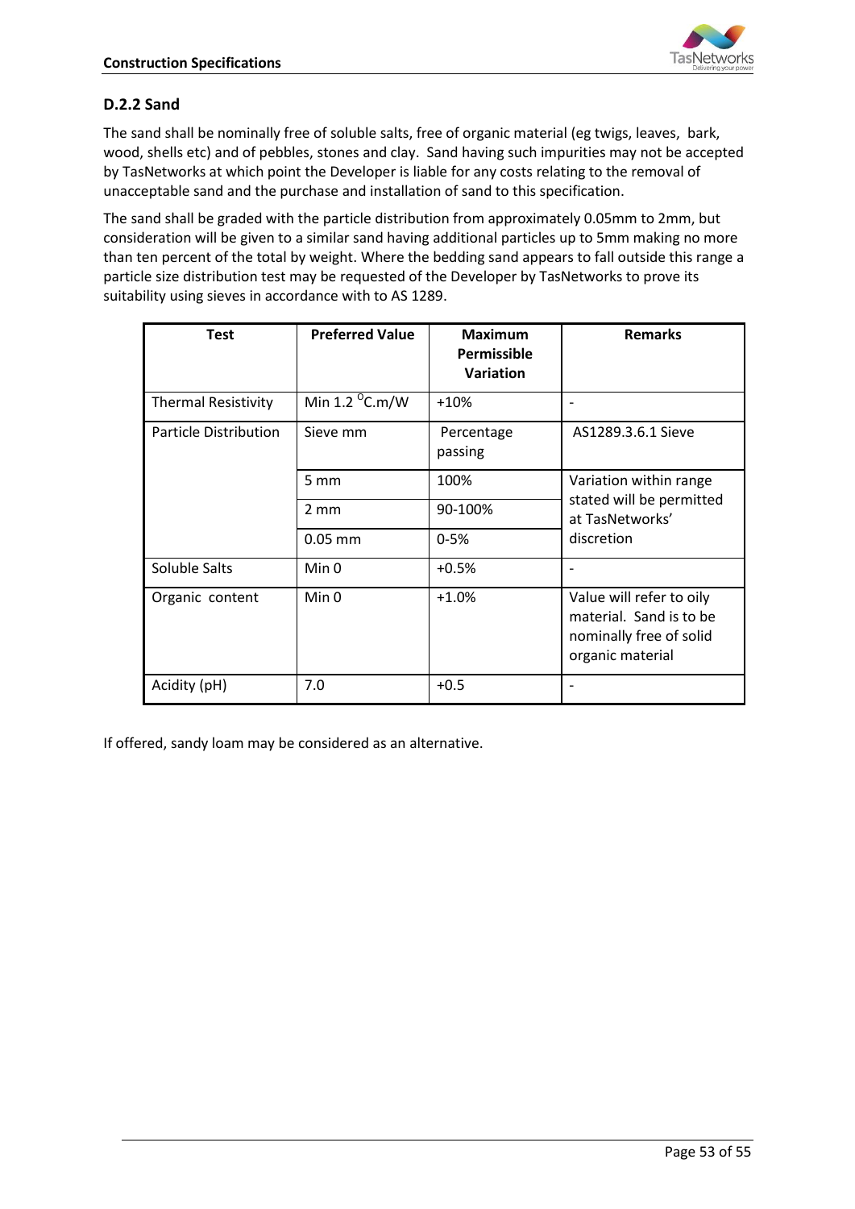### D.2.2 Sand

The sand shall be nominally free of soluble salts, free of organic material (eg twigs, leaves, bark, wood, shells etc) and of pebbles, stones and clay. Sand having such impurities may not be accepted by TasNetworks at which point the Developer is liable for any costs relating to the removal of unacceptable sand and the purchase and installation of sand to this specification.

The sand shall be graded with the particle distribution from approximately 0.05mm to 2mm, but consideration will be given to a similar sand having additional particles up to 5mm making no more than ten percent of the total by weight. Where the bedding sand appears to fall outside this range a particle size distribution test may be requested of the Developer by TasNetworks to prove its suitability using sieves in accordance with to AS 1289.

| Test | Preferred Value | Maximum Permissible Variation | Remarks |
|---|---|---|---|
| Thermal Resistivity | Min 1.2 $^{O}$C.m/W | +10% | - |
| Particle Distribution | Sieve mm | Percentage passing | AS1289.3.6.1 Sieve |
| | 5 mm | 100% | Variation within range stated will be permitted at TasNetworks' discretion |
| | 2 mm | 90-100% | |
| | 0.05 mm | 0-5% | |
| Soluble Salts | Min 0 | +0.5% | - |
| Organic content | Min 0 | +1.0% | Value will refer to oily material. Sand is to be nominally free of solid organic material |
| Acidity (pH) | 7.0 | +0.5 | - |

If offered, sandy loam may be considered as an alternative.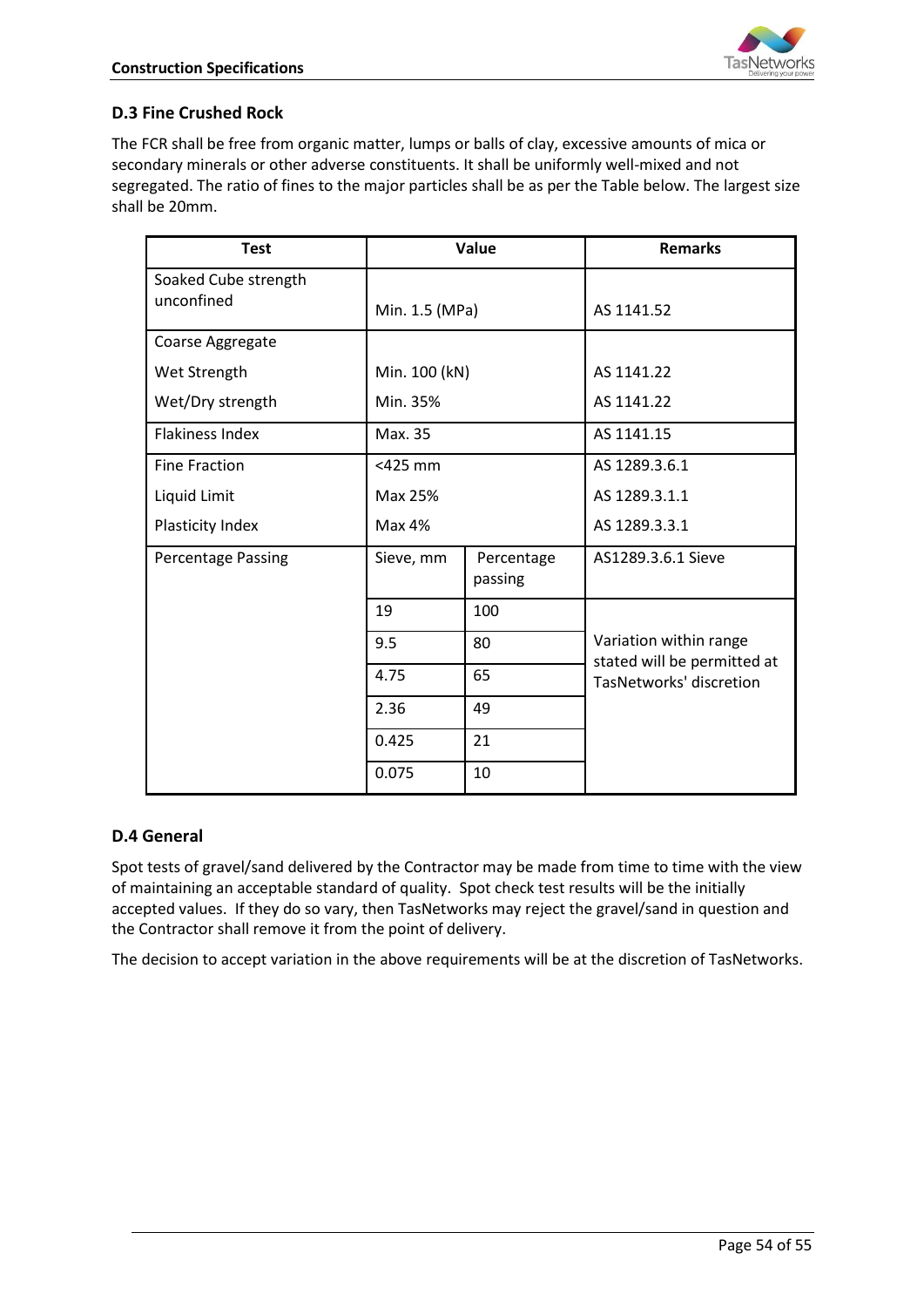### D.3 Fine Crushed Rock

The FCR shall be free from organic matter, lumps or balls of clay, excessive amounts of mica or secondary minerals or other adverse constituents. It shall be uniformly well-mixed and not segregated. The ratio of fines to the major particles shall be as per the Table below. The largest size shall be 20mm.

| Test | Value | | Remarks |
|---|---|---|---|
| Soaked Cube strength unconfined | Min. 1.5 (MPa) | | AS 1141.52 |
| Coarse Aggregate<br>Wet Strength<br>Wet/Dry strength | <br>Min. 100 (kN)<br>Min. 35% | | <br>AS 1141.22<br>AS 1141.22 |
| Flakiness Index | Max. 35 | | AS 1141.15 |
| Fine Fraction<br>Liquid Limit<br>Plasticity Index | <425 mm<br>Max 25%<br>Max 4% | | AS 1289.3.6.1<br>AS 1289.3.1.1<br>AS 1289.3.3.1 |
| Percentage Passing | Sieve, mm | Percentage passing | AS1289.3.6.1 Sieve |
| | 19 | 100 | Variation within range stated will be permitted at TasNetworks' discretion |
| | 9.5 | 80 | |
| | 4.75 | 65 | |
| | 2.36 | 49 | |
| | 0.425 | 21 | |
| | 0.075 | 10 | |

### D.4 General

Spot tests of gravel/sand delivered by the Contractor may be made from time to time with the view of maintaining an acceptable standard of quality. Spot check test results will be the initially accepted values. If they do so vary, then TasNetworks may reject the gravel/sand in question and the Contractor shall remove it from the point of delivery.

The decision to accept variation in the above requirements will be at the discretion of TasNetworks.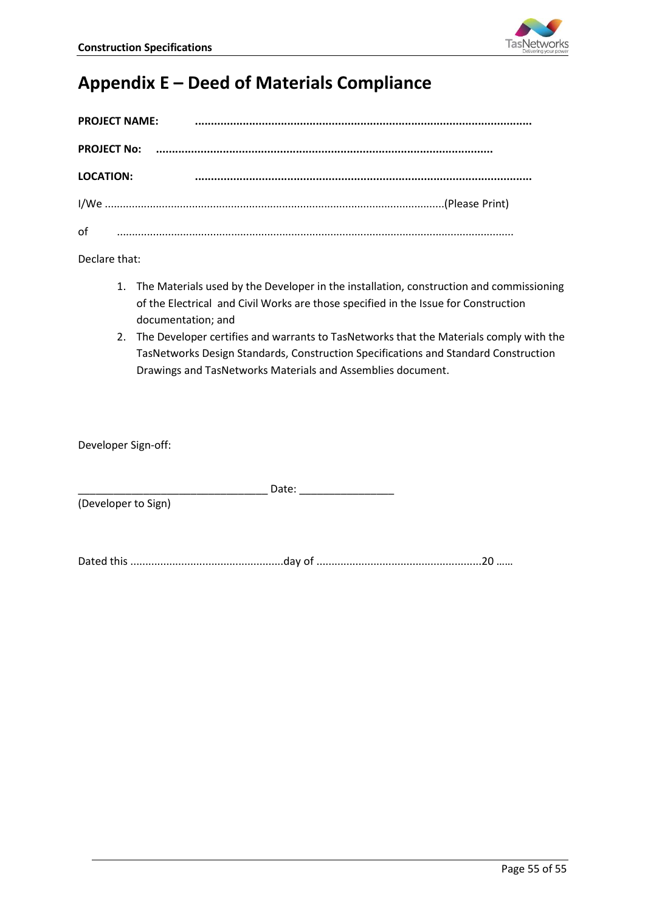# Appendix E – Deed of Materials Compliance

**PROJECT NAME:** ........................................................................................................

**PROJECT No:** ........................................................................................................

**LOCATION:** ........................................................................................................

I/We ...............................................................................................................(Please Print)

of ..................................................................................................................................

Declare that:

1. The Materials used by the Developer in the installation, construction and commissioning of the Electrical and Civil Works are those specified in the Issue for Construction documentation; and
2. The Developer certifies and warrants to TasNetworks that the Materials comply with the TasNetworks Design Standards, Construction Specifications and Standard Construction Drawings and TasNetworks Materials and Assemblies document.

Developer Sign-off:

_______________________________ Date: ________________

(Developer to Sign)

Dated this ..................................................day of ......................................................20 ……